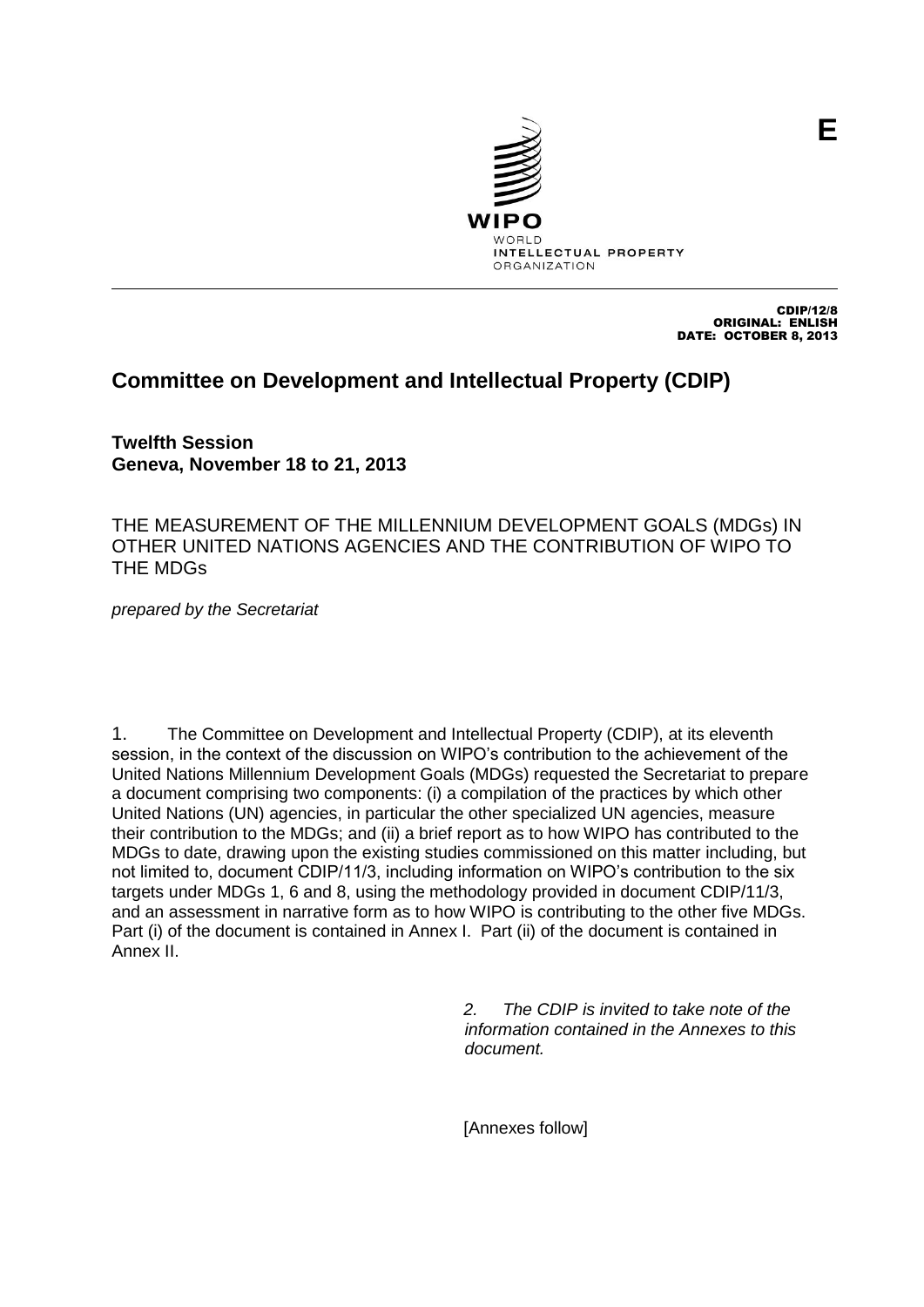E

WIPO
WORLD
INTELLECTUAL PROPERTY
ORGANIZATION

CDIP/12/8
ORIGINAL: ENLISH
DATE: OCTOBER 8, 2013

# Committee on Development and Intellectual Property (CDIP)

**Twelfth Session**
**Geneva, November 18 to 21, 2013**

THE MEASUREMENT OF THE MILLENNIUM DEVELOPMENT GOALS (MDGs) IN OTHER UNITED NATIONS AGENCIES AND THE CONTRIBUTION OF WIPO TO THE MDGs

*prepared by the Secretariat*

1. The Committee on Development and Intellectual Property (CDIP), at its eleventh session, in the context of the discussion on WIPO's contribution to the achievement of the United Nations Millennium Development Goals (MDGs) requested the Secretariat to prepare a document comprising two components: (i) a compilation of the practices by which other United Nations (UN) agencies, in particular the other specialized UN agencies, measure their contribution to the MDGs; and (ii) a brief report as to how WIPO has contributed to the MDGs to date, drawing upon the existing studies commissioned on this matter including, but not limited to, document CDIP/11/3, including information on WIPO's contribution to the six targets under MDGs 1, 6 and 8, using the methodology provided in document CDIP/11/3, and an assessment in narrative form as to how WIPO is contributing to the other five MDGs. Part (i) of the document is contained in Annex I. Part (ii) of the document is contained in Annex II.

*2. The CDIP is invited to take note of the information contained in the Annexes to this document.*

[Annexes follow]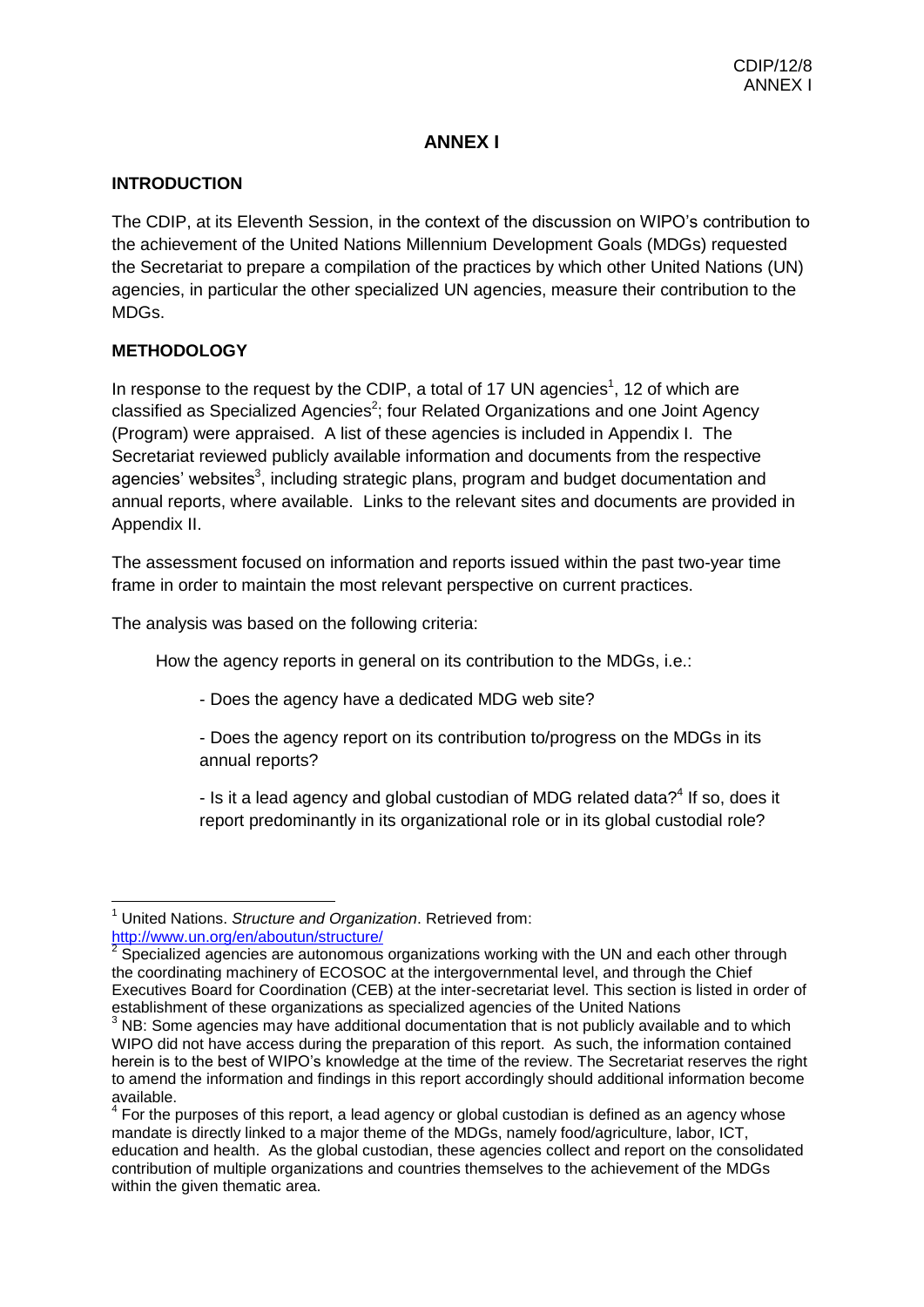## ANNEX I

### INTRODUCTION

The CDIP, at its Eleventh Session, in the context of the discussion on WIPO's contribution to the achievement of the United Nations Millennium Development Goals (MDGs) requested the Secretariat to prepare a compilation of the practices by which other United Nations (UN) agencies, in particular the other specialized UN agencies, measure their contribution to the MDGs.

### METHODOLOGY

In response to the request by the CDIP, a total of 17 UN agencies[1], 12 of which are classified as Specialized Agencies[2]; four Related Organizations and one Joint Agency (Program) were appraised. A list of these agencies is included in Appendix I. The Secretariat reviewed publicly available information and documents from the respective agencies' websites[3], including strategic plans, program and budget documentation and annual reports, where available. Links to the relevant sites and documents are provided in Appendix II.

The assessment focused on information and reports issued within the past two-year time frame in order to maintain the most relevant perspective on current practices.

The analysis was based on the following criteria:

How the agency reports in general on its contribution to the MDGs, i.e.:

- Does the agency have a dedicated MDG web site?

- Does the agency report on its contribution to/progress on the MDGs in its annual reports?

- Is it a lead agency and global custodian of MDG related data?[4] If so, does it report predominantly in its organizational role or in its global custodial role?

---

[1] United Nations. *Structure and Organization*. Retrieved from: http://www.un.org/en/aboutun/structure/

[2] Specialized agencies are autonomous organizations working with the UN and each other through the coordinating machinery of ECOSOC at the intergovernmental level, and through the Chief Executives Board for Coordination (CEB) at the inter-secretariat level. This section is listed in order of establishment of these organizations as specialized agencies of the United Nations

[3] NB: Some agencies may have additional documentation that is not publicly available and to which WIPO did not have access during the preparation of this report. As such, the information contained herein is to the best of WIPO's knowledge at the time of the review. The Secretariat reserves the right to amend the information and findings in this report accordingly should additional information become available.

[4] For the purposes of this report, a lead agency or global custodian is defined as an agency whose mandate is directly linked to a major theme of the MDGs, namely food/agriculture, labor, ICT, education and health. As the global custodian, these agencies collect and report on the consolidated contribution of multiple organizations and countries themselves to the achievement of the MDGs within the given thematic area.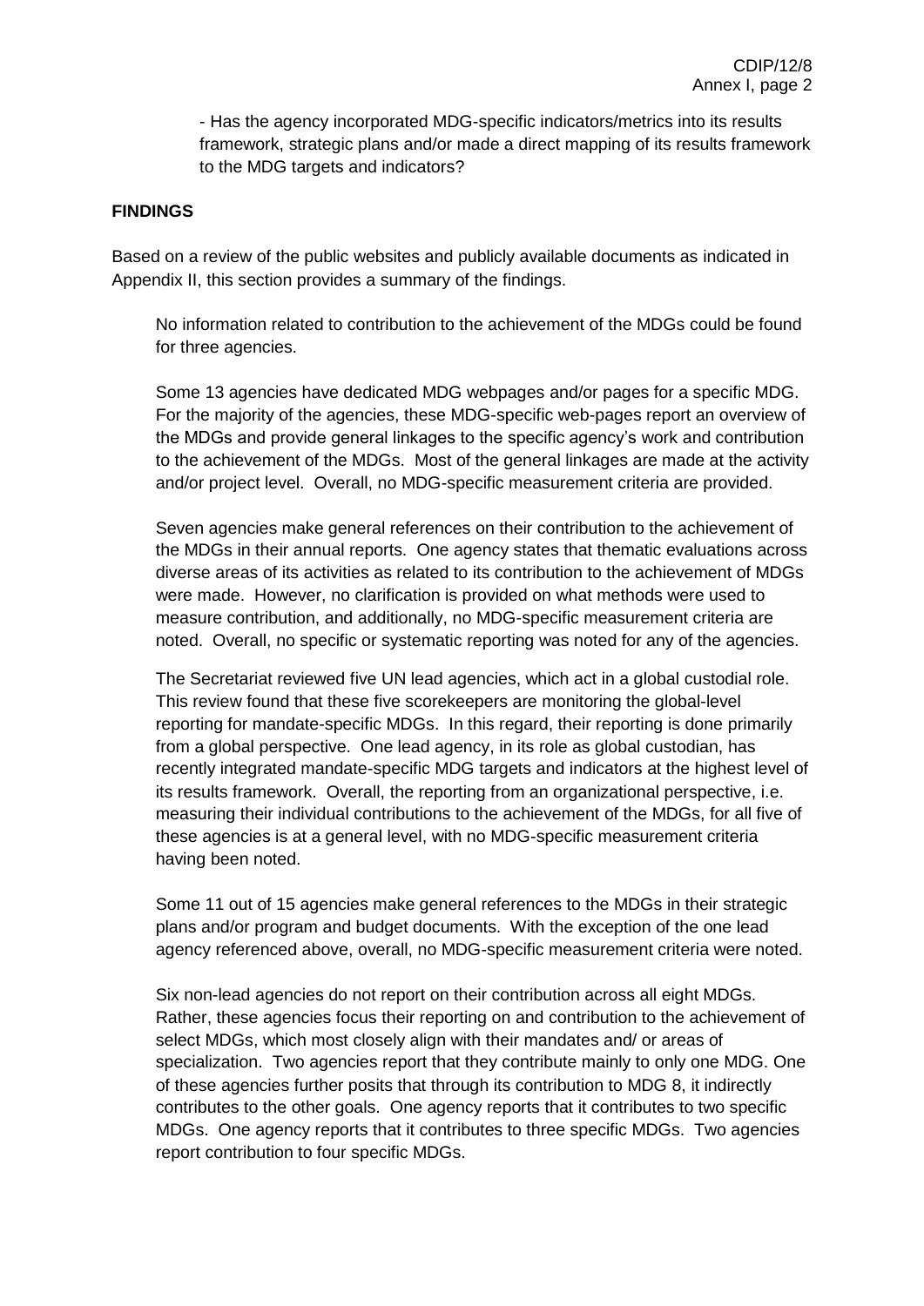- Has the agency incorporated MDG-specific indicators/metrics into its results framework, strategic plans and/or made a direct mapping of its results framework to the MDG targets and indicators?

**FINDINGS**

Based on a review of the public websites and publicly available documents as indicated in Appendix II, this section provides a summary of the findings.

No information related to contribution to the achievement of the MDGs could be found for three agencies.

Some 13 agencies have dedicated MDG webpages and/or pages for a specific MDG. For the majority of the agencies, these MDG-specific web-pages report an overview of the MDGs and provide general linkages to the specific agency's work and contribution to the achievement of the MDGs. Most of the general linkages are made at the activity and/or project level. Overall, no MDG-specific measurement criteria are provided.

Seven agencies make general references on their contribution to the achievement of the MDGs in their annual reports. One agency states that thematic evaluations across diverse areas of its activities as related to its contribution to the achievement of MDGs were made. However, no clarification is provided on what methods were used to measure contribution, and additionally, no MDG-specific measurement criteria are noted. Overall, no specific or systematic reporting was noted for any of the agencies.

The Secretariat reviewed five UN lead agencies, which act in a global custodial role. This review found that these five scorekeepers are monitoring the global-level reporting for mandate-specific MDGs. In this regard, their reporting is done primarily from a global perspective. One lead agency, in its role as global custodian, has recently integrated mandate-specific MDG targets and indicators at the highest level of its results framework. Overall, the reporting from an organizational perspective, i.e. measuring their individual contributions to the achievement of the MDGs, for all five of these agencies is at a general level, with no MDG-specific measurement criteria having been noted.

Some 11 out of 15 agencies make general references to the MDGs in their strategic plans and/or program and budget documents. With the exception of the one lead agency referenced above, overall, no MDG-specific measurement criteria were noted.

Six non-lead agencies do not report on their contribution across all eight MDGs. Rather, these agencies focus their reporting on and contribution to the achievement of select MDGs, which most closely align with their mandates and/ or areas of specialization. Two agencies report that they contribute mainly to only one MDG. One of these agencies further posits that through its contribution to MDG 8, it indirectly contributes to the other goals. One agency reports that it contributes to two specific MDGs. One agency reports that it contributes to three specific MDGs. Two agencies report contribution to four specific MDGs.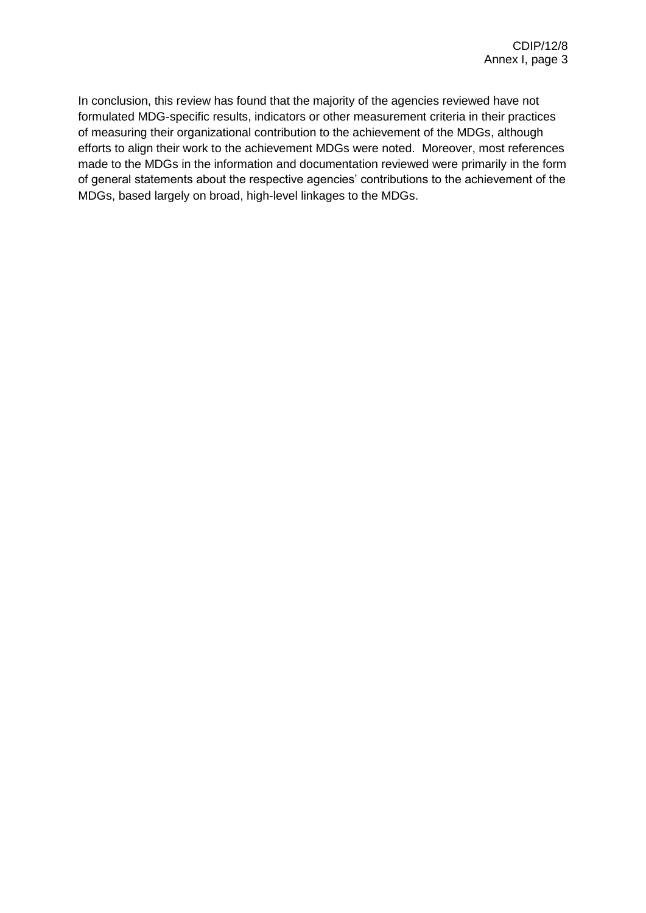In conclusion, this review has found that the majority of the agencies reviewed have not formulated MDG-specific results, indicators or other measurement criteria in their practices of measuring their organizational contribution to the achievement of the MDGs, although efforts to align their work to the achievement MDGs were noted. Moreover, most references made to the MDGs in the information and documentation reviewed were primarily in the form of general statements about the respective agencies' contributions to the achievement of the MDGs, based largely on broad, high-level linkages to the MDGs.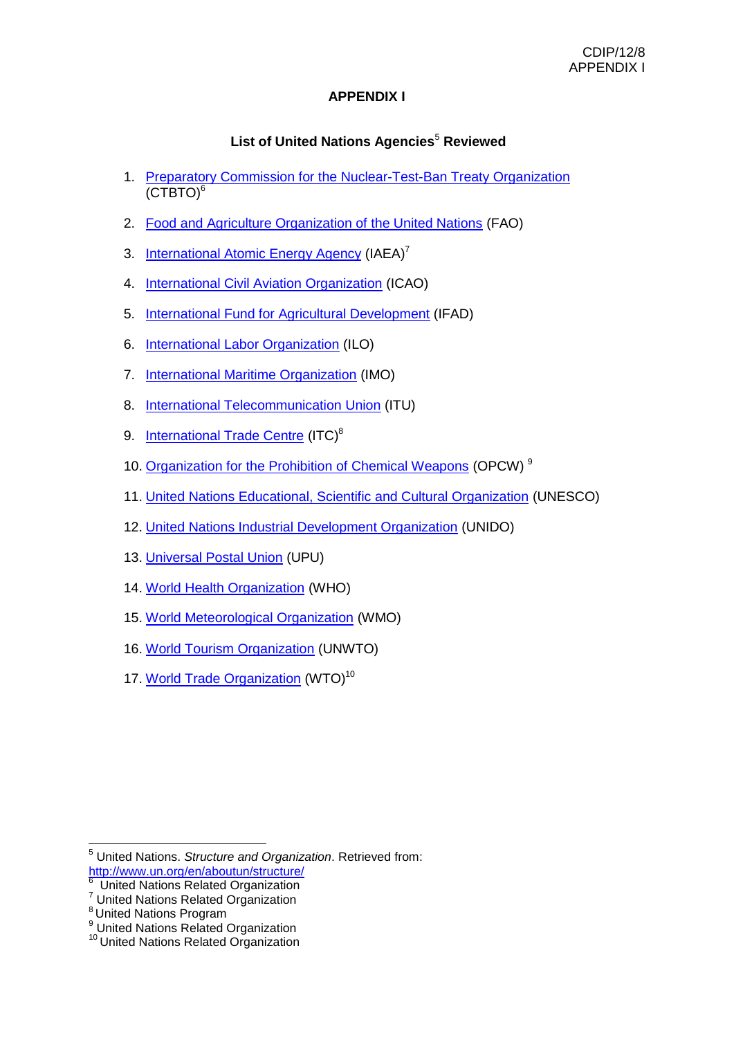# APPENDIX I

## List of United Nations Agencies[5] Reviewed

1. Preparatory Commission for the Nuclear-Test-Ban Treaty Organization (CTBTO)[6]
2. Food and Agriculture Organization of the United Nations (FAO)
3. International Atomic Energy Agency (IAEA)[7]
4. International Civil Aviation Organization (ICAO)
5. International Fund for Agricultural Development (IFAD)
6. International Labor Organization (ILO)
7. International Maritime Organization (IMO)
8. International Telecommunication Union (ITU)
9. International Trade Centre (ITC)[8]
10. Organization for the Prohibition of Chemical Weapons (OPCW) [9]
11. United Nations Educational, Scientific and Cultural Organization (UNESCO)
12. United Nations Industrial Development Organization (UNIDO)
13. Universal Postal Union (UPU)
14. World Health Organization (WHO)
15. World Meteorological Organization (WMO)
16. World Tourism Organization (UNWTO)
17. World Trade Organization (WTO)[10]

---

[5] United Nations. *Structure and Organization*. Retrieved from: http://www.un.org/en/aboutun/structure/

[6] United Nations Related Organization

[7] United Nations Related Organization

[8] United Nations Program

[9] United Nations Related Organization

[10] United Nations Related Organization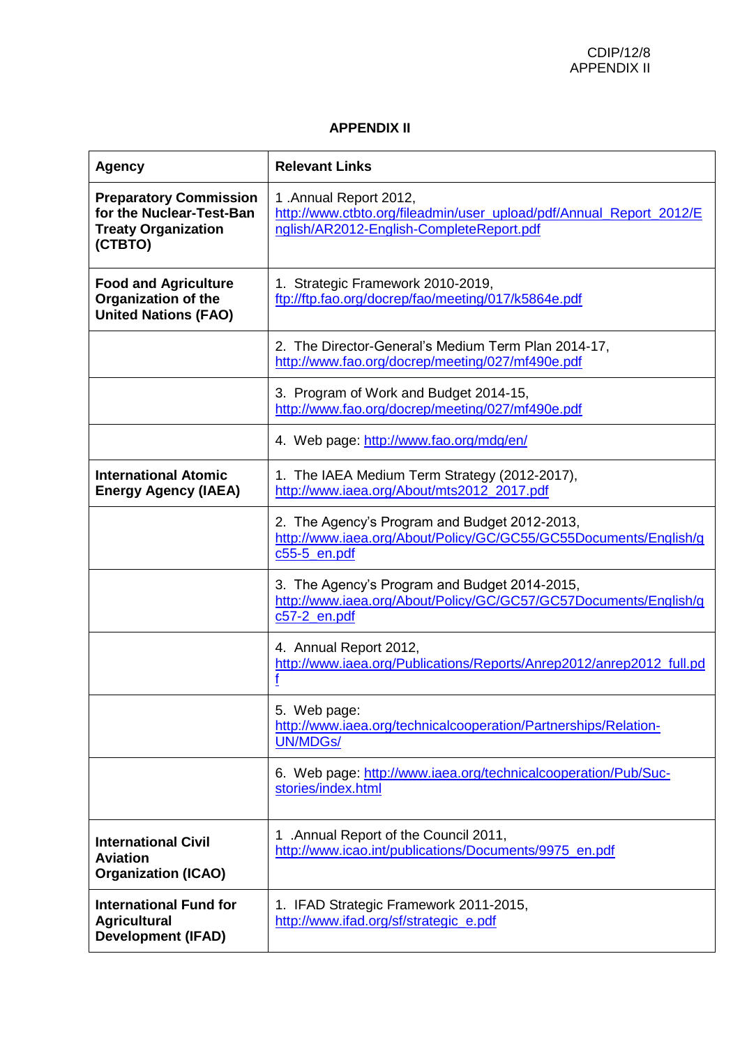## APPENDIX II

| Agency | Relevant Links |
|---|---|
| **Preparatory Commission for the Nuclear-Test-Ban Treaty Organization (CTBTO)** | 1 .Annual Report 2012, http://www.ctbto.org/fileadmin/user_upload/pdf/Annual_Report_2012/English/AR2012-English-CompleteReport.pdf |
| **Food and Agriculture Organization of the United Nations (FAO)** | 1. Strategic Framework 2010-2019, ftp://ftp.fao.org/docrep/fao/meeting/017/k5864e.pdf |
| | 2. The Director-General's Medium Term Plan 2014-17, http://www.fao.org/docrep/meeting/027/mf490e.pdf |
| | 3. Program of Work and Budget 2014-15, http://www.fao.org/docrep/meeting/027/mf490e.pdf |
| | 4. Web page: http://www.fao.org/mdg/en/ |
| **International Atomic Energy Agency (IAEA)** | 1. The IAEA Medium Term Strategy (2012-2017), http://www.iaea.org/About/mts2012_2017.pdf |
| | 2. The Agency's Program and Budget 2012-2013, http://www.iaea.org/About/Policy/GC/GC55/GC55Documents/English/gc55-5_en.pdf |
| | 3. The Agency's Program and Budget 2014-2015, http://www.iaea.org/About/Policy/GC/GC57/GC57Documents/English/gc57-2_en.pdf |
| | 4. Annual Report 2012, http://www.iaea.org/Publications/Reports/Anrep2012/anrep2012_full.pdf |
| | 5. Web page: http://www.iaea.org/technicalcooperation/Partnerships/Relation-UN/MDGs/ |
| | 6. Web page: http://www.iaea.org/technicalcooperation/Pub/Suc-stories/index.html |
| **International Civil Aviation Organization (ICAO)** | 1 .Annual Report of the Council 2011, http://www.icao.int/publications/Documents/9975_en.pdf |
| **International Fund for Agricultural Development (IFAD)** | 1. IFAD Strategic Framework 2011-2015, http://www.ifad.org/sf/strategic_e.pdf |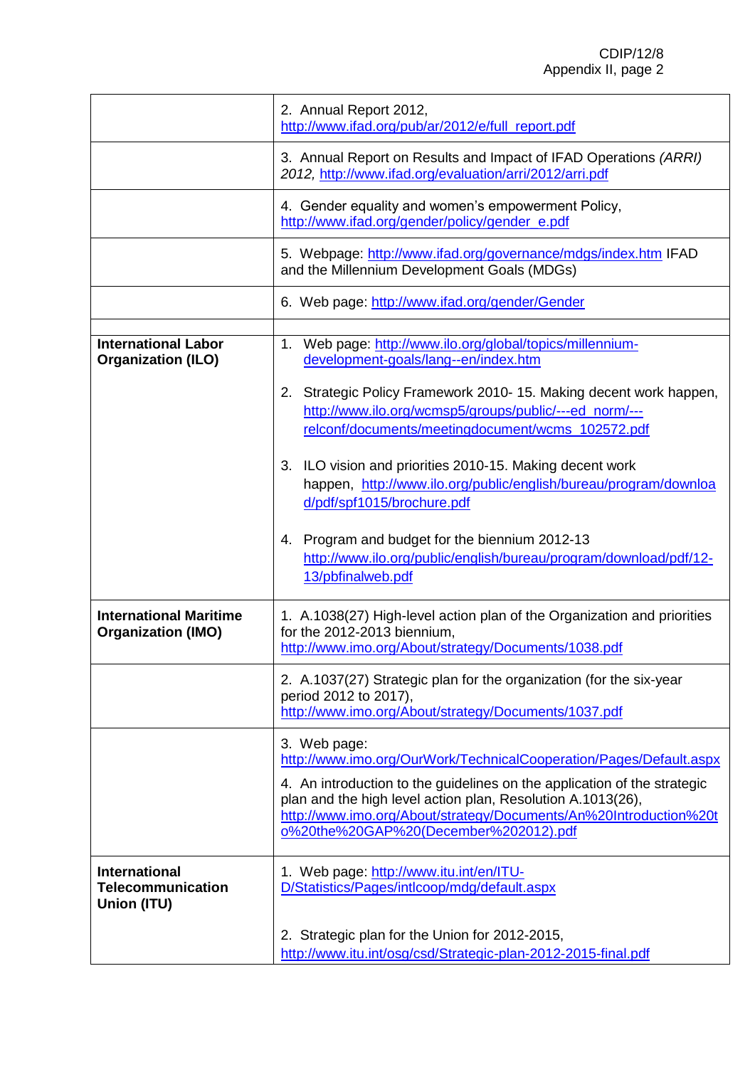| | |
|---|---|
| | 2. Annual Report 2012, http://www.ifad.org/pub/ar/2012/e/full_report.pdf |
| | 3. Annual Report on Results and Impact of IFAD Operations *(ARRI) 2012,* http://www.ifad.org/evaluation/arri/2012/arri.pdf |
| | 4. Gender equality and women's empowerment Policy, http://www.ifad.org/gender/policy/gender_e.pdf |
| | 5. Webpage: http://www.ifad.org/governance/mdgs/index.htm IFAD and the Millennium Development Goals (MDGs) |
| | 6. Web page: http://www.ifad.org/gender/Gender |
| | |
| **International Labor Organization (ILO)** | 1. Web page: http://www.ilo.org/global/topics/millennium-development-goals/lang--en/index.htm<br><br>2. Strategic Policy Framework 2010- 15. Making decent work happen, http://www.ilo.org/wcmsp5/groups/public/---ed_norm/---relconf/documents/meetingdocument/wcms_102572.pdf<br><br>3. ILO vision and priorities 2010-15. Making decent work happen, http://www.ilo.org/public/english/bureau/program/download/pdf/spf1015/brochure.pdf<br><br>4. Program and budget for the biennium 2012-13 http://www.ilo.org/public/english/bureau/program/download/pdf/12-13/pbfinalweb.pdf |
| **International Maritime Organization (IMO)** | 1. A.1038(27) High-level action plan of the Organization and priorities for the 2012-2013 biennium, http://www.imo.org/About/strategy/Documents/1038.pdf |
| | 2. A.1037(27) Strategic plan for the organization (for the six-year period 2012 to 2017), http://www.imo.org/About/strategy/Documents/1037.pdf |
| | 3. Web page: http://www.imo.org/OurWork/TechnicalCooperation/Pages/Default.aspx<br><br>4. An introduction to the guidelines on the application of the strategic plan and the high level action plan, Resolution A.1013(26), http://www.imo.org/About/strategy/Documents/An%20Introduction%20to%20the%20GAP%20(December%202012).pdf |
| **International Telecommunication Union (ITU)** | 1. Web page: http://www.itu.int/en/ITU-D/Statistics/Pages/intlcoop/mdg/default.aspx<br><br>2. Strategic plan for the Union for 2012-2015, http://www.itu.int/osg/csd/Strategic-plan-2012-2015-final.pdf |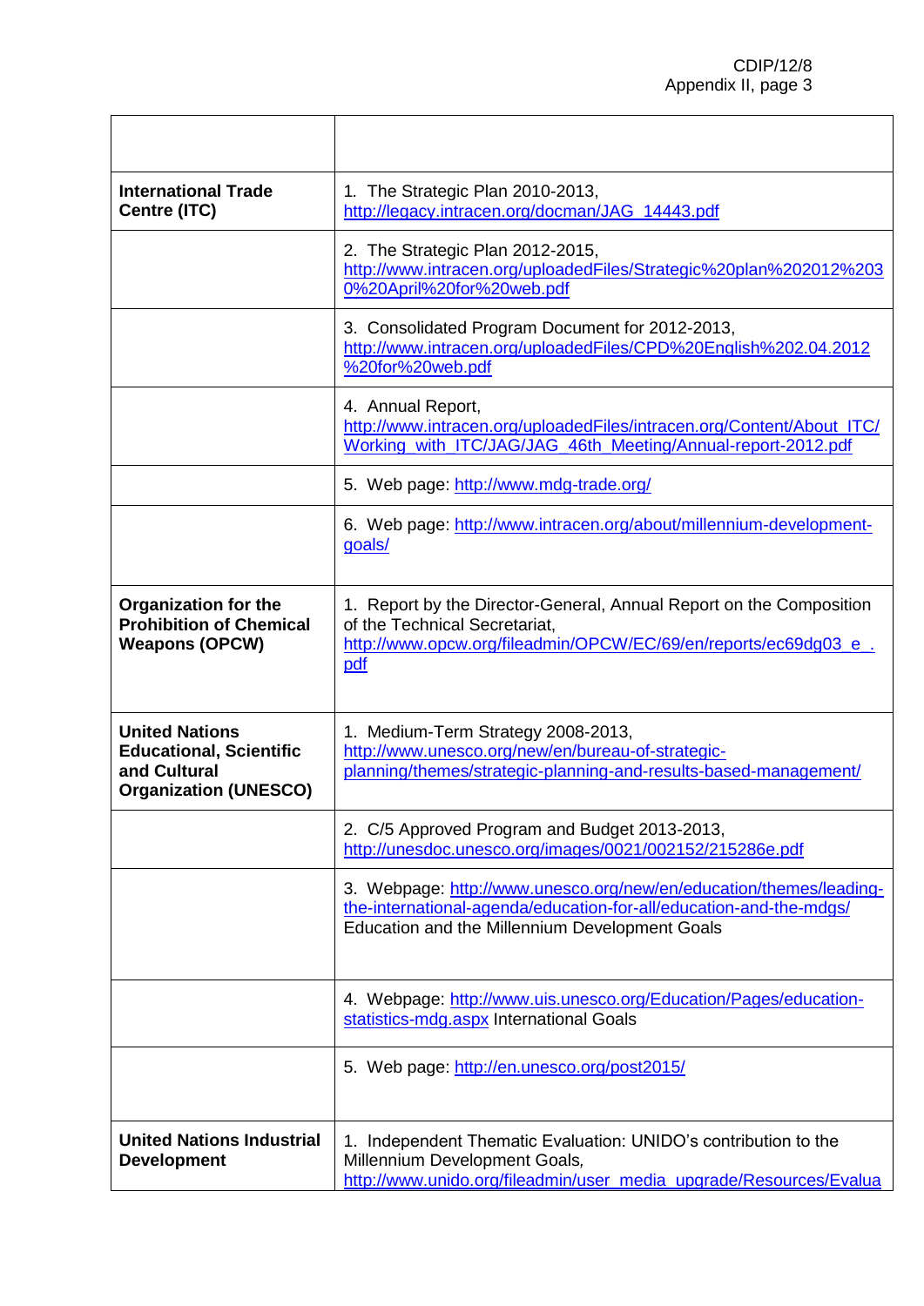| | |
|---|---|
| **International Trade Centre (ITC)** | 1. The Strategic Plan 2010-2013, http://legacy.intracen.org/docman/JAG_14443.pdf |
| | 2. The Strategic Plan 2012-2015, http://www.intracen.org/uploadedFiles/Strategic%20plan%202012%2030%20April%20for%20web.pdf |
| | 3. Consolidated Program Document for 2012-2013, http://www.intracen.org/uploadedFiles/CPD%20English%202.04.2012%20for%20web.pdf |
| | 4. Annual Report, http://www.intracen.org/uploadedFiles/intracen.org/Content/About_ITC/Working_with_ITC/JAG/JAG_46th_Meeting/Annual-report-2012.pdf |
| | 5. Web page: http://www.mdg-trade.org/ |
| | 6. Web page: http://www.intracen.org/about/millennium-development-goals/ |
| **Organization for the Prohibition of Chemical Weapons (OPCW)** | 1. Report by the Director-General, Annual Report on the Composition of the Technical Secretariat, http://www.opcw.org/fileadmin/OPCW/EC/69/en/reports/ec69dg03_e_.pdf |
| **United Nations Educational, Scientific and Cultural Organization (UNESCO)** | 1. Medium-Term Strategy 2008-2013, http://www.unesco.org/new/en/bureau-of-strategic-planning/themes/strategic-planning-and-results-based-management/ |
| | 2. C/5 Approved Program and Budget 2013-2013, http://unesdoc.unesco.org/images/0021/002152/215286e.pdf |
| | 3. Webpage: http://www.unesco.org/new/en/education/themes/leading-the-international-agenda/education-for-all/education-and-the-mdgs/ Education and the Millennium Development Goals |
| | 4. Webpage: http://www.uis.unesco.org/Education/Pages/education-statistics-mdg.aspx International Goals |
| | 5. Web page: http://en.unesco.org/post2015/ |
| **United Nations Industrial Development** | 1. Independent Thematic Evaluation: UNIDO's contribution to the Millennium Development Goals, http://www.unido.org/fileadmin/user_media_upgrade/Resources/Evalua |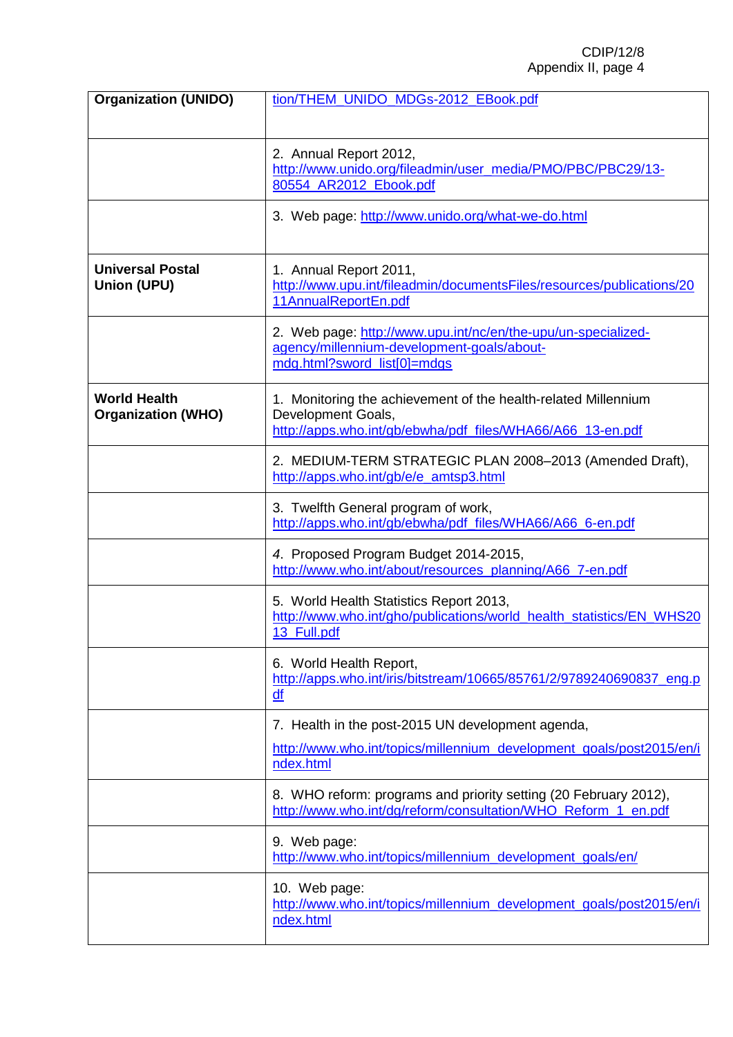| | |
|---|---|
| **Organization (UNIDO)** | tion/THEM_UNIDO_MDGs-2012_EBook.pdf |
| | 2. Annual Report 2012, http://www.unido.org/fileadmin/user_media/PMO/PBC/PBC29/13-80554_AR2012_Ebook.pdf |
| | 3. Web page: http://www.unido.org/what-we-do.html |
| **Universal Postal Union (UPU)** | 1. Annual Report 2011, http://www.upu.int/fileadmin/documentsFiles/resources/publications/2011AnnualReportEn.pdf |
| | 2. Web page: http://www.upu.int/nc/en/the-upu/un-specialized-agency/millennium-development-goals/about-mdg.html?sword_list[0]=mdgs |
| **World Health Organization (WHO)** | 1. Monitoring the achievement of the health-related Millennium Development Goals, http://apps.who.int/gb/ebwha/pdf_files/WHA66/A66_13-en.pdf |
| | 2. MEDIUM-TERM STRATEGIC PLAN 2008–2013 (Amended Draft), http://apps.who.int/gb/e/e_amtsp3.html |
| | 3. Twelfth General program of work, http://apps.who.int/gb/ebwha/pdf_files/WHA66/A66_6-en.pdf |
| | *4.* Proposed Program Budget 2014-2015, http://www.who.int/about/resources_planning/A66_7-en.pdf |
| | 5. World Health Statistics Report 2013, http://www.who.int/gho/publications/world_health_statistics/EN_WHS2013_Full.pdf |
| | 6. World Health Report, http://apps.who.int/iris/bitstream/10665/85761/2/9789240690837_eng.pdf |
| | 7. Health in the post-2015 UN development agenda, http://www.who.int/topics/millennium_development_goals/post2015/en/index.html |
| | 8. WHO reform: programs and priority setting (20 February 2012), http://www.who.int/dg/reform/consultation/WHO_Reform_1_en.pdf |
| | 9. Web page: http://www.who.int/topics/millennium_development_goals/en/ |
| | 10. Web page: http://www.who.int/topics/millennium_development_goals/post2015/en/index.html |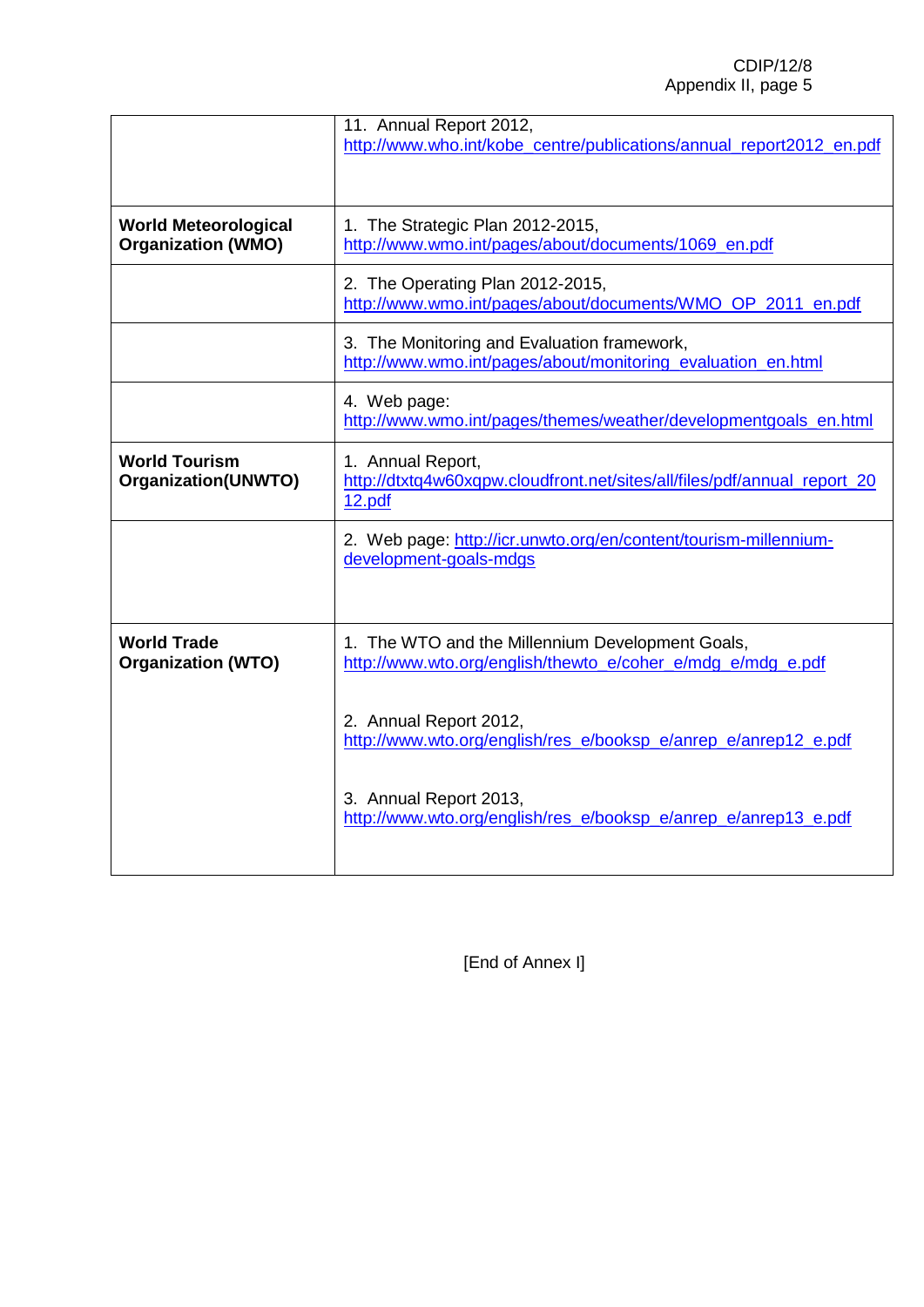| | |
|---|---|
| | 11. Annual Report 2012, http://www.who.int/kobe_centre/publications/annual_report2012_en.pdf |
| **World Meteorological Organization (WMO)** | 1. The Strategic Plan 2012-2015, http://www.wmo.int/pages/about/documents/1069_en.pdf |
| | 2. The Operating Plan 2012-2015, http://www.wmo.int/pages/about/documents/WMO_OP_2011_en.pdf |
| | 3. The Monitoring and Evaluation framework, http://www.wmo.int/pages/about/monitoring_evaluation_en.html |
| | 4. Web page: http://www.wmo.int/pages/themes/weather/developmentgoals_en.html |
| **World Tourism Organization(UNWTO)** | 1. Annual Report, http://dtxtq4w60xqpw.cloudfront.net/sites/all/files/pdf/annual_report_2012.pdf |
| | 2. Web page: http://icr.unwto.org/en/content/tourism-millennium-development-goals-mdgs |
| **World Trade Organization (WTO)** | 1. The WTO and the Millennium Development Goals, http://www.wto.org/english/thewto_e/coher_e/mdg_e/mdg_e.pdf<br><br>2. Annual Report 2012, http://www.wto.org/english/res_e/booksp_e/anrep_e/anrep12_e.pdf<br><br>3. Annual Report 2013, http://www.wto.org/english/res_e/booksp_e/anrep_e/anrep13_e.pdf |

[End of Annex I]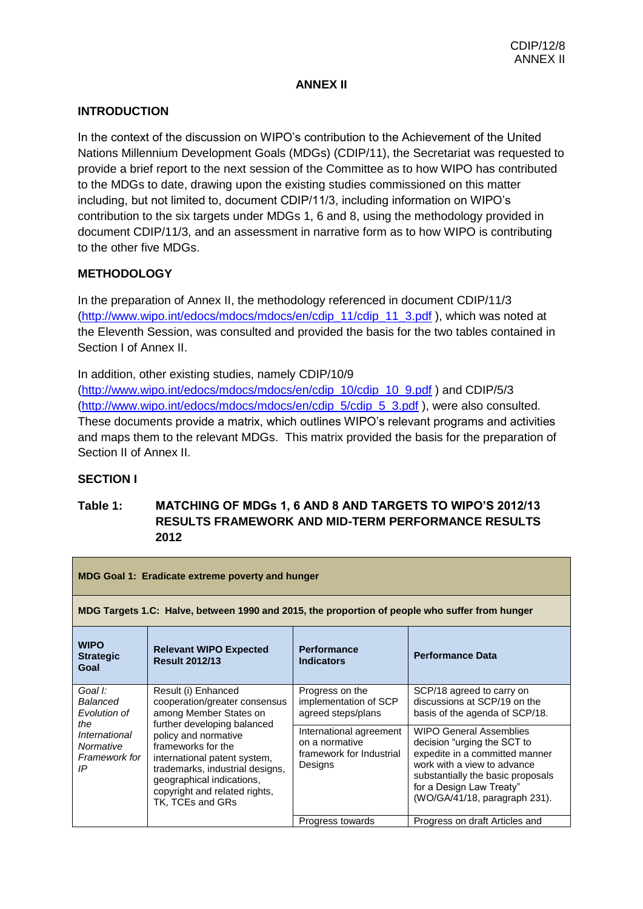## ANNEX II

### INTRODUCTION

In the context of the discussion on WIPO's contribution to the Achievement of the United Nations Millennium Development Goals (MDGs) (CDIP/11), the Secretariat was requested to provide a brief report to the next session of the Committee as to how WIPO has contributed to the MDGs to date, drawing upon the existing studies commissioned on this matter including, but not limited to, document CDIP/11/3, including information on WIPO's contribution to the six targets under MDGs 1, 6 and 8, using the methodology provided in document CDIP/11/3, and an assessment in narrative form as to how WIPO is contributing to the other five MDGs.

### METHODOLOGY

In the preparation of Annex II, the methodology referenced in document CDIP/11/3 (http://www.wipo.int/edocs/mdocs/mdocs/en/cdip_11/cdip_11_3.pdf ), which was noted at the Eleventh Session, was consulted and provided the basis for the two tables contained in Section I of Annex II.

In addition, other existing studies, namely CDIP/10/9 (http://www.wipo.int/edocs/mdocs/mdocs/en/cdip_10/cdip_10_9.pdf ) and CDIP/5/3 (http://www.wipo.int/edocs/mdocs/mdocs/en/cdip_5/cdip_5_3.pdf ), were also consulted. These documents provide a matrix, which outlines WIPO's relevant programs and activities and maps them to the relevant MDGs. This matrix provided the basis for the preparation of Section II of Annex II.

### SECTION I

**Table 1: MATCHING OF MDGs 1, 6 AND 8 AND TARGETS TO WIPO'S 2012/13 RESULTS FRAMEWORK AND MID-TERM PERFORMANCE RESULTS 2012**

| **MDG Goal 1: Eradicate extreme poverty and hunger** | | | |
|---|---|---|---|
| **MDG Targets 1.C: Halve, between 1990 and 2015, the proportion of people who suffer from hunger** | | | |
| **WIPO Strategic Goal** | **Relevant WIPO Expected Result 2012/13** | **Performance Indicators** | **Performance Data** |
| *Goal I: Balanced Evolution of the International Normative Framework for IP* | Result (i) Enhanced cooperation/greater consensus among Member States on further developing balanced policy and normative frameworks for the international patent system, trademarks, industrial designs, geographical indications, copyright and related rights, TK, TCEs and GRs | Progress on the implementation of SCP agreed steps/plans | SCP/18 agreed to carry on discussions at SCP/19 on the basis of the agenda of SCP/18. |
| | | International agreement on a normative framework for Industrial Designs | WIPO General Assemblies decision "urging the SCT to expedite in a committed manner work with a view to advance substantially the basic proposals for a Design Law Treaty" (WO/GA/41/18, paragraph 231). |
| | | Progress towards | Progress on draft Articles and |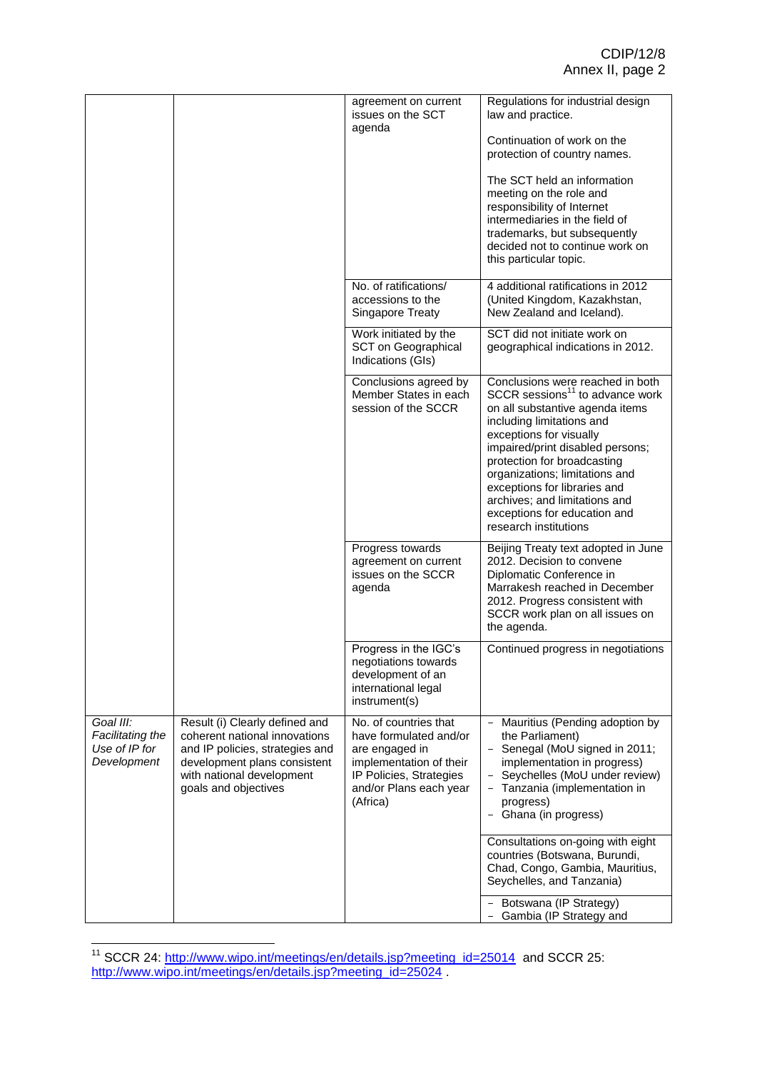| | | | |
|---|---|---|---|
| | | agreement on current issues on the SCT agenda | Regulations for industrial design law and practice.<br><br>Continuation of work on the protection of country names.<br><br>The SCT held an information meeting on the role and responsibility of Internet intermediaries in the field of trademarks, but subsequently decided not to continue work on this particular topic. |
| | | No. of ratifications/ accessions to the Singapore Treaty | 4 additional ratifications in 2012 (United Kingdom, Kazakhstan, New Zealand and Iceland). |
| | | Work initiated by the SCT on Geographical Indications (GIs) | SCT did not initiate work on geographical indications in 2012. |
| | | Conclusions agreed by Member States in each session of the SCCR | Conclusions were reached in both SCCR sessions[11] to advance work on all substantive agenda items including limitations and exceptions for visually impaired/print disabled persons; protection for broadcasting organizations; limitations and exceptions for libraries and archives; and limitations and exceptions for education and research institutions |
| | | Progress towards agreement on current issues on the SCCR agenda | Beijing Treaty text adopted in June 2012. Decision to convene Diplomatic Conference in Marrakesh reached in December 2012. Progress consistent with SCCR work plan on all issues on the agenda. |
| | | Progress in the IGC's negotiations towards development of an international legal instrument(s) | Continued progress in negotiations |
| *Goal III: Facilitating the Use of IP for Development* | Result (i) Clearly defined and coherent national innovations and IP policies, strategies and development plans consistent with national development goals and objectives | No. of countries that have formulated and/or are engaged in implementation of their IP Policies, Strategies and/or Plans each year (Africa) | - Mauritius (Pending adoption by the Parliament)<br>- Senegal (MoU signed in 2011; implementation in progress)<br>- Seychelles (MoU under review)<br>- Tanzania (implementation in progress)<br>- Ghana (in progress) |
| | | | Consultations on-going with eight countries (Botswana, Burundi, Chad, Congo, Gambia, Mauritius, Seychelles, and Tanzania) |
| | | | - Botswana (IP Strategy)<br>- Gambia (IP Strategy and |

[11] SCCR 24: http://www.wipo.int/meetings/en/details.jsp?meeting_id=25014 and SCCR 25: http://www.wipo.int/meetings/en/details.jsp?meeting_id=25024 .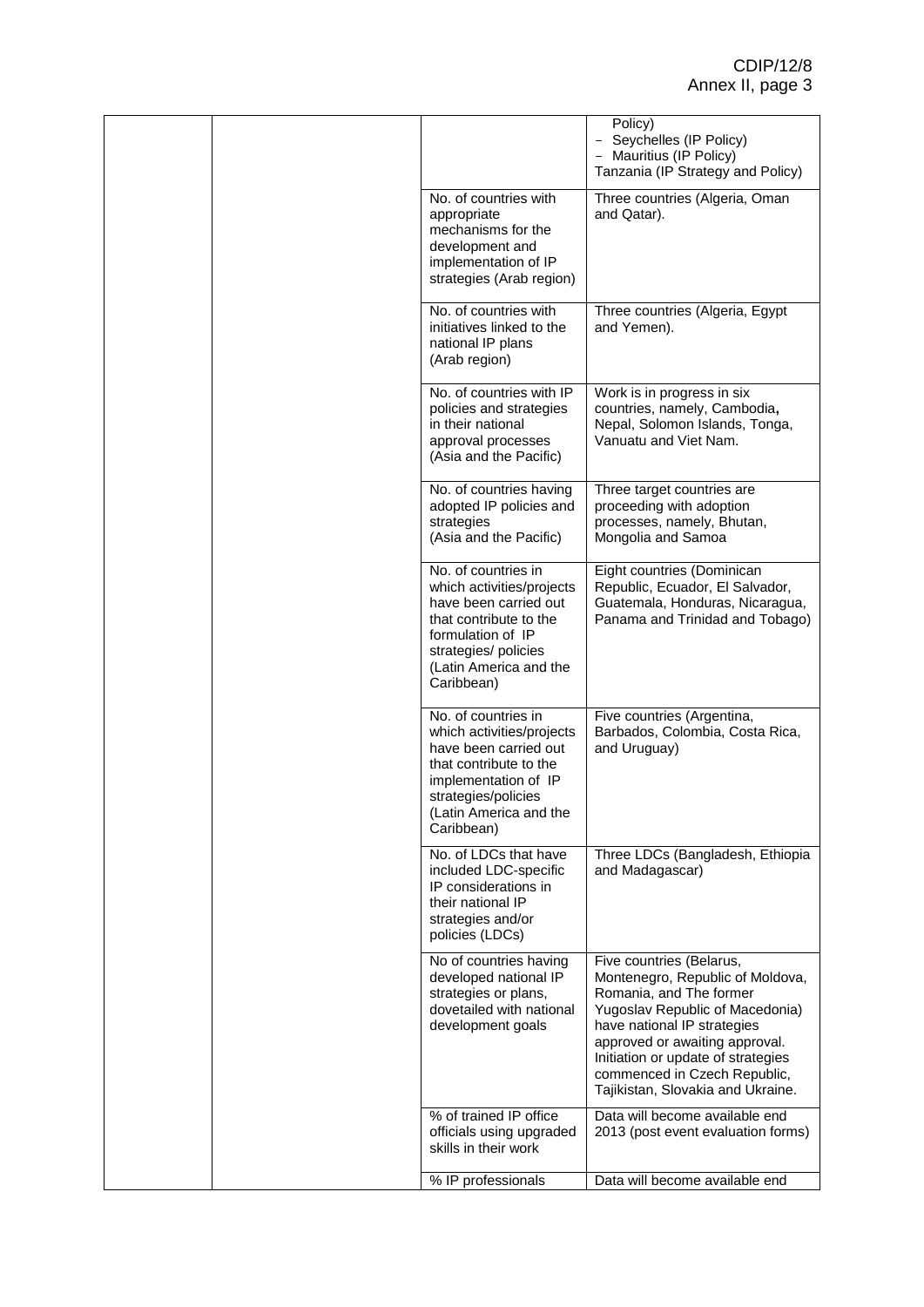| | | | |
|---|---|---|---|
| | | | Policy)<br>- Seychelles (IP Policy)<br>- Mauritius (IP Policy)<br>Tanzania (IP Strategy and Policy) |
| | | No. of countries with appropriate mechanisms for the development and implementation of IP strategies (Arab region) | Three countries (Algeria, Oman and Qatar). |
| | | No. of countries with initiatives linked to the national IP plans (Arab region) | Three countries (Algeria, Egypt and Yemen). |
| | | No. of countries with IP policies and strategies in their national approval processes (Asia and the Pacific) | Work is in progress in six countries, namely, Cambodia**,** Nepal, Solomon Islands, Tonga, Vanuatu and Viet Nam. |
| | | No. of countries having adopted IP policies and strategies (Asia and the Pacific) | Three target countries are proceeding with adoption processes, namely, Bhutan, Mongolia and Samoa |
| | | No. of countries in which activities/projects have been carried out that contribute to the formulation of IP strategies/ policies (Latin America and the Caribbean) | Eight countries (Dominican Republic, Ecuador, El Salvador, Guatemala, Honduras, Nicaragua, Panama and Trinidad and Tobago) |
| | | No. of countries in which activities/projects have been carried out that contribute to the implementation of IP strategies/policies (Latin America and the Caribbean) | Five countries (Argentina, Barbados, Colombia, Costa Rica, and Uruguay) |
| | | No. of LDCs that have included LDC-specific IP considerations in their national IP strategies and/or policies (LDCs) | Three LDCs (Bangladesh, Ethiopia and Madagascar) |
| | | No of countries having developed national IP strategies or plans, dovetailed with national development goals | Five countries (Belarus, Montenegro, Republic of Moldova, Romania, and The former Yugoslav Republic of Macedonia) have national IP strategies approved or awaiting approval. Initiation or update of strategies commenced in Czech Republic, Tajikistan, Slovakia and Ukraine. |
| | | % of trained IP office officials using upgraded skills in their work | Data will become available end 2013 (post event evaluation forms) |
| | | % IP professionals | Data will become available end |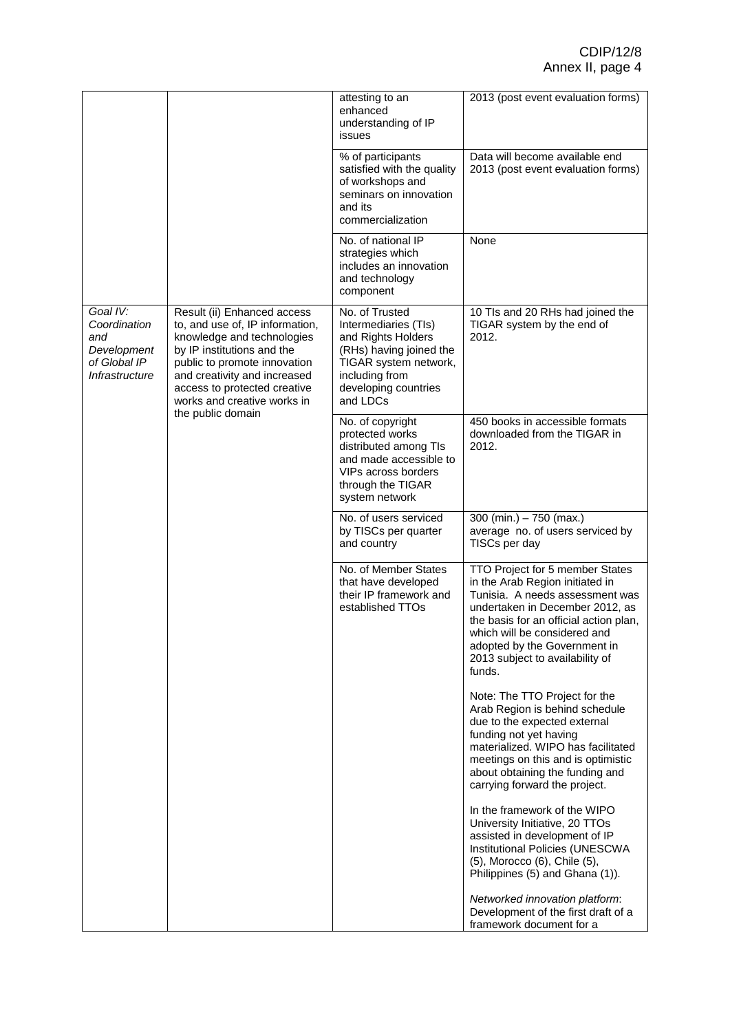| | | | |
|---|---|---|---|
| | | attesting to an enhanced understanding of IP issues | 2013 (post event evaluation forms) |
| | | % of participants satisfied with the quality of workshops and seminars on innovation and its commercialization | Data will become available end 2013 (post event evaluation forms) |
| | | No. of national IP strategies which includes an innovation and technology component | None |
| *Goal IV: Coordination and Development of Global IP Infrastructure* | Result (ii) Enhanced access to, and use of, IP information, knowledge and technologies by IP institutions and the public to promote innovation and creativity and increased access to protected creative works and creative works in the public domain | No. of Trusted Intermediaries (TIs) and Rights Holders (RHs) having joined the TIGAR system network, including from developing countries and LDCs | 10 TIs and 20 RHs had joined the TIGAR system by the end of 2012. |
| | | No. of copyright protected works distributed among TIs and made accessible to VIPs across borders through the TIGAR system network | 450 books in accessible formats downloaded from the TIGAR in 2012. |
| | | No. of users serviced by TISCs per quarter and country | 300 (min.) – 750 (max.) average no. of users serviced by TISCs per day |
| | | No. of Member States that have developed their IP framework and established TTOs | TTO Project for 5 member States in the Arab Region initiated in Tunisia. A needs assessment was undertaken in December 2012, as the basis for an official action plan, which will be considered and adopted by the Government in 2013 subject to availability of funds.<br><br>Note: The TTO Project for the Arab Region is behind schedule due to the expected external funding not yet having materialized. WIPO has facilitated meetings on this and is optimistic about obtaining the funding and carrying forward the project.<br><br>In the framework of the WIPO University Initiative, 20 TTOs assisted in development of IP Institutional Policies (UNESCWA (5), Morocco (6), Chile (5), Philippines (5) and Ghana (1)).<br><br>*Networked innovation platform*: Development of the first draft of a framework document for a |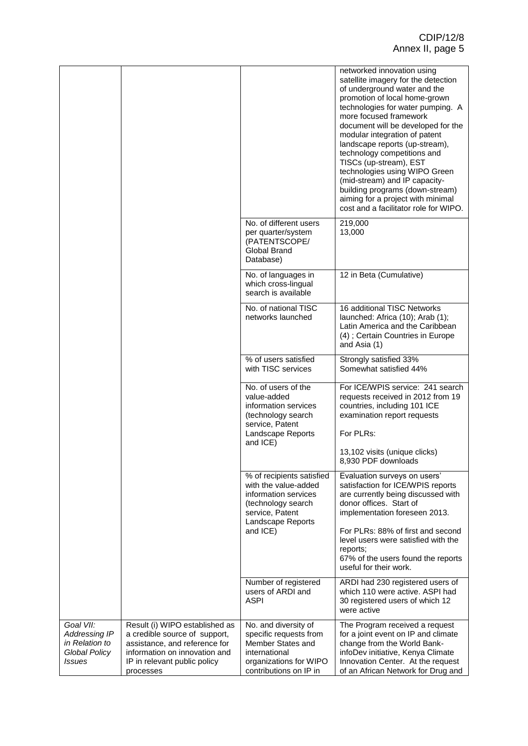| | | | |
|---|---|---|---|
| | | | networked innovation using satellite imagery for the detection of underground water and the promotion of local home-grown technologies for water pumping. A more focused framework document will be developed for the modular integration of patent landscape reports (up-stream), technology competitions and TISCs (up-stream), EST technologies using WIPO Green (mid-stream) and IP capacity-building programs (down-stream) aiming for a project with minimal cost and a facilitator role for WIPO. |
| | | No. of different users per quarter/system (PATENTSCOPE/ Global Brand Database) | 219,000<br>13,000 |
| | | No. of languages in which cross-lingual search is available | 12 in Beta (Cumulative) |
| | | No. of national TISC networks launched | 16 additional TISC Networks launched: Africa (10); Arab (1); Latin America and the Caribbean (4) ; Certain Countries in Europe and Asia (1) |
| | | % of users satisfied with TISC services | Strongly satisfied 33%<br>Somewhat satisfied 44% |
| | | No. of users of the value-added information services (technology search service, Patent Landscape Reports and ICE) | For ICE/WPIS service: 241 search requests received in 2012 from 19 countries, including 101 ICE examination report requests<br><br>For PLRs:<br><br>13,102 visits (unique clicks)<br>8,930 PDF downloads |
| | | % of recipients satisfied with the value-added information services (technology search service, Patent Landscape Reports and ICE) | Evaluation surveys on users' satisfaction for ICE/WPIS reports are currently being discussed with donor offices. Start of implementation foreseen 2013.<br><br>For PLRs: 88% of first and second level users were satisfied with the reports;<br>67% of the users found the reports useful for their work. |
| | | Number of registered users of ARDI and ASPI | ARDI had 230 registered users of which 110 were active. ASPI had 30 registered users of which 12 were active |
| *Goal VII: Addressing IP in Relation to Global Policy Issues* | Result (i) WIPO established as a credible source of support, assistance, and reference for information on innovation and IP in relevant public policy processes | No. and diversity of specific requests from Member States and international organizations for WIPO contributions on IP in | The Program received a request for a joint event on IP and climate change from the World Bank-infoDev initiative, Kenya Climate Innovation Center. At the request of an African Network for Drug and |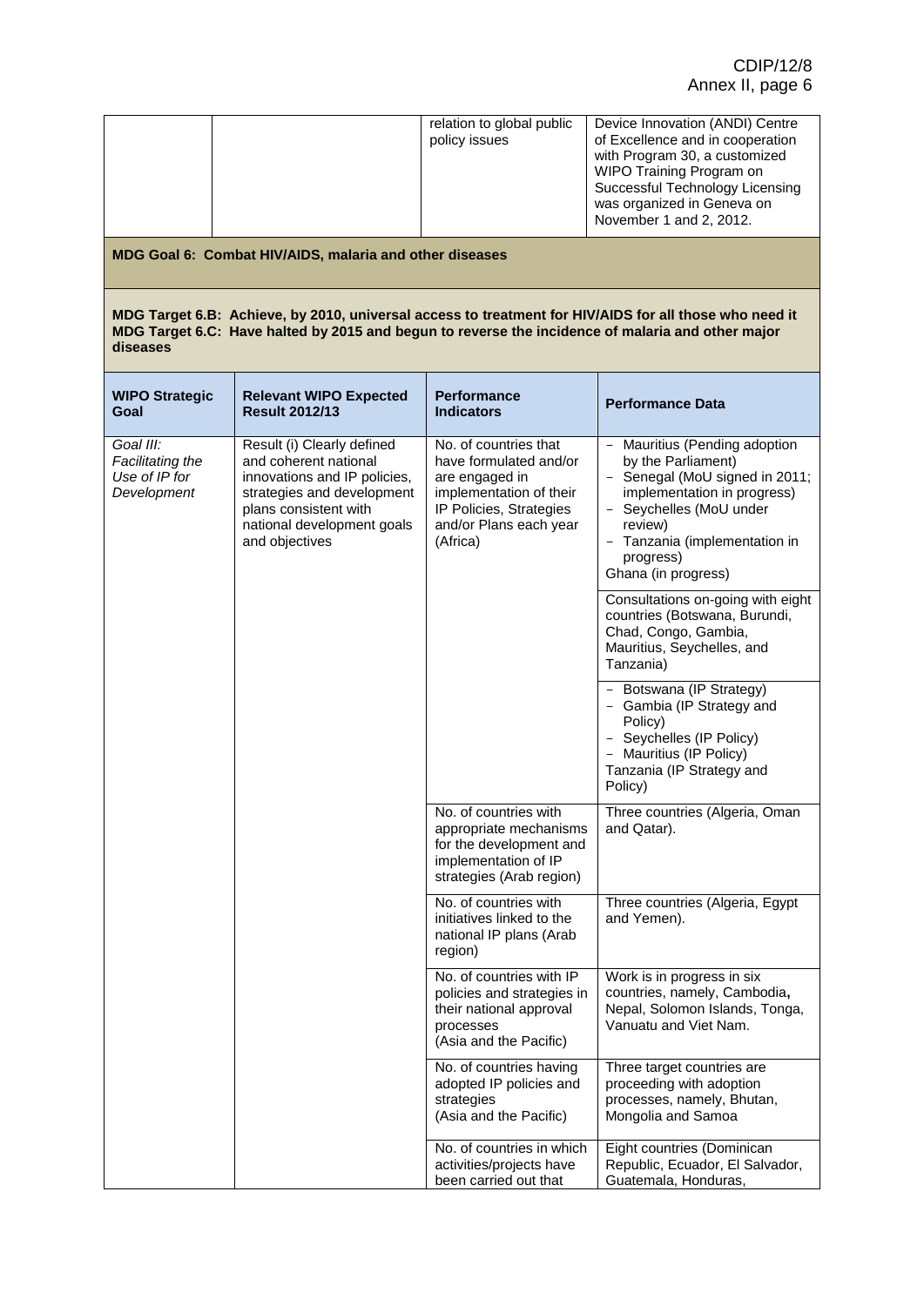| | | relation to global public policy issues | Device Innovation (ANDI) Centre of Excellence and in cooperation with Program 30, a customized WIPO Training Program on Successful Technology Licensing was organized in Geneva on November 1 and 2, 2012. |
|---|---|---|---|

**MDG Goal 6: Combat HIV/AIDS, malaria and other diseases**

**MDG Target 6.B: Achieve, by 2010, universal access to treatment for HIV/AIDS for all those who need it**
**MDG Target 6.C: Have halted by 2015 and begun to reverse the incidence of malaria and other major diseases**

| WIPO Strategic Goal | Relevant WIPO Expected Result 2012/13 | Performance Indicators | Performance Data |
|---|---|---|---|
| *Goal III: Facilitating the Use of IP for Development* | Result (i) Clearly defined and coherent national innovations and IP policies, strategies and development plans consistent with national development goals and objectives | No. of countries that have formulated and/or are engaged in implementation of their IP Policies, Strategies and/or Plans each year (Africa) | - Mauritius (Pending adoption by the Parliament)<br>- Senegal (MoU signed in 2011; implementation in progress)<br>- Seychelles (MoU under review)<br>- Tanzania (implementation in progress)<br>Ghana (in progress) |
| | | | Consultations on-going with eight countries (Botswana, Burundi, Chad, Congo, Gambia, Mauritius, Seychelles, and Tanzania) |
| | | | - Botswana (IP Strategy)<br>- Gambia (IP Strategy and Policy)<br>- Seychelles (IP Policy)<br>- Mauritius (IP Policy)<br>Tanzania (IP Strategy and Policy) |
| | | No. of countries with appropriate mechanisms for the development and implementation of IP strategies (Arab region) | Three countries (Algeria, Oman and Qatar). |
| | | No. of countries with initiatives linked to the national IP plans (Arab region) | Three countries (Algeria, Egypt and Yemen). |
| | | No. of countries with IP policies and strategies in their national approval processes (Asia and the Pacific) | Work is in progress in six countries, namely, Cambodia, Nepal, Solomon Islands, Tonga, Vanuatu and Viet Nam. |
| | | No. of countries having adopted IP policies and strategies (Asia and the Pacific) | Three target countries are proceeding with adoption processes, namely, Bhutan, Mongolia and Samoa |
| | | No. of countries in which activities/projects have been carried out that | Eight countries (Dominican Republic, Ecuador, El Salvador, Guatemala, Honduras, |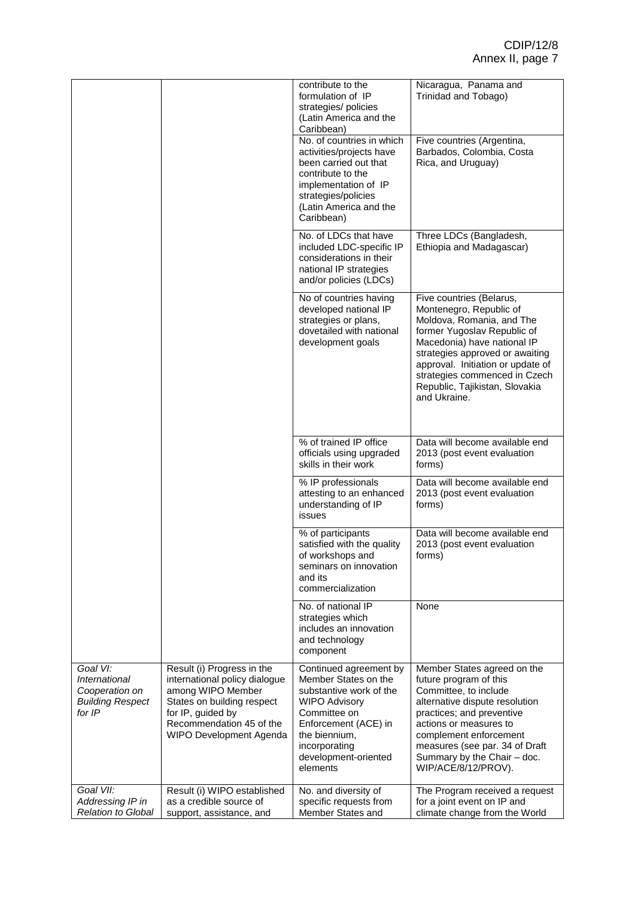| | | | |
|---|---|---|---|
| | | contribute to the formulation of IP strategies/ policies (Latin America and the Caribbean) | Nicaragua, Panama and Trinidad and Tobago) |
| | | No. of countries in which activities/projects have been carried out that contribute to the implementation of IP strategies/policies (Latin America and the Caribbean) | Five countries (Argentina, Barbados, Colombia, Costa Rica, and Uruguay) |
| | | No. of LDCs that have included LDC-specific IP considerations in their national IP strategies and/or policies (LDCs) | Three LDCs (Bangladesh, Ethiopia and Madagascar) |
| | | No of countries having developed national IP strategies or plans, dovetailed with national development goals | Five countries (Belarus, Montenegro, Republic of Moldova, Romania, and The former Yugoslav Republic of Macedonia) have national IP strategies approved or awaiting approval. Initiation or update of strategies commenced in Czech Republic, Tajikistan, Slovakia and Ukraine. |
| | | % of trained IP office officials using upgraded skills in their work | Data will become available end 2013 (post event evaluation forms) |
| | | % IP professionals attesting to an enhanced understanding of IP issues | Data will become available end 2013 (post event evaluation forms) |
| | | % of participants satisfied with the quality of workshops and seminars on innovation and its commercialization | Data will become available end 2013 (post event evaluation forms) |
| | | No. of national IP strategies which includes an innovation and technology component | None |
| *Goal VI: International Cooperation on Building Respect for IP* | Result (i) Progress in the international policy dialogue among WIPO Member States on building respect for IP, guided by Recommendation 45 of the WIPO Development Agenda | Continued agreement by Member States on the substantive work of the WIPO Advisory Committee on Enforcement (ACE) in the biennium, incorporating development-oriented elements | Member States agreed on the future program of this Committee, to include alternative dispute resolution practices; and preventive actions or measures to complement enforcement measures (see par. 34 of Draft Summary by the Chair – doc. WIP/ACE/8/12/PROV). |
| *Goal VII: Addressing IP in Relation to Global* | Result (i) WIPO established as a credible source of support, assistance, and | No. and diversity of specific requests from Member States and | The Program received a request for a joint event on IP and climate change from the World |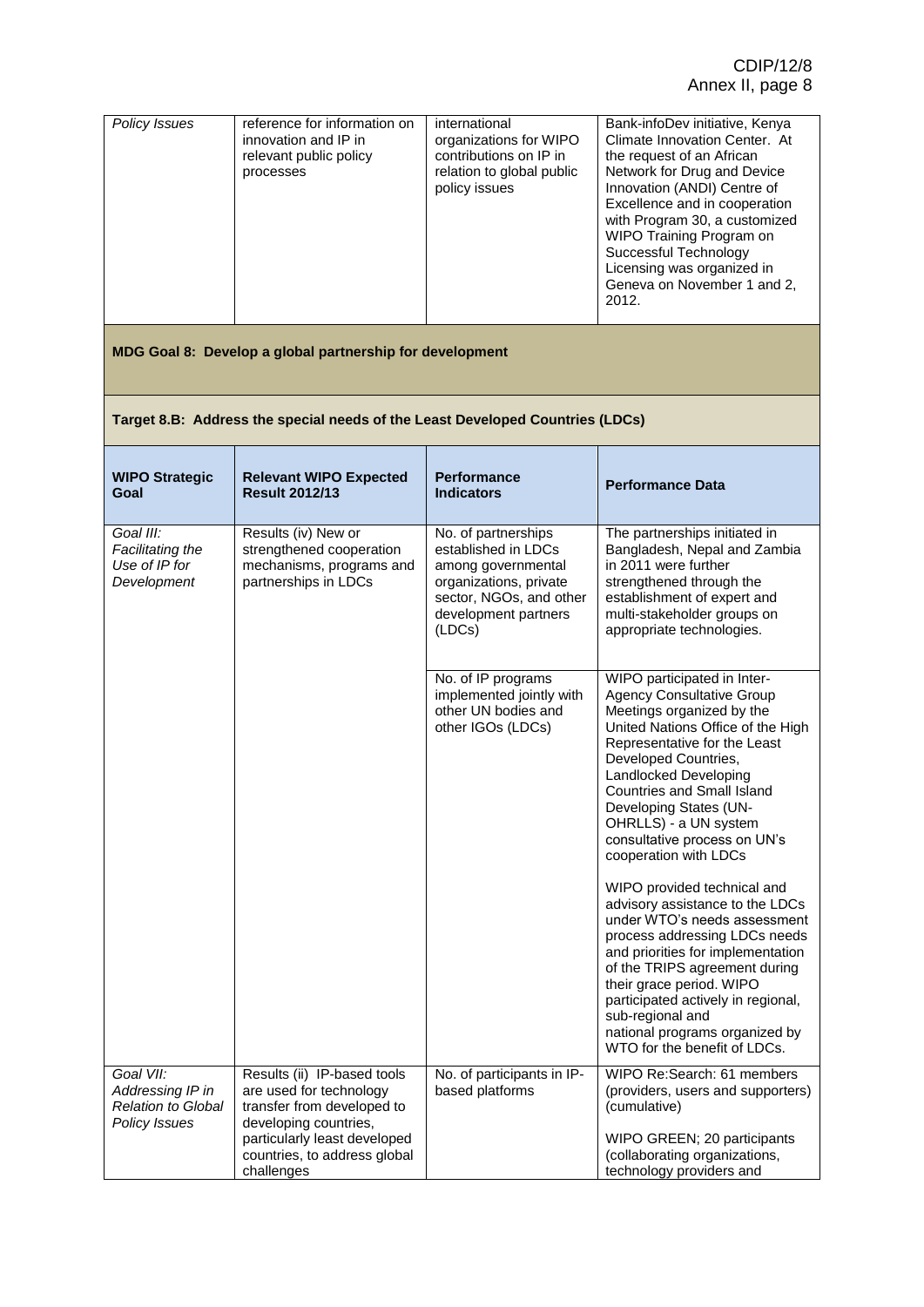| | | | |
|---|---|---|---|
| *Policy Issues* | reference for information on innovation and IP in relevant public policy processes | international organizations for WIPO contributions on IP in relation to global public policy issues | Bank-infoDev initiative, Kenya Climate Innovation Center. At the request of an African Network for Drug and Device Innovation (ANDI) Centre of Excellence and in cooperation with Program 30, a customized WIPO Training Program on Successful Technology Licensing was organized in Geneva on November 1 and 2, 2012. |

**MDG Goal 8: Develop a global partnership for development**

**Target 8.B: Address the special needs of the Least Developed Countries (LDCs)**

| **WIPO Strategic Goal** | **Relevant WIPO Expected Result 2012/13** | **Performance Indicators** | **Performance Data** |
|---|---|---|---|
| *Goal III: Facilitating the Use of IP for Development* | Results (iv) New or strengthened cooperation mechanisms, programs and partnerships in LDCs | No. of partnerships established in LDCs among governmental organizations, private sector, NGOs, and other development partners (LDCs) | The partnerships initiated in Bangladesh, Nepal and Zambia in 2011 were further strengthened through the establishment of expert and multi-stakeholder groups on appropriate technologies. |
| | | No. of IP programs implemented jointly with other UN bodies and other IGOs (LDCs) | WIPO participated in Inter-Agency Consultative Group Meetings organized by the United Nations Office of the High Representative for the Least Developed Countries, Landlocked Developing Countries and Small Island Developing States (UN-OHRLLS) - a UN system consultative process on UN's cooperation with LDCs<br><br>WIPO provided technical and advisory assistance to the LDCs under WTO's needs assessment process addressing LDCs needs and priorities for implementation of the TRIPS agreement during their grace period. WIPO participated actively in regional, sub-regional and national programs organized by WTO for the benefit of LDCs. |
| *Goal VII: Addressing IP in Relation to Global Policy Issues* | Results (ii) IP-based tools are used for technology transfer from developed to developing countries, particularly least developed countries, to address global challenges | No. of participants in IP-based platforms | WIPO Re:Search: 61 members (providers, users and supporters) (cumulative)<br><br>WIPO GREEN; 20 participants (collaborating organizations, technology providers and |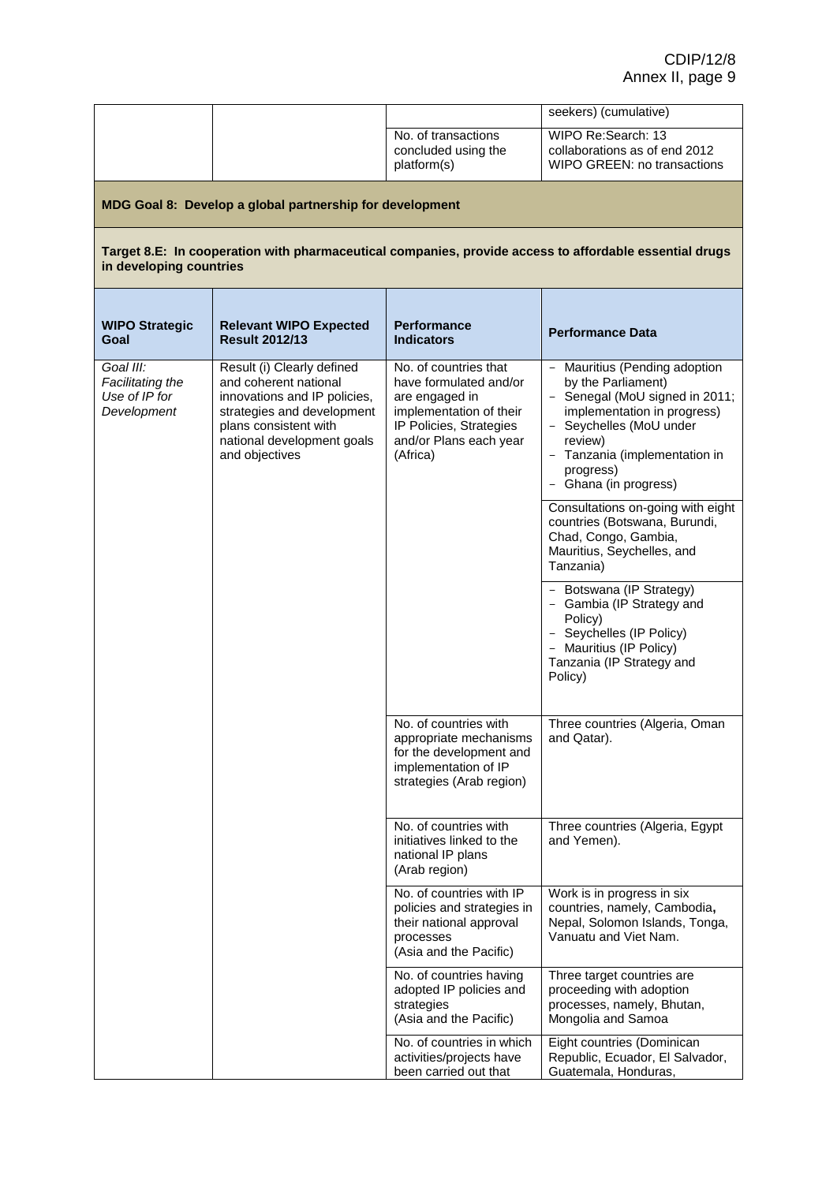| | | | seekers) (cumulative) |
|---|---|---|---|
| | | No. of transactions concluded using the platform(s) | WIPO Re:Search: 13 collaborations as of end 2012<br>WIPO GREEN: no transactions |

**MDG Goal 8: Develop a global partnership for development**

**Target 8.E: In cooperation with pharmaceutical companies, provide access to affordable essential drugs in developing countries**

| WIPO Strategic Goal | Relevant WIPO Expected Result 2012/13 | Performance Indicators | Performance Data |
|---|---|---|---|
| *Goal III: Facilitating the Use of IP for Development* | Result (i) Clearly defined and coherent national innovations and IP policies, strategies and development plans consistent with national development goals and objectives | No. of countries that have formulated and/or are engaged in implementation of their IP Policies, Strategies and/or Plans each year (Africa) | - Mauritius (Pending adoption by the Parliament)<br>- Senegal (MoU signed in 2011; implementation in progress)<br>- Seychelles (MoU under review)<br>- Tanzania (implementation in progress)<br>- Ghana (in progress) |
| | | | Consultations on-going with eight countries (Botswana, Burundi, Chad, Congo, Gambia, Mauritius, Seychelles, and Tanzania) |
| | | | - Botswana (IP Strategy)<br>- Gambia (IP Strategy and Policy)<br>- Seychelles (IP Policy)<br>- Mauritius (IP Policy)<br>Tanzania (IP Strategy and Policy) |
| | | No. of countries with appropriate mechanisms for the development and implementation of IP strategies (Arab region) | Three countries (Algeria, Oman and Qatar). |
| | | No. of countries with initiatives linked to the national IP plans (Arab region) | Three countries (Algeria, Egypt and Yemen). |
| | | No. of countries with IP policies and strategies in their national approval processes (Asia and the Pacific) | Work is in progress in six countries, namely, Cambodia**,** Nepal, Solomon Islands, Tonga, Vanuatu and Viet Nam. |
| | | No. of countries having adopted IP policies and strategies (Asia and the Pacific) | Three target countries are proceeding with adoption processes, namely, Bhutan, Mongolia and Samoa |
| | | No. of countries in which activities/projects have been carried out that | Eight countries (Dominican Republic, Ecuador, El Salvador, Guatemala, Honduras, |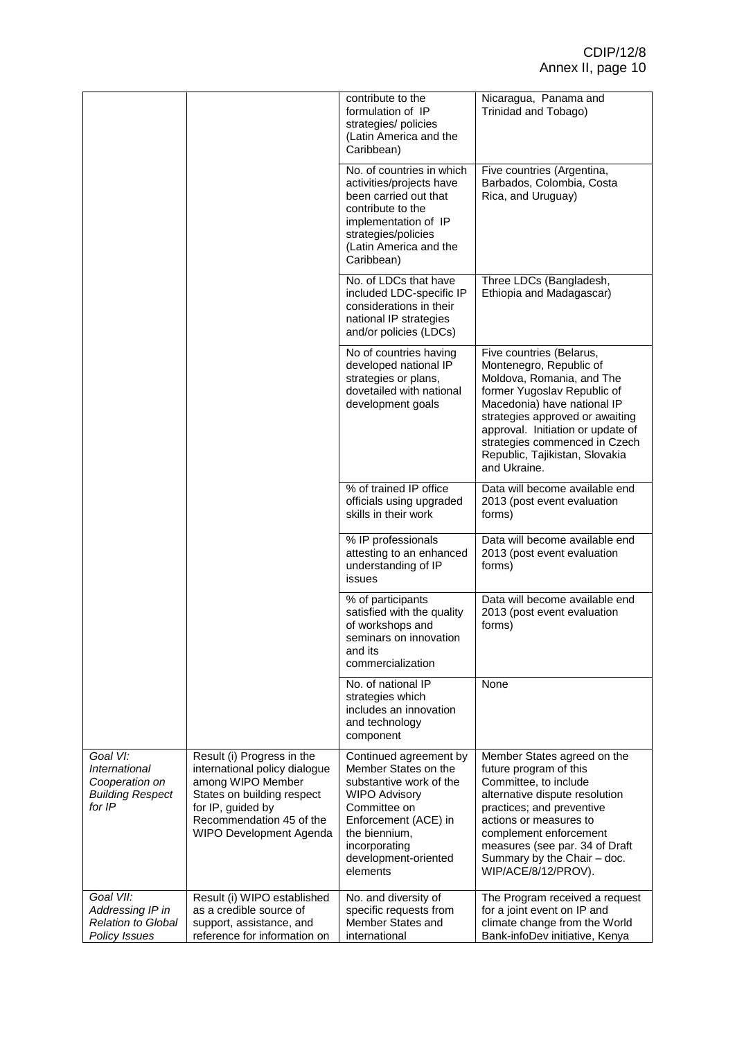| | | contribute to the formulation of IP strategies/ policies (Latin America and the Caribbean) | Nicaragua, Panama and Trinidad and Tobago) |
|---|---|---|---|
| | | No. of countries in which activities/projects have been carried out that contribute to the implementation of IP strategies/policies (Latin America and the Caribbean) | Five countries (Argentina, Barbados, Colombia, Costa Rica, and Uruguay) |
| | | No. of LDCs that have included LDC-specific IP considerations in their national IP strategies and/or policies (LDCs) | Three LDCs (Bangladesh, Ethiopia and Madagascar) |
| | | No of countries having developed national IP strategies or plans, dovetailed with national development goals | Five countries (Belarus, Montenegro, Republic of Moldova, Romania, and The former Yugoslav Republic of Macedonia) have national IP strategies approved or awaiting approval. Initiation or update of strategies commenced in Czech Republic, Tajikistan, Slovakia and Ukraine. |
| | | % of trained IP office officials using upgraded skills in their work | Data will become available end 2013 (post event evaluation forms) |
| | | % IP professionals attesting to an enhanced understanding of IP issues | Data will become available end 2013 (post event evaluation forms) |
| | | % of participants satisfied with the quality of workshops and seminars on innovation and its commercialization | Data will become available end 2013 (post event evaluation forms) |
| | | No. of national IP strategies which includes an innovation and technology component | None |
| *Goal VI: International Cooperation on Building Respect for IP* | Result (i) Progress in the international policy dialogue among WIPO Member States on building respect for IP, guided by Recommendation 45 of the WIPO Development Agenda | Continued agreement by Member States on the substantive work of the WIPO Advisory Committee on Enforcement (ACE) in the biennium, incorporating development-oriented elements | Member States agreed on the future program of this Committee, to include alternative dispute resolution practices; and preventive actions or measures to complement enforcement measures (see par. 34 of Draft Summary by the Chair – doc. WIP/ACE/8/12/PROV). |
| *Goal VII: Addressing IP in Relation to Global Policy Issues* | Result (i) WIPO established as a credible source of support, assistance, and reference for information on | No. and diversity of specific requests from Member States and international | The Program received a request for a joint event on IP and climate change from the World Bank-infoDev initiative, Kenya |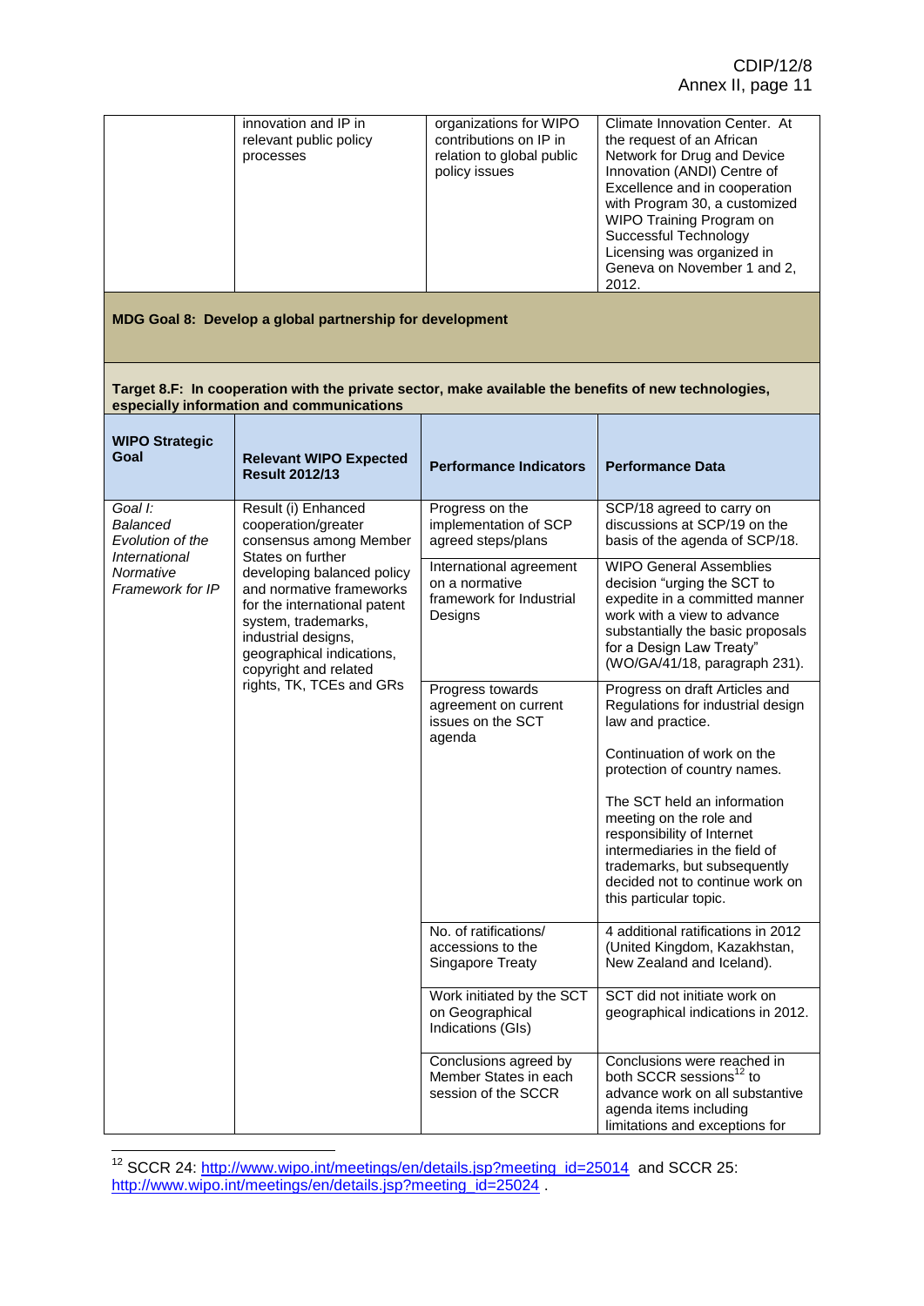| | innovation and IP in relevant public policy processes | organizations for WIPO contributions on IP in relation to global public policy issues | Climate Innovation Center. At the request of an African Network for Drug and Device Innovation (ANDI) Centre of Excellence and in cooperation with Program 30, a customized WIPO Training Program on Successful Technology Licensing was organized in Geneva on November 1 and 2, 2012. |
|---|---|---|---|

**MDG Goal 8: Develop a global partnership for development**

**Target 8.F: In cooperation with the private sector, make available the benefits of new technologies, especially information and communications**

| **WIPO Strategic Goal** | **Relevant WIPO Expected Result 2012/13** | **Performance Indicators** | **Performance Data** |
|---|---|---|---|
| *Goal I: Balanced Evolution of the International Normative Framework for IP* | Result (i) Enhanced cooperation/greater consensus among Member States on further developing balanced policy and normative frameworks for the international patent system, trademarks, industrial designs, geographical indications, copyright and related rights, TK, TCEs and GRs | Progress on the implementation of SCP agreed steps/plans | SCP/18 agreed to carry on discussions at SCP/19 on the basis of the agenda of SCP/18. |
| | | International agreement on a normative framework for Industrial Designs | WIPO General Assemblies decision "urging the SCT to expedite in a committed manner work with a view to advance substantially the basic proposals for a Design Law Treaty" (WO/GA/41/18, paragraph 231). |
| | | Progress towards agreement on current issues on the SCT agenda | Progress on draft Articles and Regulations for industrial design law and practice.<br><br>Continuation of work on the protection of country names.<br><br>The SCT held an information meeting on the role and responsibility of Internet intermediaries in the field of trademarks, but subsequently decided not to continue work on this particular topic. |
| | | No. of ratifications/ accessions to the Singapore Treaty | 4 additional ratifications in 2012 (United Kingdom, Kazakhstan, New Zealand and Iceland). |
| | | Work initiated by the SCT on Geographical Indications (GIs) | SCT did not initiate work on geographical indications in 2012. |
| | | Conclusions agreed by Member States in each session of the SCCR | Conclusions were reached in both SCCR sessions[12] to advance work on all substantive agenda items including limitations and exceptions for |

[12] SCCR 24: http://www.wipo.int/meetings/en/details.jsp?meeting_id=25014 and SCCR 25: http://www.wipo.int/meetings/en/details.jsp?meeting_id=25024 .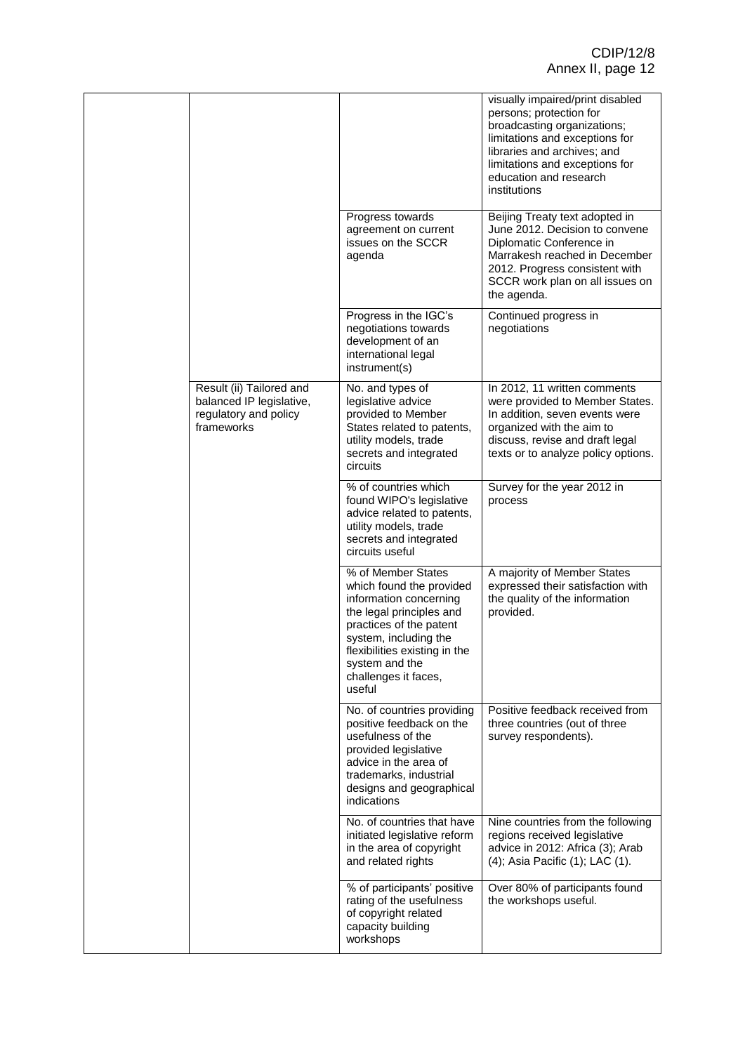| | | | |
|---|---|---|---|
| | | | visually impaired/print disabled persons; protection for broadcasting organizations; limitations and exceptions for libraries and archives; and limitations and exceptions for education and research institutions |
| | | Progress towards agreement on current issues on the SCCR agenda | Beijing Treaty text adopted in June 2012. Decision to convene Diplomatic Conference in Marrakesh reached in December 2012. Progress consistent with SCCR work plan on all issues on the agenda. |
| | | Progress in the IGC's negotiations towards development of an international legal instrument(s) | Continued progress in negotiations |
| | Result (ii) Tailored and balanced IP legislative, regulatory and policy frameworks | No. and types of legislative advice provided to Member States related to patents, utility models, trade secrets and integrated circuits | In 2012, 11 written comments were provided to Member States. In addition, seven events were organized with the aim to discuss, revise and draft legal texts or to analyze policy options. |
| | | % of countries which found WIPO's legislative advice related to patents, utility models, trade secrets and integrated circuits useful | Survey for the year 2012 in process |
| | | % of Member States which found the provided information concerning the legal principles and practices of the patent system, including the flexibilities existing in the system and the challenges it faces, useful | A majority of Member States expressed their satisfaction with the quality of the information provided. |
| | | No. of countries providing positive feedback on the usefulness of the provided legislative advice in the area of trademarks, industrial designs and geographical indications | Positive feedback received from three countries (out of three survey respondents). |
| | | No. of countries that have initiated legislative reform in the area of copyright and related rights | Nine countries from the following regions received legislative advice in 2012: Africa (3); Arab (4); Asia Pacific (1); LAC (1). |
| | | % of participants' positive rating of the usefulness of copyright related capacity building workshops | Over 80% of participants found the workshops useful. |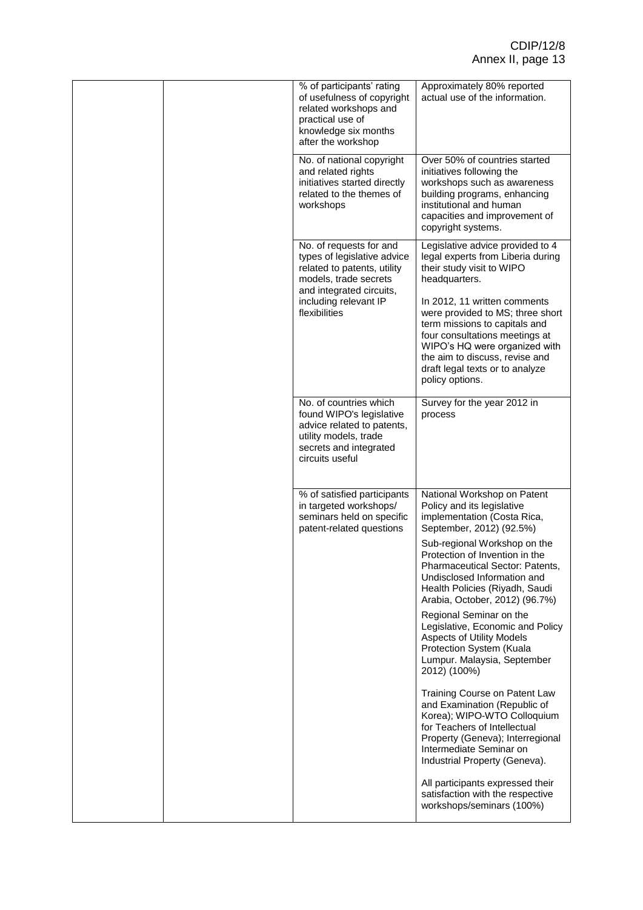| | | | |
|---|---|---|---|
| | | % of participants' rating of usefulness of copyright related workshops and practical use of knowledge six months after the workshop | Approximately 80% reported actual use of the information. |
| | | No. of national copyright and related rights initiatives started directly related to the themes of workshops | Over 50% of countries started initiatives following the workshops such as awareness building programs, enhancing institutional and human capacities and improvement of copyright systems. |
| | | No. of requests for and types of legislative advice related to patents, utility models, trade secrets and integrated circuits, including relevant IP flexibilities | Legislative advice provided to 4 legal experts from Liberia during their study visit to WIPO headquarters.<br><br>In 2012, 11 written comments were provided to MS; three short term missions to capitals and four consultations meetings at WIPO's HQ were organized with the aim to discuss, revise and draft legal texts or to analyze policy options. |
| | | No. of countries which found WIPO's legislative advice related to patents, utility models, trade secrets and integrated circuits useful | Survey for the year 2012 in process |
| | | % of satisfied participants in targeted workshops/ seminars held on specific patent-related questions | National Workshop on Patent Policy and its legislative implementation (Costa Rica, September, 2012) (92.5%)<br><br>Sub-regional Workshop on the Protection of Invention in the Pharmaceutical Sector: Patents, Undisclosed Information and Health Policies (Riyadh, Saudi Arabia, October, 2012) (96.7%)<br><br>Regional Seminar on the Legislative, Economic and Policy Aspects of Utility Models Protection System (Kuala Lumpur. Malaysia, September 2012) (100%)<br><br>Training Course on Patent Law and Examination (Republic of Korea); WIPO-WTO Colloquium for Teachers of Intellectual Property (Geneva); Interregional Intermediate Seminar on Industrial Property (Geneva).<br><br>All participants expressed their satisfaction with the respective workshops/seminars (100%) |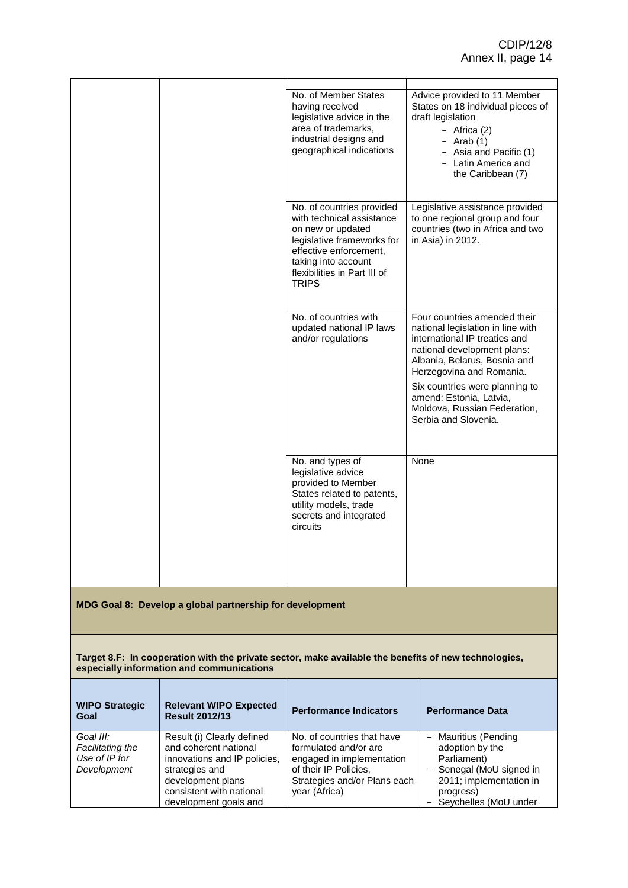| | | | |
|---|---|---|---|
| | | No. of Member States having received legislative advice in the area of trademarks, industrial designs and geographical indications | Advice provided to 11 Member States on 18 individual pieces of draft legislation<br>- Africa (2)<br>- Arab (1)<br>- Asia and Pacific (1)<br>- Latin America and the Caribbean (7) |
| | | No. of countries provided with technical assistance on new or updated legislative frameworks for effective enforcement, taking into account flexibilities in Part III of TRIPS | Legislative assistance provided to one regional group and four countries (two in Africa and two in Asia) in 2012. |
| | | No. of countries with updated national IP laws and/or regulations | Four countries amended their national legislation in line with international IP treaties and national development plans: Albania, Belarus, Bosnia and Herzegovina and Romania.<br><br>Six countries were planning to amend: Estonia, Latvia, Moldova, Russian Federation, Serbia and Slovenia. |
| | | No. and types of legislative advice provided to Member States related to patents, utility models, trade secrets and integrated circuits | None |

**MDG Goal 8: Develop a global partnership for development**

**Target 8.F: In cooperation with the private sector, make available the benefits of new technologies, especially information and communications**

| WIPO Strategic Goal | Relevant WIPO Expected Result 2012/13 | Performance Indicators | Performance Data |
|---|---|---|---|
| *Goal III: Facilitating the Use of IP for Development* | Result (i) Clearly defined and coherent national innovations and IP policies, strategies and development plans consistent with national development goals and | No. of countries that have formulated and/or are engaged in implementation of their IP Policies, Strategies and/or Plans each year (Africa) | - Mauritius (Pending adoption by the Parliament)<br>- Senegal (MoU signed in 2011; implementation in progress)<br>- Seychelles (MoU under |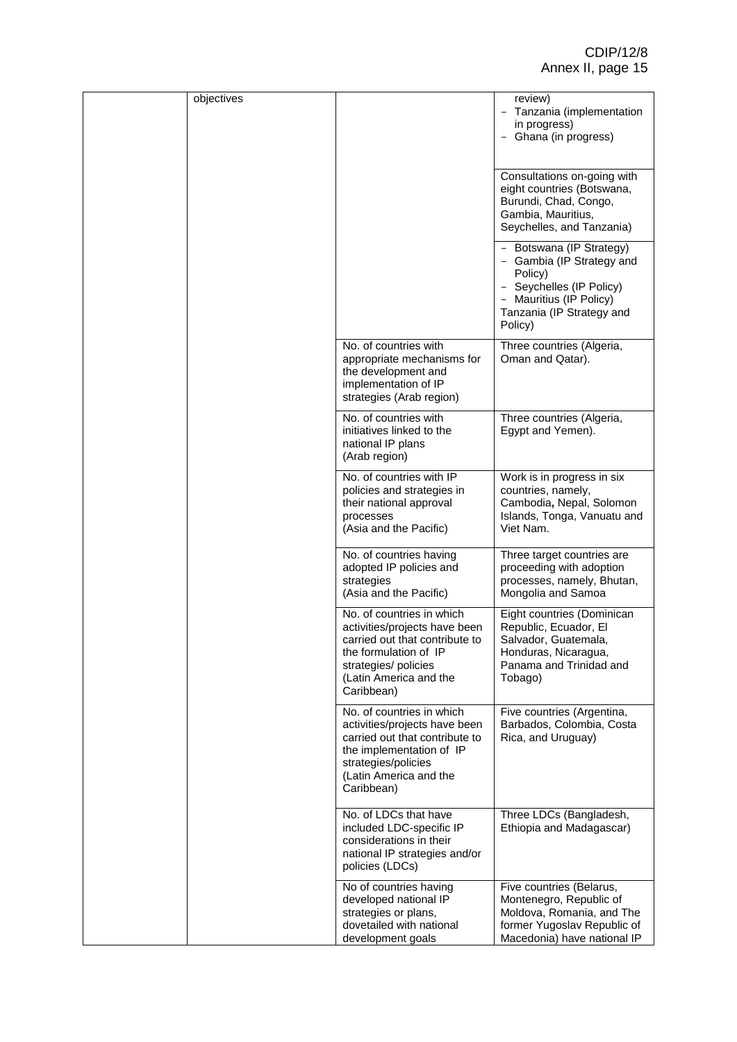| | objectives | | review)<br>- Tanzania (implementation in progress)<br>- Ghana (in progress) |
|---|---|---|---|
| | | | Consultations on-going with eight countries (Botswana, Burundi, Chad, Congo, Gambia, Mauritius, Seychelles, and Tanzania) |
| | | | - Botswana (IP Strategy)<br>- Gambia (IP Strategy and Policy)<br>- Seychelles (IP Policy)<br>- Mauritius (IP Policy)<br>Tanzania (IP Strategy and Policy) |
| | | No. of countries with appropriate mechanisms for the development and implementation of IP strategies (Arab region) | Three countries (Algeria, Oman and Qatar). |
| | | No. of countries with initiatives linked to the national IP plans (Arab region) | Three countries (Algeria, Egypt and Yemen). |
| | | No. of countries with IP policies and strategies in their national approval processes (Asia and the Pacific) | Work is in progress in six countries, namely, Cambodia**,** Nepal, Solomon Islands, Tonga, Vanuatu and Viet Nam. |
| | | No. of countries having adopted IP policies and strategies (Asia and the Pacific) | Three target countries are proceeding with adoption processes, namely, Bhutan, Mongolia and Samoa |
| | | No. of countries in which activities/projects have been carried out that contribute to the formulation of IP strategies/ policies (Latin America and the Caribbean) | Eight countries (Dominican Republic, Ecuador, El Salvador, Guatemala, Honduras, Nicaragua, Panama and Trinidad and Tobago) |
| | | No. of countries in which activities/projects have been carried out that contribute to the implementation of IP strategies/policies (Latin America and the Caribbean) | Five countries (Argentina, Barbados, Colombia, Costa Rica, and Uruguay) |
| | | No. of LDCs that have included LDC-specific IP considerations in their national IP strategies and/or policies (LDCs) | Three LDCs (Bangladesh, Ethiopia and Madagascar) |
| | | No of countries having developed national IP strategies or plans, dovetailed with national development goals | Five countries (Belarus, Montenegro, Republic of Moldova, Romania, and The former Yugoslav Republic of Macedonia) have national IP |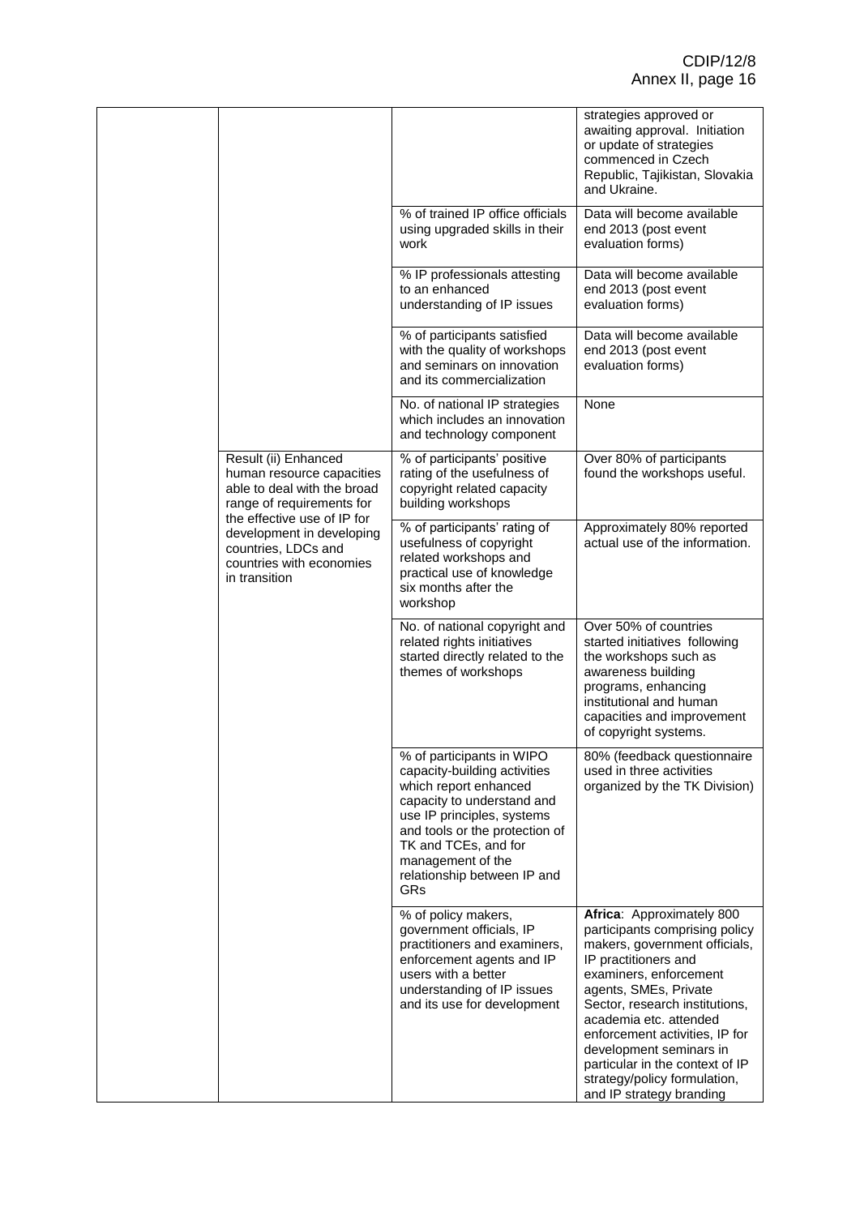| | | | |
|---|---|---|---|
| | | | strategies approved or awaiting approval. Initiation or update of strategies commenced in Czech Republic, Tajikistan, Slovakia and Ukraine. |
| | | % of trained IP office officials using upgraded skills in their work | Data will become available end 2013 (post event evaluation forms) |
| | | % IP professionals attesting to an enhanced understanding of IP issues | Data will become available end 2013 (post event evaluation forms) |
| | | % of participants satisfied with the quality of workshops and seminars on innovation and its commercialization | Data will become available end 2013 (post event evaluation forms) |
| | | No. of national IP strategies which includes an innovation and technology component | None |
| | Result (ii) Enhanced human resource capacities able to deal with the broad range of requirements for the effective use of IP for development in developing countries, LDCs and countries with economies in transition | % of participants' positive rating of the usefulness of copyright related capacity building workshops | Over 80% of participants found the workshops useful. |
| | | % of participants' rating of usefulness of copyright related workshops and practical use of knowledge six months after the workshop | Approximately 80% reported actual use of the information. |
| | | No. of national copyright and related rights initiatives started directly related to the themes of workshops | Over 50% of countries started initiatives following the workshops such as awareness building programs, enhancing institutional and human capacities and improvement of copyright systems. |
| | | % of participants in WIPO capacity-building activities which report enhanced capacity to understand and use IP principles, systems and tools or the protection of TK and TCEs, and for management of the relationship between IP and GRs | 80% (feedback questionnaire used in three activities organized by the TK Division) |
| | | % of policy makers, government officials, IP practitioners and examiners, enforcement agents and IP users with a better understanding of IP issues and its use for development | **Africa**: Approximately 800 participants comprising policy makers, government officials, IP practitioners and examiners, enforcement agents, SMEs, Private Sector, research institutions, academia etc. attended enforcement activities, IP for development seminars in particular in the context of IP strategy/policy formulation, and IP strategy branding |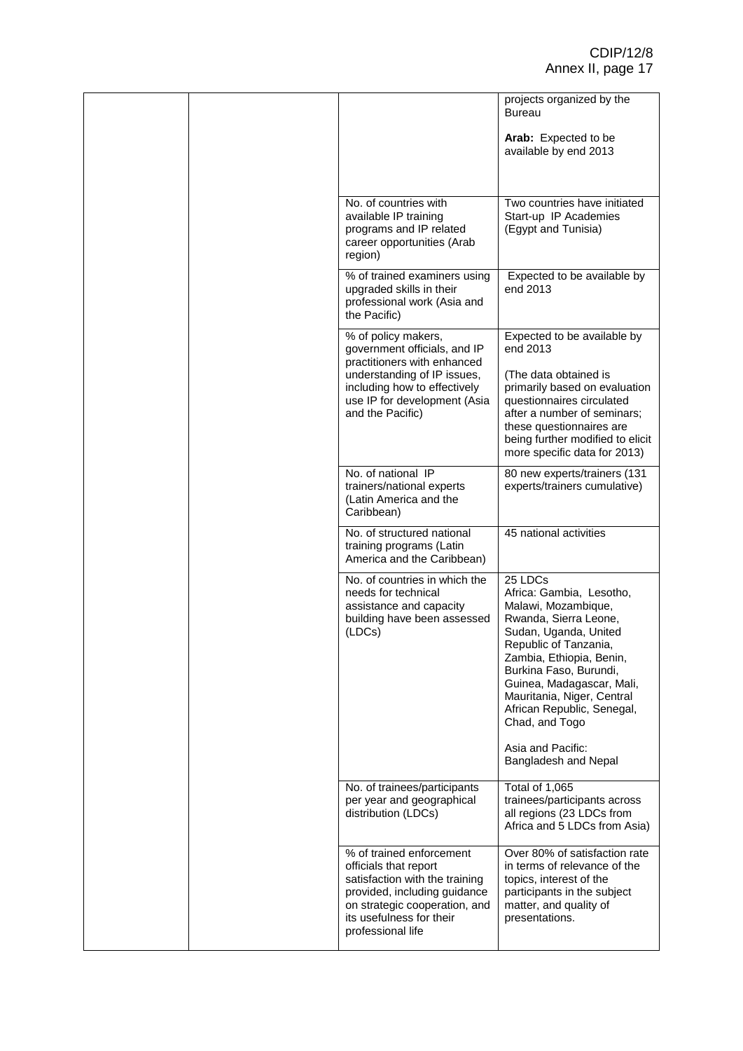| | | | |
|---|---|---|---|
| | | | projects organized by the Bureau<br><br>**Arab:** Expected to be available by end 2013 |
| | | No. of countries with available IP training programs and IP related career opportunities (Arab region) | Two countries have initiated Start-up IP Academies (Egypt and Tunisia) |
| | | % of trained examiners using upgraded skills in their professional work (Asia and the Pacific) | Expected to be available by end 2013 |
| | | % of policy makers, government officials, and IP practitioners with enhanced understanding of IP issues, including how to effectively use IP for development (Asia and the Pacific) | Expected to be available by end 2013<br><br>(The data obtained is primarily based on evaluation questionnaires circulated after a number of seminars; these questionnaires are being further modified to elicit more specific data for 2013) |
| | | No. of national IP trainers/national experts (Latin America and the Caribbean) | 80 new experts/trainers (131 experts/trainers cumulative) |
| | | No. of structured national training programs (Latin America and the Caribbean) | 45 national activities |
| | | No. of countries in which the needs for technical assistance and capacity building have been assessed (LDCs) | 25 LDCs<br>Africa: Gambia, Lesotho, Malawi, Mozambique, Rwanda, Sierra Leone, Sudan, Uganda, United Republic of Tanzania, Zambia, Ethiopia, Benin, Burkina Faso, Burundi, Guinea, Madagascar, Mali, Mauritania, Niger, Central African Republic, Senegal, Chad, and Togo<br><br>Asia and Pacific: Bangladesh and Nepal |
| | | No. of trainees/participants per year and geographical distribution (LDCs) | Total of 1,065 trainees/participants across all regions (23 LDCs from Africa and 5 LDCs from Asia) |
| | | % of trained enforcement officials that report satisfaction with the training provided, including guidance on strategic cooperation, and its usefulness for their professional life | Over 80% of satisfaction rate in terms of relevance of the topics, interest of the participants in the subject matter, and quality of presentations. |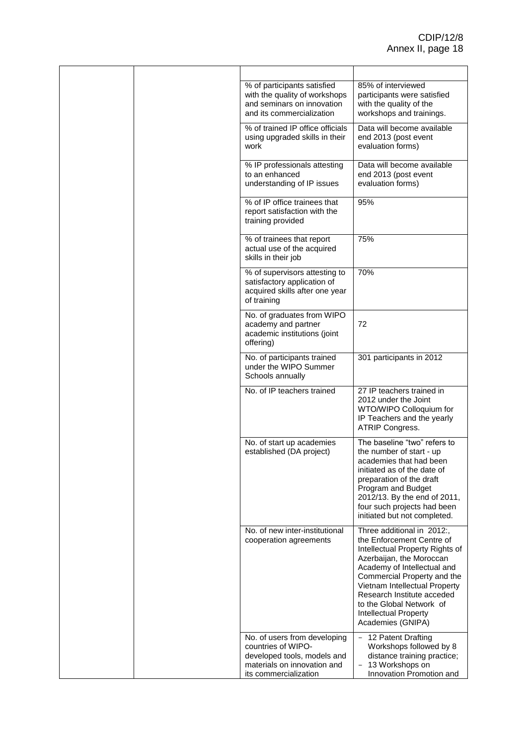| | | | |
|---|---|---|---|
| | | % of participants satisfied with the quality of workshops and seminars on innovation and its commercialization | 85% of interviewed participants were satisfied with the quality of the workshops and trainings. |
| | | % of trained IP office officials using upgraded skills in their work | Data will become available end 2013 (post event evaluation forms) |
| | | % IP professionals attesting to an enhanced understanding of IP issues | Data will become available end 2013 (post event evaluation forms) |
| | | % of IP office trainees that report satisfaction with the training provided | 95% |
| | | % of trainees that report actual use of the acquired skills in their job | 75% |
| | | % of supervisors attesting to satisfactory application of acquired skills after one year of training | 70% |
| | | No. of graduates from WIPO academy and partner academic institutions (joint offering) | 72 |
| | | No. of participants trained under the WIPO Summer Schools annually | 301 participants in 2012 |
| | | No. of IP teachers trained | 27 IP teachers trained in 2012 under the Joint WTO/WIPO Colloquium for IP Teachers and the yearly ATRIP Congress. |
| | | No. of start up academies established (DA project) | The baseline "two" refers to the number of start - up academies that had been initiated as of the date of preparation of the draft Program and Budget 2012/13. By the end of 2011, four such projects had been initiated but not completed. |
| | | No. of new inter-institutional cooperation agreements | Three additional in 2012:, the Enforcement Centre of Intellectual Property Rights of Azerbaijan, the Moroccan Academy of Intellectual and Commercial Property and the Vietnam Intellectual Property Research Institute acceded to the Global Network of Intellectual Property Academies (GNIPA) |
| | | No. of users from developing countries of WIPO-developed tools, models and materials on innovation and its commercialization | – 12 Patent Drafting Workshops followed by 8 distance training practice;<br>– 13 Workshops on Innovation Promotion and |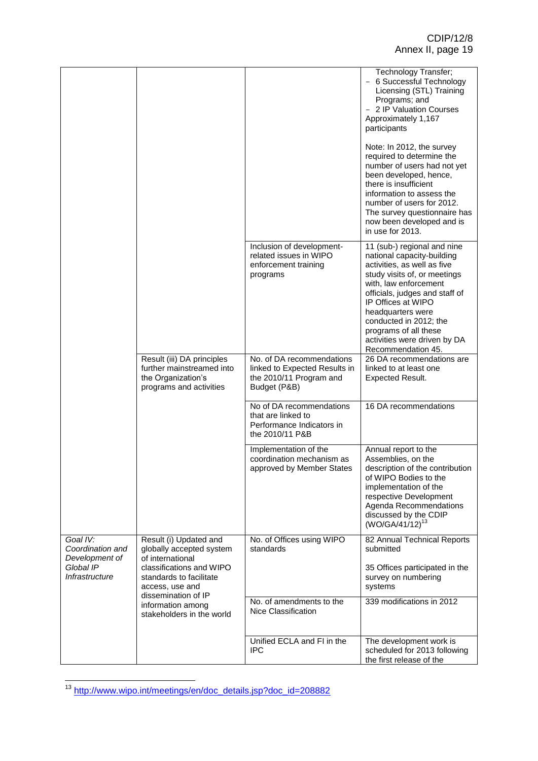| | | | Technology Transfer;<br>- 6 Successful Technology Licensing (STL) Training Programs; and<br>- 2 IP Valuation Courses<br>Approximately 1,167 participants<br><br>Note: In 2012, the survey required to determine the number of users had not yet been developed, hence, there is insufficient information to assess the number of users for 2012. The survey questionnaire has now been developed and is in use for 2013. |
|---|---|---|---|
| | | Inclusion of development-related issues in WIPO enforcement training programs | 11 (sub-) regional and nine national capacity-building activities, as well as five study visits of, or meetings with, law enforcement officials, judges and staff of IP Offices at WIPO headquarters were conducted in 2012; the programs of all these activities were driven by DA Recommendation 45. |
| | Result (iii) DA principles further mainstreamed into the Organization's programs and activities | No. of DA recommendations linked to Expected Results in the 2010/11 Program and Budget (P&B) | 26 DA recommendations are linked to at least one Expected Result. |
| | | No of DA recommendations that are linked to Performance Indicators in the 2010/11 P&B | 16 DA recommendations |
| | | Implementation of the coordination mechanism as approved by Member States | Annual report to the Assemblies, on the description of the contribution of WIPO Bodies to the implementation of the respective Development Agenda Recommendations discussed by the CDIP (WO/GA/41/12)[13] |
| *Goal IV: Coordination and Development of Global IP Infrastructure* | Result (i) Updated and globally accepted system of international classifications and WIPO standards to facilitate access, use and dissemination of IP information among stakeholders in the world | No. of Offices using WIPO standards | 82 Annual Technical Reports submitted<br><br>35 Offices participated in the survey on numbering systems |
| | | No. of amendments to the Nice Classification | 339 modifications in 2012 |
| | | Unified ECLA and FI in the IPC | The development work is scheduled for 2013 following the first release of the |

[13] http://www.wipo.int/meetings/en/doc_details.jsp?doc_id=208882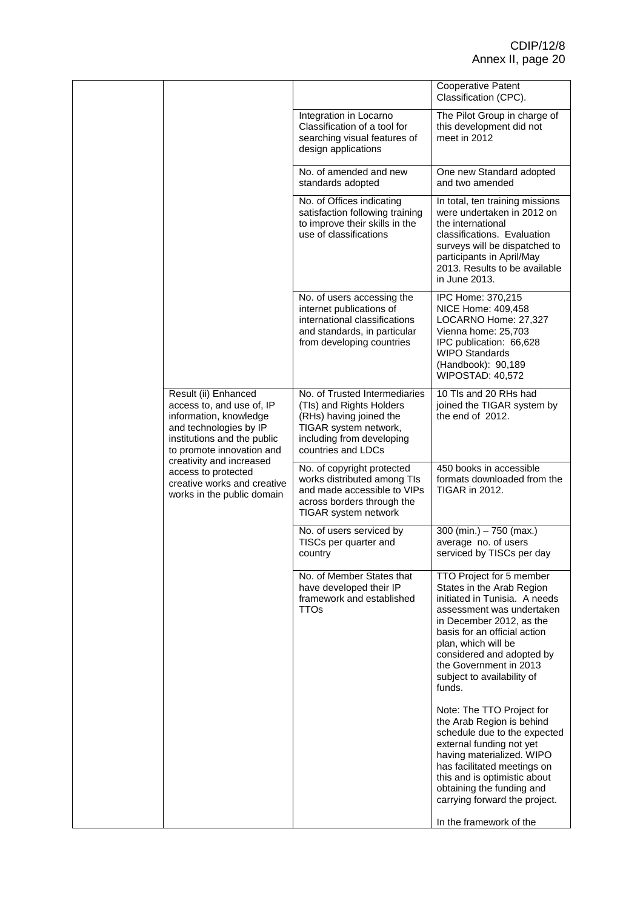| | | | |
|---|---|---|---|
| | | | Cooperative Patent Classification (CPC). |
| | | Integration in Locarno Classification of a tool for searching visual features of design applications | The Pilot Group in charge of this development did not meet in 2012 |
| | | No. of amended and new standards adopted | One new Standard adopted and two amended |
| | | No. of Offices indicating satisfaction following training to improve their skills in the use of classifications | In total, ten training missions were undertaken in 2012 on the international classifications. Evaluation surveys will be dispatched to participants in April/May 2013. Results to be available in June 2013. |
| | | No. of users accessing the internet publications of international classifications and standards, in particular from developing countries | IPC Home: 370,215<br>NICE Home: 409,458<br>LOCARNO Home: 27,327<br>Vienna home: 25,703<br>IPC publication: 66,628<br>WIPO Standards (Handbook): 90,189<br>WIPOSTAD: 40,572 |
| | Result (ii) Enhanced access to, and use of, IP information, knowledge and technologies by IP institutions and the public to promote innovation and creativity and increased access to protected creative works and creative works in the public domain | No. of Trusted Intermediaries (TIs) and Rights Holders (RHs) having joined the TIGAR system network, including from developing countries and LDCs | 10 TIs and 20 RHs had joined the TIGAR system by the end of 2012. |
| | | No. of copyright protected works distributed among TIs and made accessible to VIPs across borders through the TIGAR system network | 450 books in accessible formats downloaded from the TIGAR in 2012. |
| | | No. of users serviced by TISCs per quarter and country | 300 (min.) – 750 (max.) average no. of users serviced by TISCs per day |
| | | No. of Member States that have developed their IP framework and established TTOs | TTO Project for 5 member States in the Arab Region initiated in Tunisia. A needs assessment was undertaken in December 2012, as the basis for an official action plan, which will be considered and adopted by the Government in 2013 subject to availability of funds.<br><br>Note: The TTO Project for the Arab Region is behind schedule due to the expected external funding not yet having materialized. WIPO has facilitated meetings on this and is optimistic about obtaining the funding and carrying forward the project.<br><br>In the framework of the |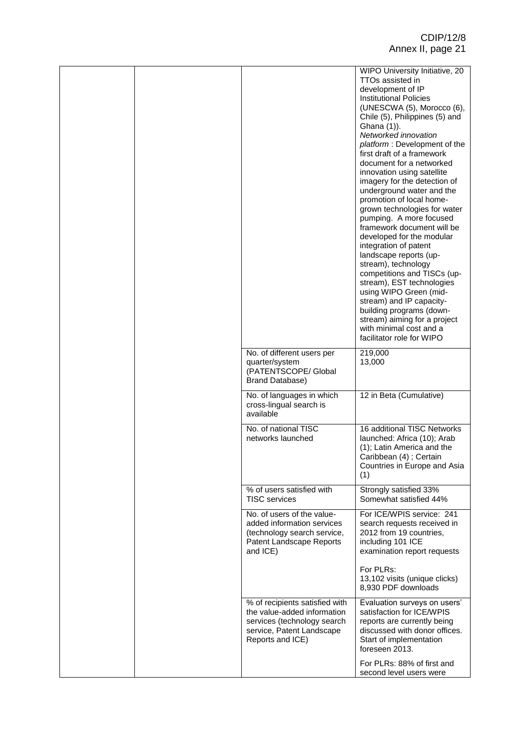| | | | |
|---|---|---|---|
| | | | WIPO University Initiative, 20 TTOs assisted in development of IP Institutional Policies (UNESCWA (5), Morocco (6), Chile (5), Philippines (5) and Ghana (1)).<br>*Networked innovation platform* : Development of the first draft of a framework document for a networked innovation using satellite imagery for the detection of underground water and the promotion of local home-grown technologies for water pumping. A more focused framework document will be developed for the modular integration of patent landscape reports (up-stream), technology competitions and TISCs (up-stream), EST technologies using WIPO Green (mid-stream) and IP capacity-building programs (down-stream) aiming for a project with minimal cost and a facilitator role for WIPO |
| | | No. of different users per quarter/system (PATENTSCOPE/ Global Brand Database) | 219,000<br>13,000 |
| | | No. of languages in which cross-lingual search is available | 12 in Beta (Cumulative) |
| | | No. of national TISC networks launched | 16 additional TISC Networks launched: Africa (10); Arab (1); Latin America and the Caribbean (4) ; Certain Countries in Europe and Asia (1) |
| | | % of users satisfied with TISC services | Strongly satisfied 33%<br>Somewhat satisfied 44% |
| | | No. of users of the value-added information services (technology search service, Patent Landscape Reports and ICE) | For ICE/WPIS service: 241 search requests received in 2012 from 19 countries, including 101 ICE examination report requests<br><br>For PLRs:<br>13,102 visits (unique clicks)<br>8,930 PDF downloads |
| | | % of recipients satisfied with the value-added information services (technology search service, Patent Landscape Reports and ICE) | Evaluation surveys on users' satisfaction for ICE/WPIS reports are currently being discussed with donor offices. Start of implementation foreseen 2013.<br><br>For PLRs: 88% of first and second level users were |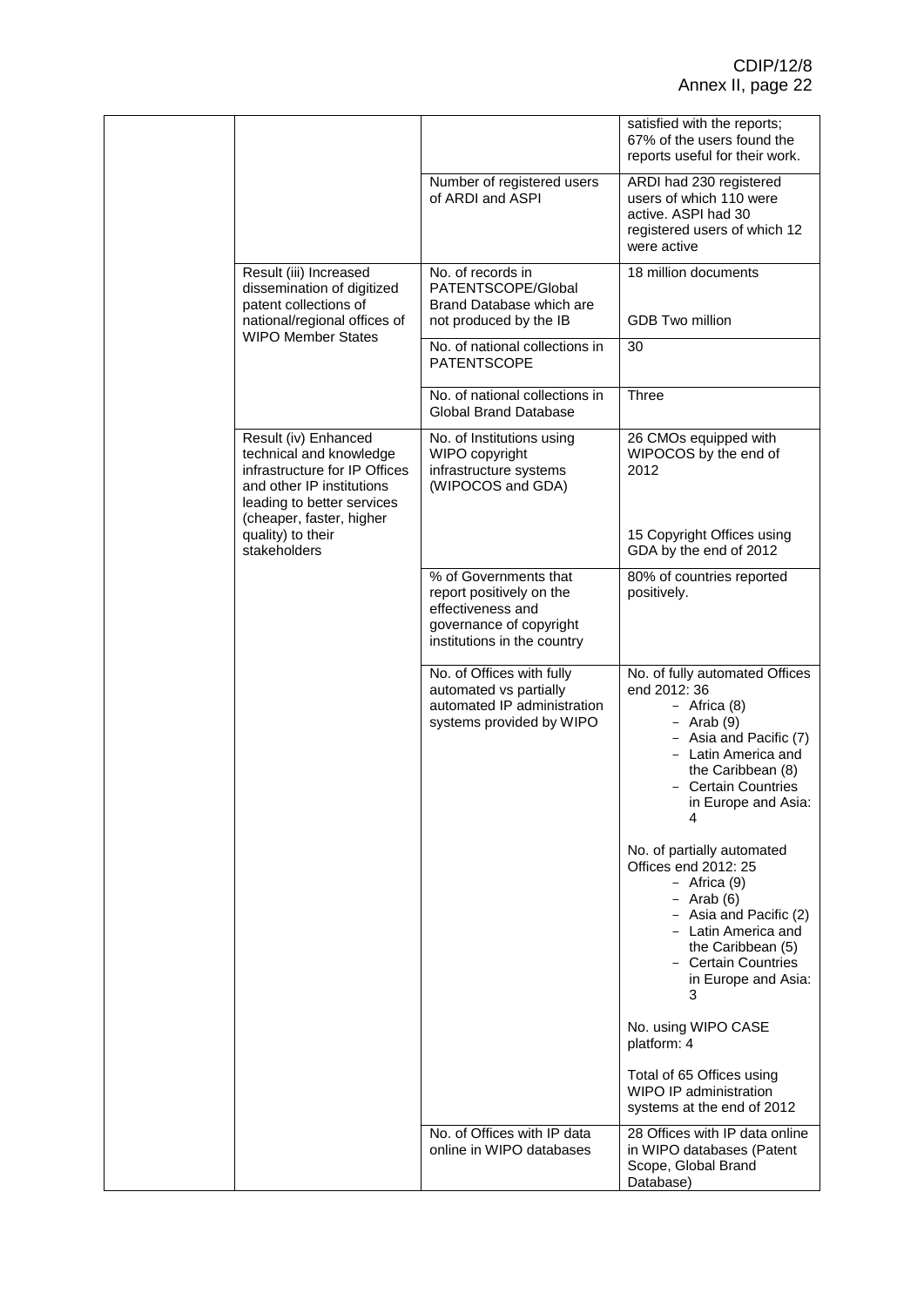| | | | |
|---|---|---|---|
| | | | satisfied with the reports; 67% of the users found the reports useful for their work. |
| | | Number of registered users of ARDI and ASPI | ARDI had 230 registered users of which 110 were active. ASPI had 30 registered users of which 12 were active |
| | Result (iii) Increased dissemination of digitized patent collections of national/regional offices of WIPO Member States | No. of records in PATENTSCOPE/Global Brand Database which are not produced by the IB | 18 million documents<br><br>GDB Two million |
| | | No. of national collections in PATENTSCOPE | 30 |
| | | No. of national collections in Global Brand Database | Three |
| | Result (iv) Enhanced technical and knowledge infrastructure for IP Offices and other IP institutions leading to better services (cheaper, faster, higher quality) to their stakeholders | No. of Institutions using WIPO copyright infrastructure systems (WIPOCOS and GDA) | 26 CMOs equipped with WIPOCOS by the end of 2012<br><br>15 Copyright Offices using GDA by the end of 2012 |
| | | % of Governments that report positively on the effectiveness and governance of copyright institutions in the country | 80% of countries reported positively. |
| | | No. of Offices with fully automated vs partially automated IP administration systems provided by WIPO | No. of fully automated Offices end 2012: 36<br>- Africa (8)<br>- Arab (9)<br>- Asia and Pacific (7)<br>- Latin America and the Caribbean (8)<br>- Certain Countries in Europe and Asia: 4<br><br>No. of partially automated Offices end 2012: 25<br>- Africa (9)<br>- Arab (6)<br>- Asia and Pacific (2)<br>- Latin America and the Caribbean (5)<br>- Certain Countries in Europe and Asia: 3<br><br>No. using WIPO CASE platform: 4<br><br>Total of 65 Offices using WIPO IP administration systems at the end of 2012 |
| | | No. of Offices with IP data online in WIPO databases | 28 Offices with IP data online in WIPO databases (Patent Scope, Global Brand Database) |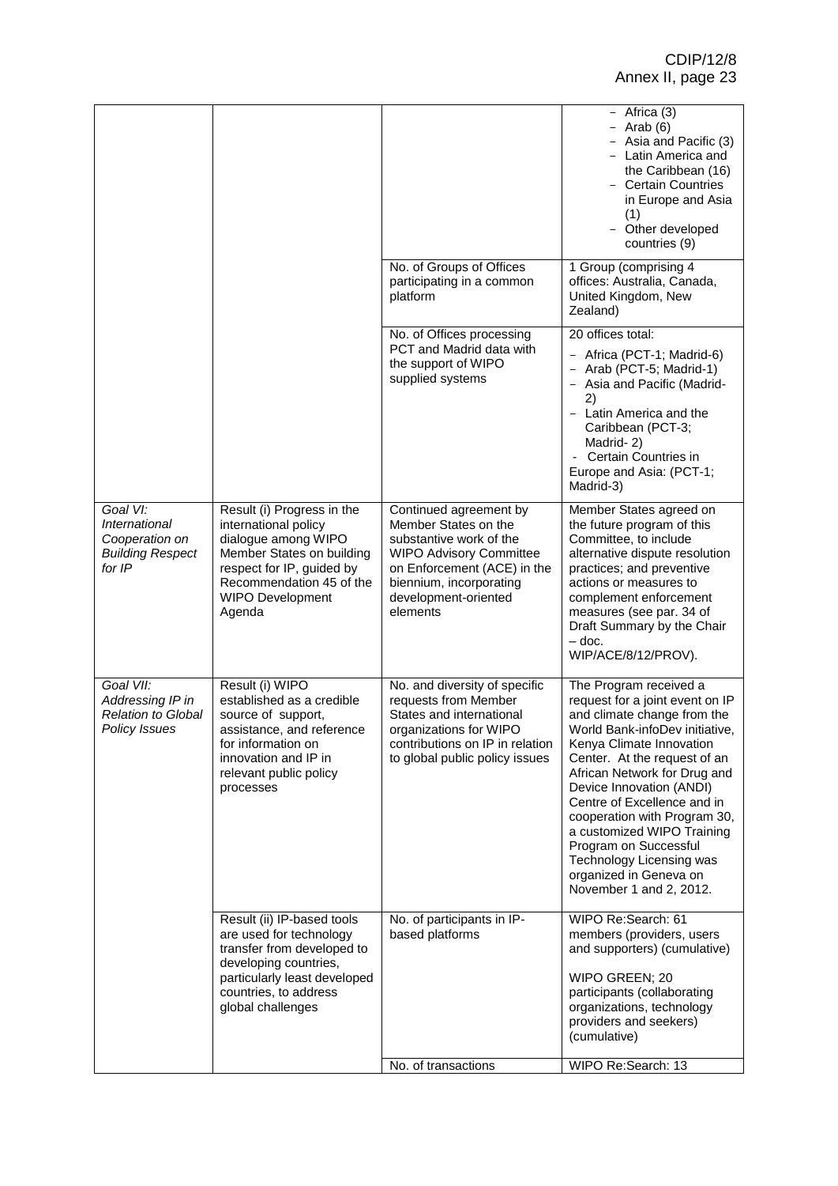| | | | |
|---|---|---|---|
| | | | - Africa (3)<br>- Arab (6)<br>- Asia and Pacific (3)<br>- Latin America and the Caribbean (16)<br>- Certain Countries in Europe and Asia (1)<br>- Other developed countries (9) |
| | | No. of Groups of Offices participating in a common platform | 1 Group (comprising 4 offices: Australia, Canada, United Kingdom, New Zealand) |
| | | No. of Offices processing PCT and Madrid data with the support of WIPO supplied systems | 20 offices total:<br>- Africa (PCT-1; Madrid-6)<br>- Arab (PCT-5; Madrid-1)<br>- Asia and Pacific (Madrid-2)<br>- Latin America and the Caribbean (PCT-3; Madrid- 2)<br>- Certain Countries in Europe and Asia: (PCT-1; Madrid-3) |
| *Goal VI: International Cooperation on Building Respect for IP* | Result (i) Progress in the international policy dialogue among WIPO Member States on building respect for IP, guided by Recommendation 45 of the WIPO Development Agenda | Continued agreement by Member States on the substantive work of the WIPO Advisory Committee on Enforcement (ACE) in the biennium, incorporating development-oriented elements | Member States agreed on the future program of this Committee, to include alternative dispute resolution practices; and preventive actions or measures to complement enforcement measures (see par. 34 of Draft Summary by the Chair – doc. WIP/ACE/8/12/PROV). |
| *Goal VII: Addressing IP in Relation to Global Policy Issues* | Result (i) WIPO established as a credible source of support, assistance, and reference for information on innovation and IP in relevant public policy processes | No. and diversity of specific requests from Member States and international organizations for WIPO contributions on IP in relation to global public policy issues | The Program received a request for a joint event on IP and climate change from the World Bank-infoDev initiative, Kenya Climate Innovation Center. At the request of an African Network for Drug and Device Innovation (ANDI) Centre of Excellence and in cooperation with Program 30, a customized WIPO Training Program on Successful Technology Licensing was organized in Geneva on November 1 and 2, 2012. |
| | Result (ii) IP-based tools are used for technology transfer from developed to developing countries, particularly least developed countries, to address global challenges | No. of participants in IP-based platforms | WIPO Re:Search: 61 members (providers, users and supporters) (cumulative)<br><br>WIPO GREEN; 20 participants (collaborating organizations, technology providers and seekers) (cumulative) |
| | | No. of transactions | WIPO Re:Search: 13 |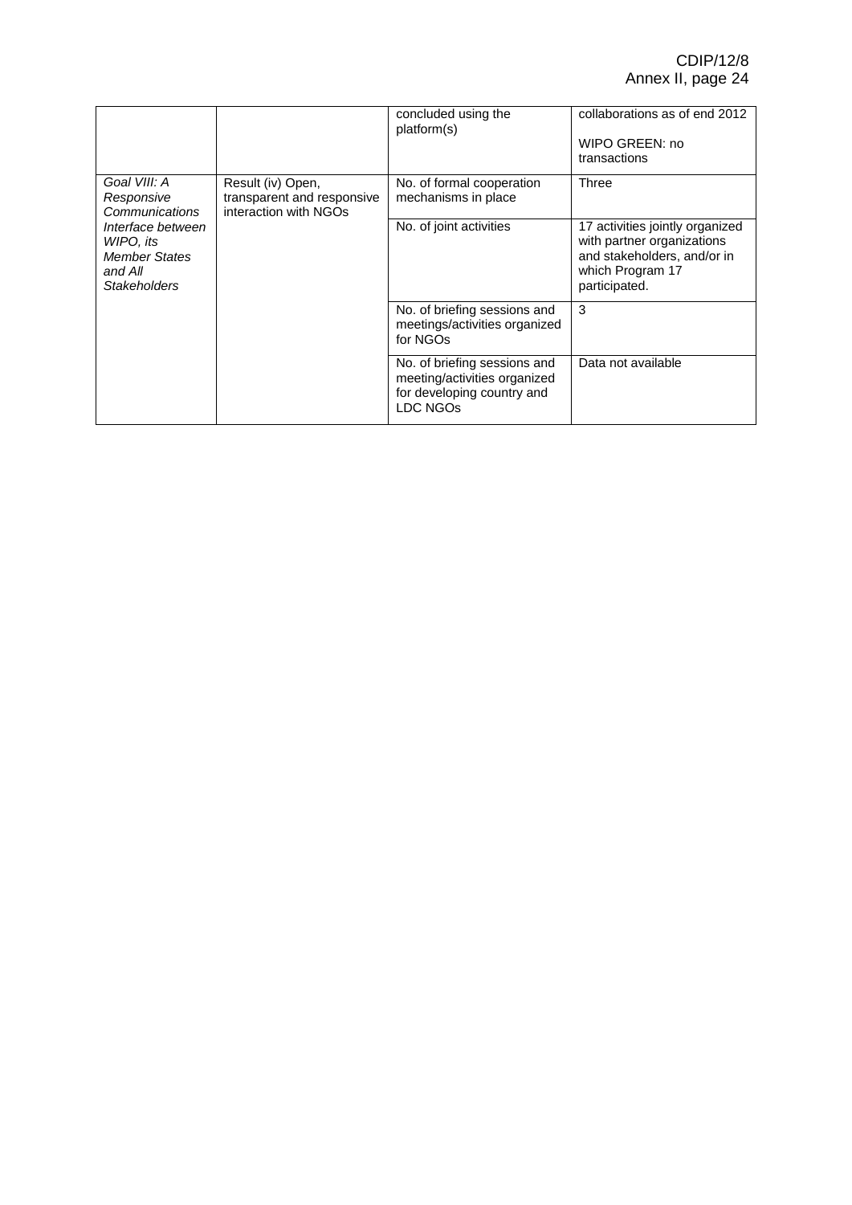| | | | |
|---|---|---|---|
| | | concluded using the platform(s) | collaborations as of end 2012<br><br>WIPO GREEN: no transactions |
| *Goal VIII: A Responsive Communications Interface between WIPO, its Member States and All Stakeholders* | Result (iv) Open, transparent and responsive interaction with NGOs | No. of formal cooperation mechanisms in place | Three |
| | | No. of joint activities | 17 activities jointly organized with partner organizations and stakeholders, and/or in which Program 17 participated. |
| | | No. of briefing sessions and meetings/activities organized for NGOs | 3 |
| | | No. of briefing sessions and meeting/activities organized for developing country and LDC NGOs | Data not available |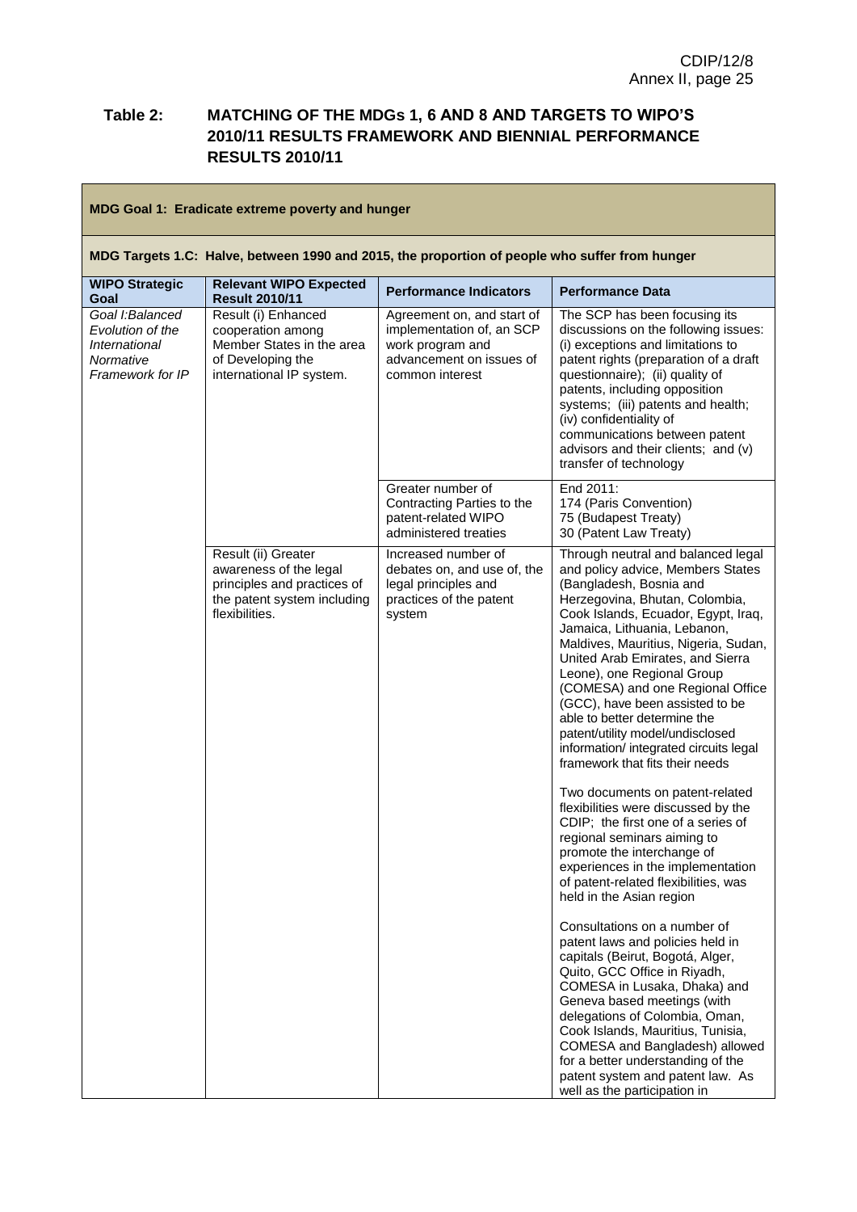## Table 2: MATCHING OF THE MDGs 1, 6 AND 8 AND TARGETS TO WIPO'S 2010/11 RESULTS FRAMEWORK AND BIENNIAL PERFORMANCE RESULTS 2010/11

**MDG Goal 1: Eradicate extreme poverty and hunger**

**MDG Targets 1.C: Halve, between 1990 and 2015, the proportion of people who suffer from hunger**

| WIPO Strategic Goal | Relevant WIPO Expected Result 2010/11 | Performance Indicators | Performance Data |
|---|---|---|---|
| *Goal I:Balanced Evolution of the International Normative Framework for IP* | Result (i) Enhanced cooperation among Member States in the area of Developing the international IP system. | Agreement on, and start of implementation of, an SCP work program and advancement on issues of common interest | The SCP has been focusing its discussions on the following issues: (i) exceptions and limitations to patent rights (preparation of a draft questionnaire); (ii) quality of patents, including opposition systems; (iii) patents and health; (iv) confidentiality of communications between patent advisors and their clients; and (v) transfer of technology |
| | | Greater number of Contracting Parties to the patent-related WIPO administered treaties | End 2011:<br>174 (Paris Convention)<br>75 (Budapest Treaty)<br>30 (Patent Law Treaty) |
| | Result (ii) Greater awareness of the legal principles and practices of the patent system including flexibilities. | Increased number of debates on, and use of, the legal principles and practices of the patent system | Through neutral and balanced legal and policy advice, Members States (Bangladesh, Bosnia and Herzegovina, Bhutan, Colombia, Cook Islands, Ecuador, Egypt, Iraq, Jamaica, Lithuania, Lebanon, Maldives, Mauritius, Nigeria, Sudan, United Arab Emirates, and Sierra Leone), one Regional Group (COMESA) and one Regional Office (GCC), have been assisted to be able to better determine the patent/utility model/undisclosed information/ integrated circuits legal framework that fits their needs<br><br>Two documents on patent-related flexibilities were discussed by the CDIP; the first one of a series of regional seminars aiming to promote the interchange of experiences in the implementation of patent-related flexibilities, was held in the Asian region<br><br>Consultations on a number of patent laws and policies held in capitals (Beirut, Bogotá, Alger, Quito, GCC Office in Riyadh, COMESA in Lusaka, Dhaka) and Geneva based meetings (with delegations of Colombia, Oman, Cook Islands, Mauritius, Tunisia, COMESA and Bangladesh) allowed for a better understanding of the patent system and patent law. As well as the participation in |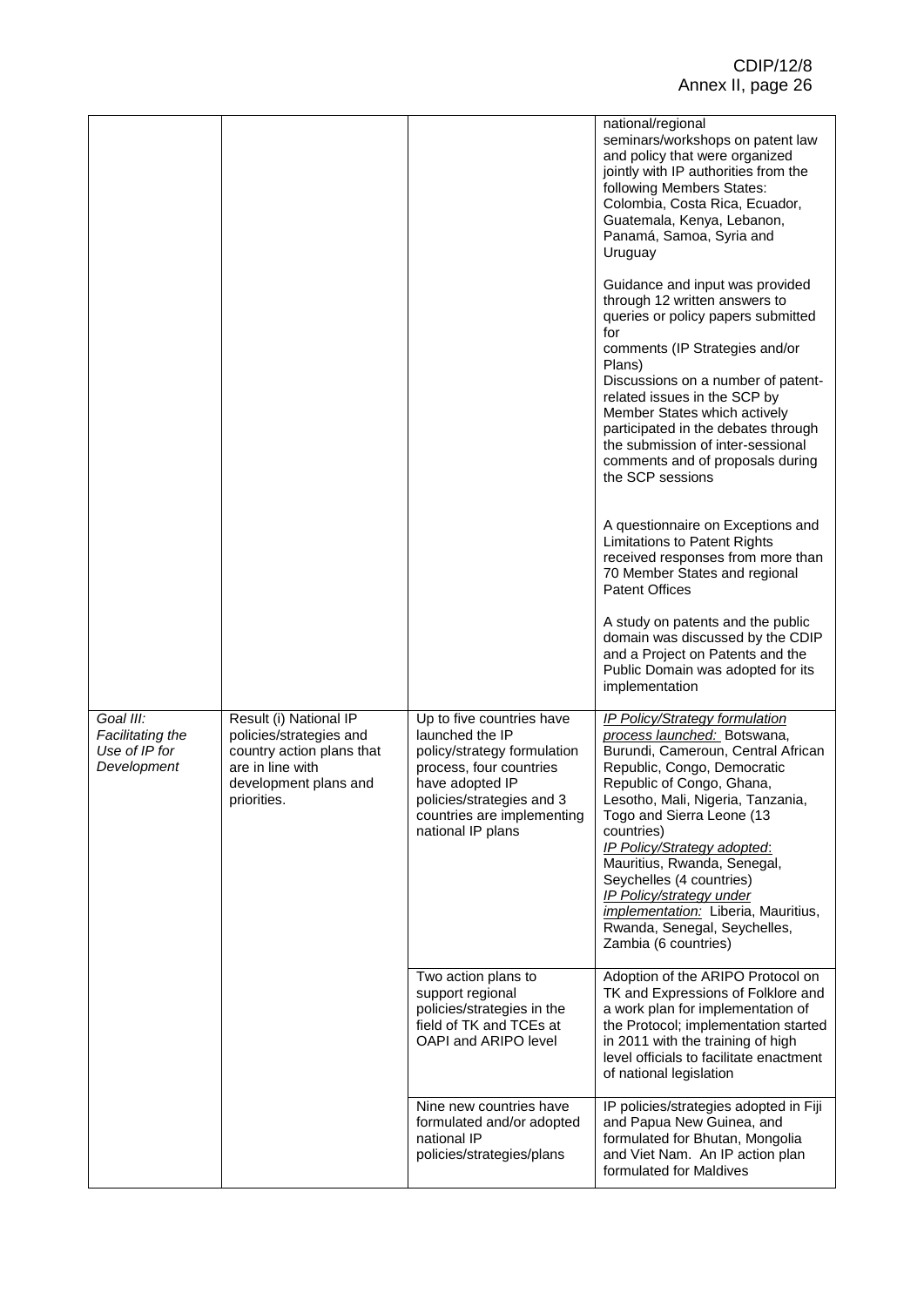| | | | |
|---|---|---|---|
| | | | national/regional seminars/workshops on patent law and policy that were organized jointly with IP authorities from the following Members States: Colombia, Costa Rica, Ecuador, Guatemala, Kenya, Lebanon, Panamá, Samoa, Syria and Uruguay<br><br>Guidance and input was provided through 12 written answers to queries or policy papers submitted for comments (IP Strategies and/or Plans)<br>Discussions on a number of patent-related issues in the SCP by Member States which actively participated in the debates through the submission of inter-sessional comments and of proposals during the SCP sessions<br><br>A questionnaire on Exceptions and Limitations to Patent Rights received responses from more than 70 Member States and regional Patent Offices<br><br>A study on patents and the public domain was discussed by the CDIP and a Project on Patents and the Public Domain was adopted for its implementation |
| *Goal III: Facilitating the Use of IP for Development* | Result (i) National IP policies/strategies and country action plans that are in line with development plans and priorities. | Up to five countries have launched the IP policy/strategy formulation process, four countries have adopted IP policies/strategies and 3 countries are implementing national IP plans | *IP Policy/Strategy formulation process launched:* Botswana, Burundi, Cameroun, Central African Republic, Congo, Democratic Republic of Congo, Ghana, Lesotho, Mali, Nigeria, Tanzania, Togo and Sierra Leone (13 countries)<br>*IP Policy/Strategy adopted*: Mauritius, Rwanda, Senegal, Seychelles (4 countries)<br>*IP Policy/strategy under implementation:* Liberia, Mauritius, Rwanda, Senegal, Seychelles, Zambia (6 countries) |
| | | Two action plans to support regional policies/strategies in the field of TK and TCEs at OAPI and ARIPO level | Adoption of the ARIPO Protocol on TK and Expressions of Folklore and a work plan for implementation of the Protocol; implementation started in 2011 with the training of high level officials to facilitate enactment of national legislation |
| | | Nine new countries have formulated and/or adopted national IP policies/strategies/plans | IP policies/strategies adopted in Fiji and Papua New Guinea, and formulated for Bhutan, Mongolia and Viet Nam. An IP action plan formulated for Maldives |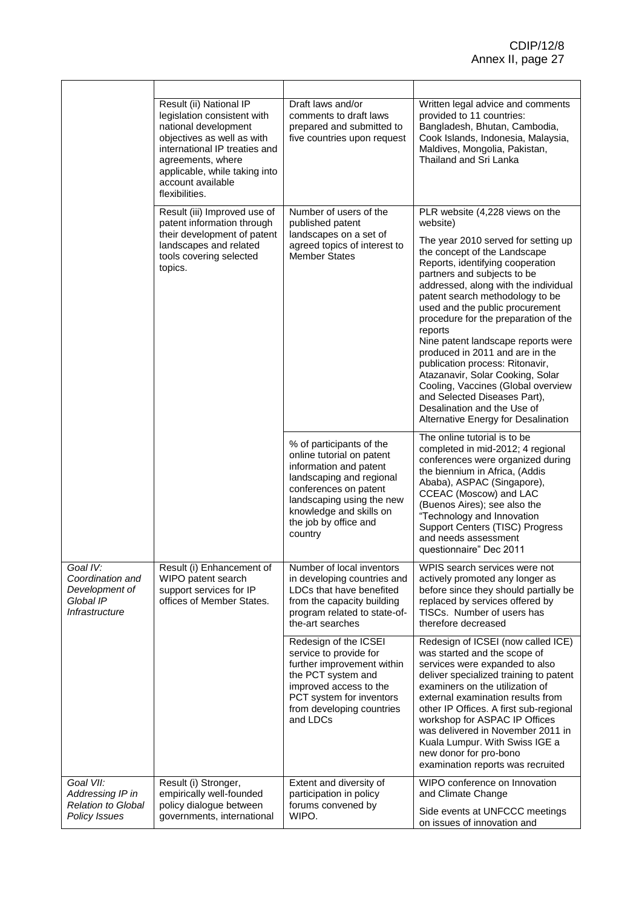| | | | |
|---|---|---|---|
| | Result (ii) National IP legislation consistent with national development objectives as well as with international IP treaties and agreements, where applicable, while taking into account available flexibilities. | Draft laws and/or comments to draft laws prepared and submitted to five countries upon request | Written legal advice and comments provided to 11 countries: Bangladesh, Bhutan, Cambodia, Cook Islands, Indonesia, Malaysia, Maldives, Mongolia, Pakistan, Thailand and Sri Lanka |
| | Result (iii) Improved use of patent information through their development of patent landscapes and related tools covering selected topics. | Number of users of the published patent landscapes on a set of agreed topics of interest to Member States | PLR website (4,228 views on the website)<br><br>The year 2010 served for setting up the concept of the Landscape Reports, identifying cooperation partners and subjects to be addressed, along with the individual patent search methodology to be used and the public procurement procedure for the preparation of the reports<br>Nine patent landscape reports were produced in 2011 and are in the publication process: Ritonavir, Atazanavir, Solar Cooking, Solar Cooling, Vaccines (Global overview and Selected Diseases Part), Desalination and the Use of Alternative Energy for Desalination |
| | | % of participants of the online tutorial on patent information and patent landscaping and regional conferences on patent landscaping using the new knowledge and skills on the job by office and country | The online tutorial is to be completed in mid-2012; 4 regional conferences were organized during the biennium in Africa, (Addis Ababa), ASPAC (Singapore), CCEAC (Moscow) and LAC (Buenos Aires); see also the "Technology and Innovation Support Centers (TISC) Progress and needs assessment questionnaire" Dec 2011 |
| *Goal IV: Coordination and Development of Global IP Infrastructure* | Result (i) Enhancement of WIPO patent search support services for IP offices of Member States. | Number of local inventors in developing countries and LDCs that have benefited from the capacity building program related to state-of-the-art searches | WPIS search services were not actively promoted any longer as before since they should partially be replaced by services offered by TISCs. Number of users has therefore decreased |
| | | Redesign of the ICSEI service to provide for further improvement within the PCT system and improved access to the PCT system for inventors from developing countries and LDCs | Redesign of ICSEI (now called ICE) was started and the scope of services were expanded to also deliver specialized training to patent examiners on the utilization of external examination results from other IP Offices. A first sub-regional workshop for ASPAC IP Offices was delivered in November 2011 in Kuala Lumpur. With Swiss IGE a new donor for pro-bono examination reports was recruited |
| *Goal VII: Addressing IP in Relation to Global Policy Issues* | Result (i) Stronger, empirically well-founded policy dialogue between governments, international | Extent and diversity of participation in policy forums convened by WIPO. | WIPO conference on Innovation and Climate Change<br><br>Side events at UNFCCC meetings on issues of innovation and |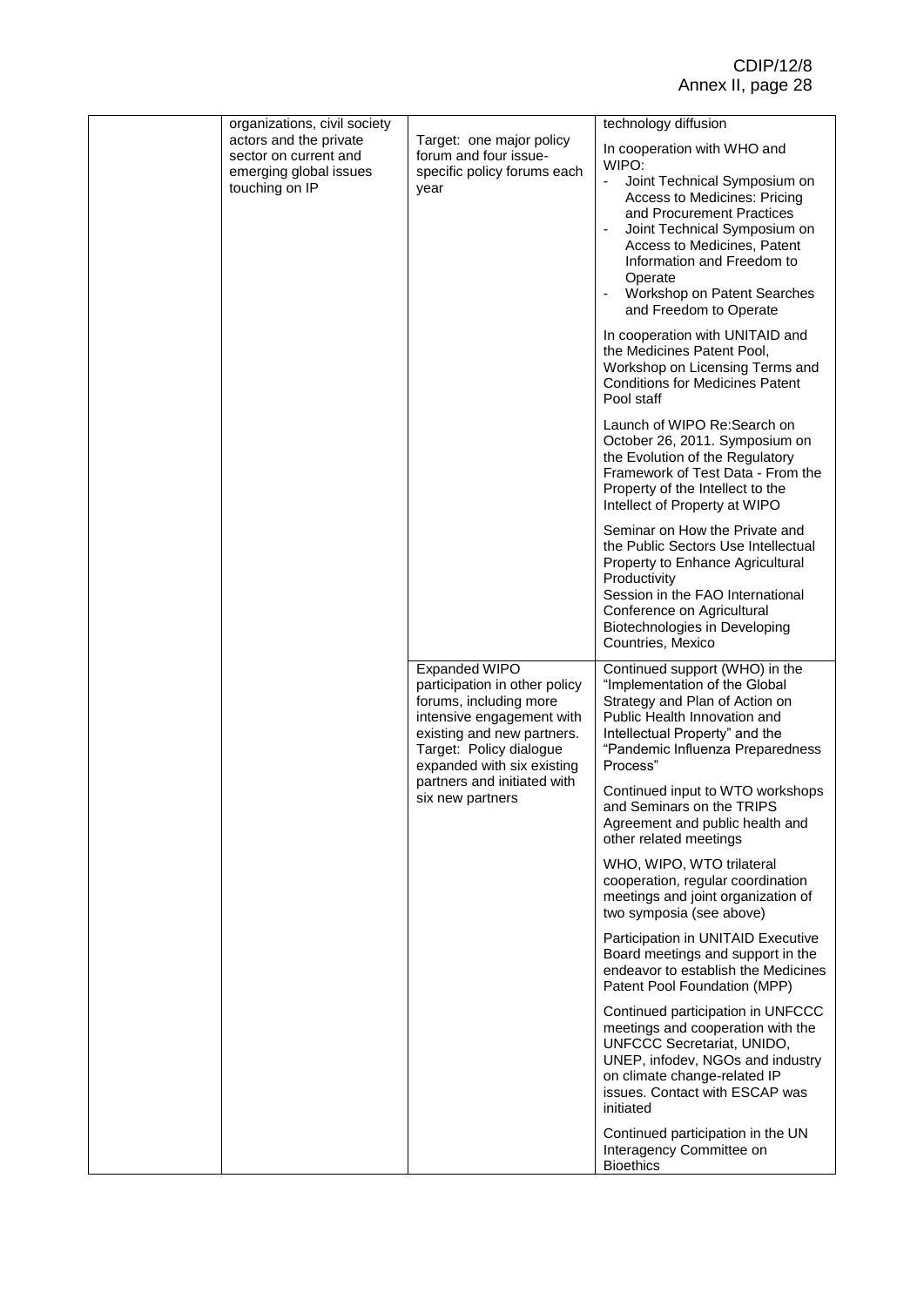| | | | |
|---|---|---|---|
| | organizations, civil society actors and the private sector on current and emerging global issues touching on IP | Target: one major policy forum and four issue-specific policy forums each year | technology diffusion<br><br>In cooperation with WHO and WIPO:<br>- Joint Technical Symposium on Access to Medicines: Pricing and Procurement Practices<br>- Joint Technical Symposium on Access to Medicines, Patent Information and Freedom to Operate<br>- Workshop on Patent Searches and Freedom to Operate<br><br>In cooperation with UNITAID and the Medicines Patent Pool, Workshop on Licensing Terms and Conditions for Medicines Patent Pool staff<br><br>Launch of WIPO Re:Search on October 26, 2011. Symposium on the Evolution of the Regulatory Framework of Test Data - From the Property of the Intellect to the Intellect of Property at WIPO<br><br>Seminar on How the Private and the Public Sectors Use Intellectual Property to Enhance Agricultural Productivity<br>Session in the FAO International Conference on Agricultural Biotechnologies in Developing Countries, Mexico |
| | | Expanded WIPO participation in other policy forums, including more intensive engagement with existing and new partners.<br>Target: Policy dialogue expanded with six existing partners and initiated with six new partners | Continued support (WHO) in the "Implementation of the Global Strategy and Plan of Action on Public Health Innovation and Intellectual Property" and the "Pandemic Influenza Preparedness Process"<br><br>Continued input to WTO workshops and Seminars on the TRIPS Agreement and public health and other related meetings<br><br>WHO, WIPO, WTO trilateral cooperation, regular coordination meetings and joint organization of two symposia (see above)<br><br>Participation in UNITAID Executive Board meetings and support in the endeavor to establish the Medicines Patent Pool Foundation (MPP)<br><br>Continued participation in UNFCCC meetings and cooperation with the UNFCCC Secretariat, UNIDO, UNEP, infodev, NGOs and industry on climate change-related IP issues. Contact with ESCAP was initiated<br><br>Continued participation in the UN Interagency Committee on Bioethics |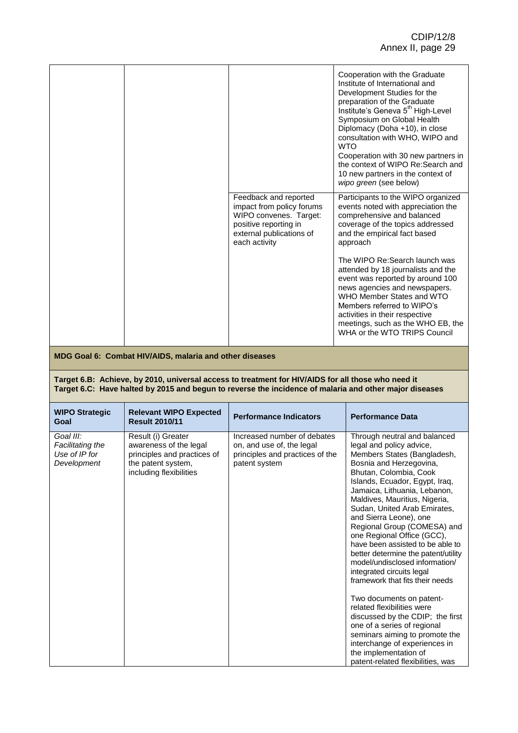| | | | |
|---|---|---|---|
| | | | Cooperation with the Graduate Institute of International and Development Studies for the preparation of the Graduate Institute's Geneva 5th High-Level Symposium on Global Health Diplomacy (Doha +10), in close consultation with WHO, WIPO and WTO<br>Cooperation with 30 new partners in the context of WIPO Re:Search and 10 new partners in the context of *wipo green* (see below) |
| | | Feedback and reported impact from policy forums WIPO convenes. Target: positive reporting in external publications of each activity | Participants to the WIPO organized events noted with appreciation the comprehensive and balanced coverage of the topics addressed and the empirical fact based approach<br><br>The WIPO Re:Search launch was attended by 18 journalists and the event was reported by around 100 news agencies and newspapers. WHO Member States and WTO Members referred to WIPO's activities in their respective meetings, such as the WHO EB, the WHA or the WTO TRIPS Council |

**MDG Goal 6: Combat HIV/AIDS, malaria and other diseases**

**Target 6.B: Achieve, by 2010, universal access to treatment for HIV/AIDS for all those who need it**
**Target 6.C: Have halted by 2015 and begun to reverse the incidence of malaria and other major diseases**

| WIPO Strategic Goal | Relevant WIPO Expected Result 2010/11 | Performance Indicators | Performance Data |
|---|---|---|---|
| *Goal III: Facilitating the Use of IP for Development* | Result (i) Greater awareness of the legal principles and practices of the patent system, including flexibilities | Increased number of debates on, and use of, the legal principles and practices of the patent system | Through neutral and balanced legal and policy advice, Members States (Bangladesh, Bosnia and Herzegovina, Bhutan, Colombia, Cook Islands, Ecuador, Egypt, Iraq, Jamaica, Lithuania, Lebanon, Maldives, Mauritius, Nigeria, Sudan, United Arab Emirates, and Sierra Leone), one Regional Group (COMESA) and one Regional Office (GCC), have been assisted to be able to better determine the patent/utility model/undisclosed information/ integrated circuits legal framework that fits their needs<br><br>Two documents on patent-related flexibilities were discussed by the CDIP; the first one of a series of regional seminars aiming to promote the interchange of experiences in the implementation of patent-related flexibilities, was |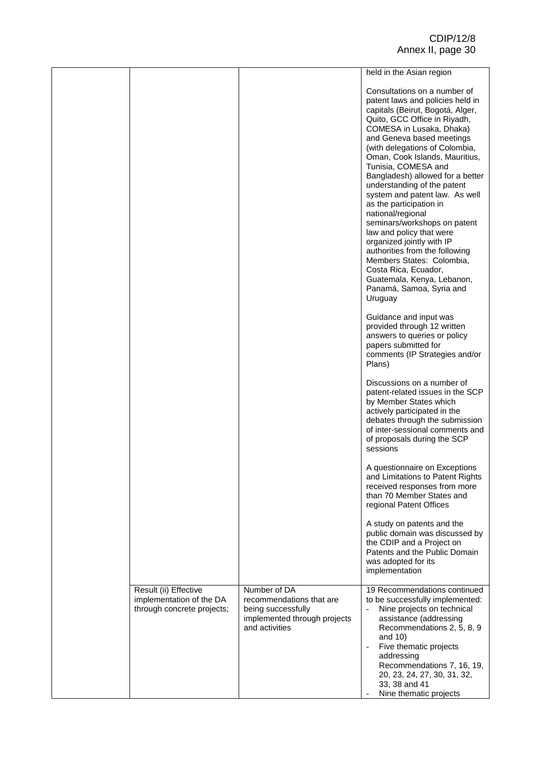| | | | |
|---|---|---|---|
| | | | held in the Asian region<br><br>Consultations on a number of patent laws and policies held in capitals (Beirut, Bogotá, Alger, Quito, GCC Office in Riyadh, COMESA in Lusaka, Dhaka) and Geneva based meetings (with delegations of Colombia, Oman, Cook Islands, Mauritius, Tunisia, COMESA and Bangladesh) allowed for a better understanding of the patent system and patent law. As well as the participation in national/regional seminars/workshops on patent law and policy that were organized jointly with IP authorities from the following Members States: Colombia, Costa Rica, Ecuador, Guatemala, Kenya, Lebanon, Panamá, Samoa, Syria and Uruguay<br><br>Guidance and input was provided through 12 written answers to queries or policy papers submitted for comments (IP Strategies and/or Plans)<br><br>Discussions on a number of patent-related issues in the SCP by Member States which actively participated in the debates through the submission of inter-sessional comments and of proposals during the SCP sessions<br><br>A questionnaire on Exceptions and Limitations to Patent Rights received responses from more than 70 Member States and regional Patent Offices<br><br>A study on patents and the public domain was discussed by the CDIP and a Project on Patents and the Public Domain was adopted for its implementation |
| | Result (ii) Effective implementation of the DA through concrete projects; | Number of DA recommendations that are being successfully implemented through projects and activities | 19 Recommendations continued to be successfully implemented:<br>- Nine projects on technical assistance (addressing Recommendations 2, 5, 8, 9 and 10)<br>- Five thematic projects addressing Recommendations 7, 16, 19, 20, 23, 24, 27, 30, 31, 32, 33, 38 and 41<br>- Nine thematic projects |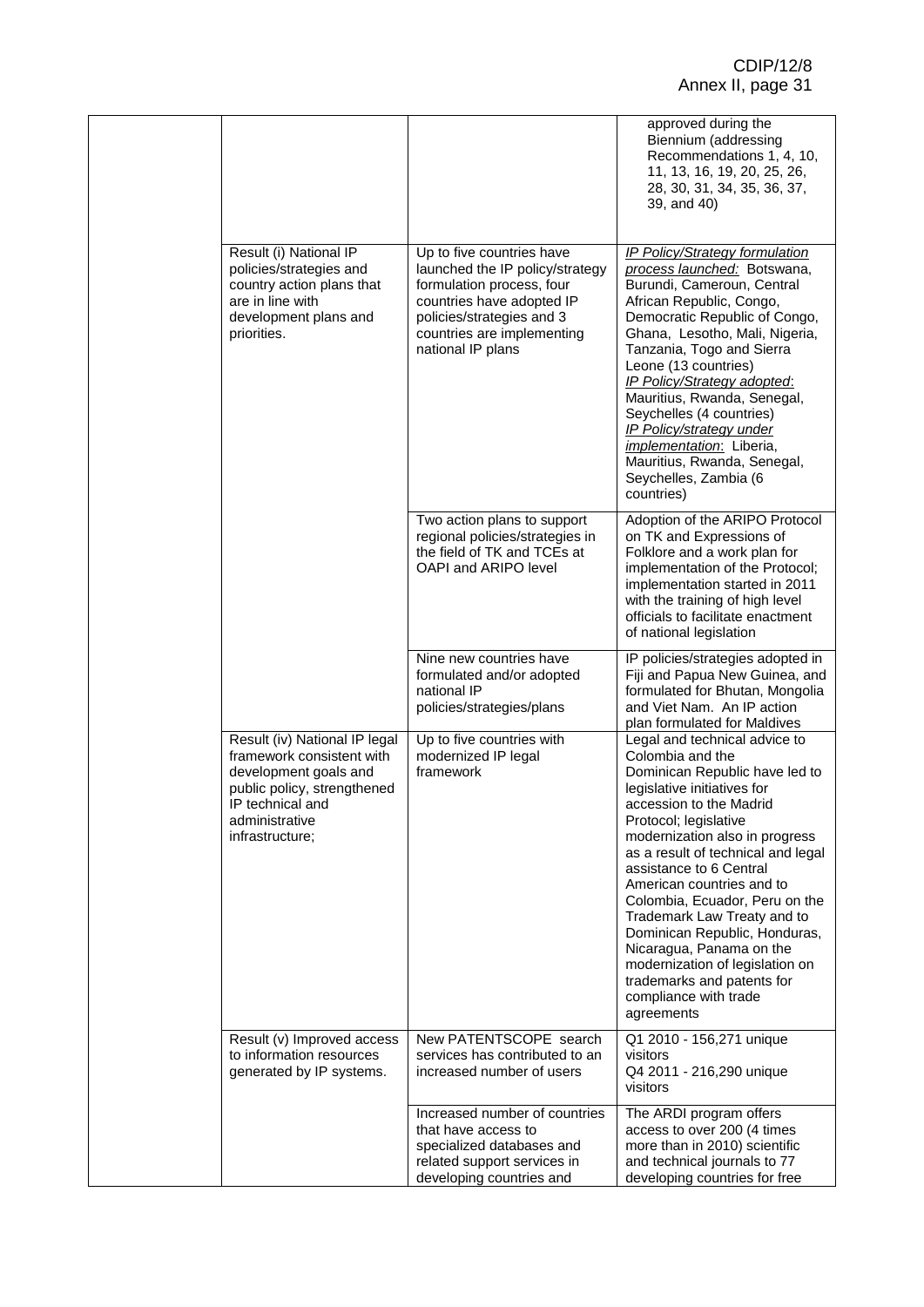| | | | |
|---|---|---|---|
| | | | approved during the Biennium (addressing Recommendations 1, 4, 10, 11, 13, 16, 19, 20, 25, 26, 28, 30, 31, 34, 35, 36, 37, 39, and 40) |
| | Result (i) National IP policies/strategies and country action plans that are in line with development plans and priorities. | Up to five countries have launched the IP policy/strategy formulation process, four countries have adopted IP policies/strategies and 3 countries are implementing national IP plans | _IP Policy/Strategy formulation process launched:_ Botswana, Burundi, Cameroun, Central African Republic, Congo, Democratic Republic of Congo, Ghana, Lesotho, Mali, Nigeria, Tanzania, Togo and Sierra Leone (13 countries) _IP Policy/Strategy adopted_: Mauritius, Rwanda, Senegal, Seychelles (4 countries) _IP Policy/strategy under implementation_: Liberia, Mauritius, Rwanda, Senegal, Seychelles, Zambia (6 countries) |
| | | Two action plans to support regional policies/strategies in the field of TK and TCEs at OAPI and ARIPO level | Adoption of the ARIPO Protocol on TK and Expressions of Folklore and a work plan for implementation of the Protocol; implementation started in 2011 with the training of high level officials to facilitate enactment of national legislation |
| | | Nine new countries have formulated and/or adopted national IP policies/strategies/plans | IP policies/strategies adopted in Fiji and Papua New Guinea, and formulated for Bhutan, Mongolia and Viet Nam. An IP action plan formulated for Maldives |
| | Result (iv) National IP legal framework consistent with development goals and public policy, strengthened IP technical and administrative infrastructure; | Up to five countries with modernized IP legal framework | Legal and technical advice to Colombia and the Dominican Republic have led to legislative initiatives for accession to the Madrid Protocol; legislative modernization also in progress as a result of technical and legal assistance to 6 Central American countries and to Colombia, Ecuador, Peru on the Trademark Law Treaty and to Dominican Republic, Honduras, Nicaragua, Panama on the modernization of legislation on trademarks and patents for compliance with trade agreements |
| | Result (v) Improved access to information resources generated by IP systems. | New PATENTSCOPE search services has contributed to an increased number of users | Q1 2010 - 156,271 unique visitors<br>Q4 2011 - 216,290 unique visitors |
| | | Increased number of countries that have access to specialized databases and related support services in developing countries and | The ARDI program offers access to over 200 (4 times more than in 2010) scientific and technical journals to 77 developing countries for free |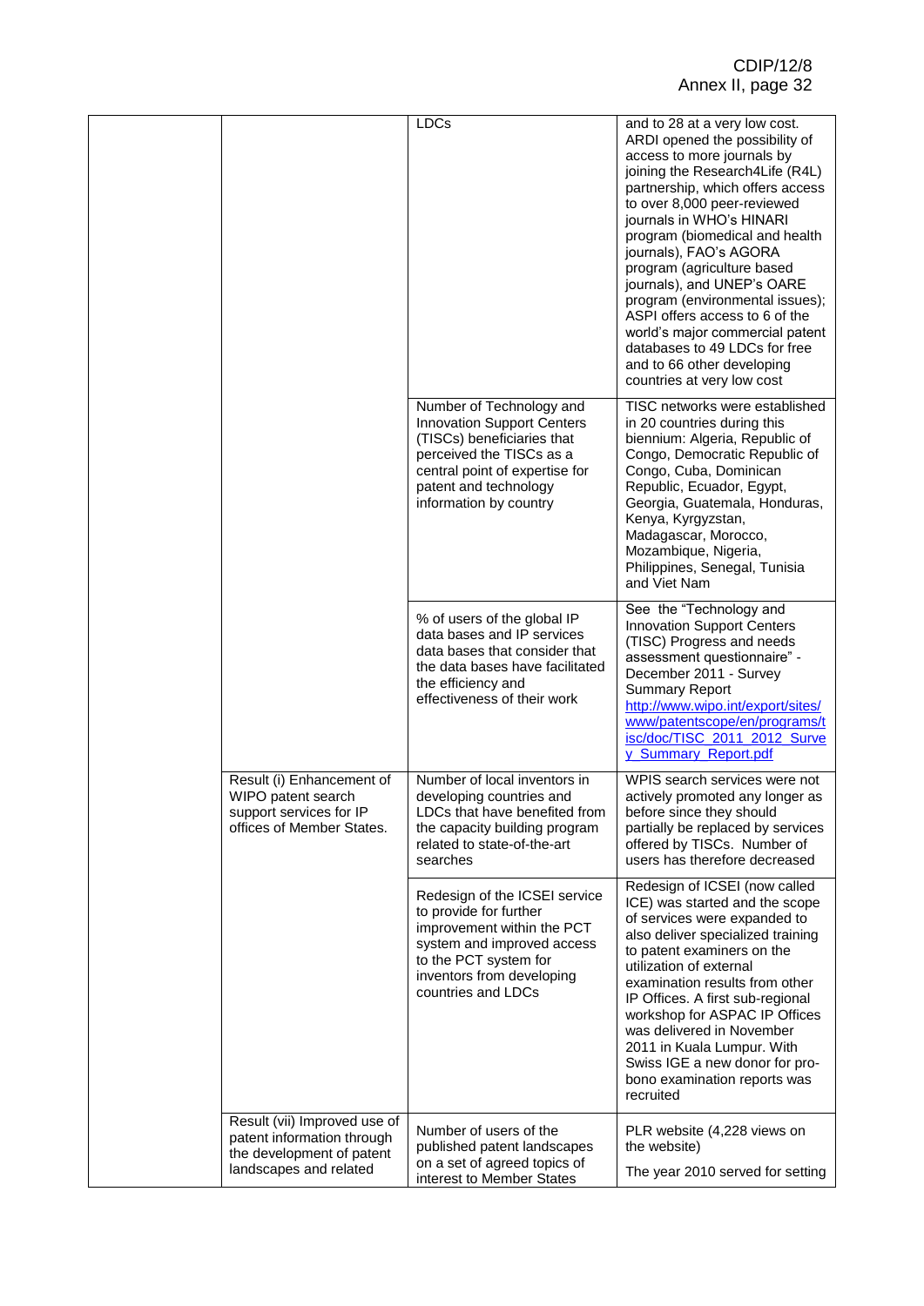| | | | |
|---|---|---|---|
| | | LDCs | and to 28 at a very low cost. ARDI opened the possibility of access to more journals by joining the Research4Life (R4L) partnership, which offers access to over 8,000 peer-reviewed journals in WHO's HINARI program (biomedical and health journals), FAO's AGORA program (agriculture based journals), and UNEP's OARE program (environmental issues); ASPI offers access to 6 of the world's major commercial patent databases to 49 LDCs for free and to 66 other developing countries at very low cost |
| | | Number of Technology and Innovation Support Centers (TISCs) beneficiaries that perceived the TISCs as a central point of expertise for patent and technology information by country | TISC networks were established in 20 countries during this biennium: Algeria, Republic of Congo, Democratic Republic of Congo, Cuba, Dominican Republic, Ecuador, Egypt, Georgia, Guatemala, Honduras, Kenya, Kyrgyzstan, Madagascar, Morocco, Mozambique, Nigeria, Philippines, Senegal, Tunisia and Viet Nam |
| | | % of users of the global IP data bases and IP services data bases that consider that the data bases have facilitated the efficiency and effectiveness of their work | See the "Technology and Innovation Support Centers (TISC) Progress and needs assessment questionnaire" - December 2011 - Survey Summary Report http://www.wipo.int/export/sites/www/patentscope/en/programs/tisc/doc/TISC_2011_2012_Survey_Summary_Report.pdf |
| | Result (i) Enhancement of WIPO patent search support services for IP offices of Member States. | Number of local inventors in developing countries and LDCs that have benefited from the capacity building program related to state-of-the-art searches | WPIS search services were not actively promoted any longer as before since they should partially be replaced by services offered by TISCs. Number of users has therefore decreased |
| | | Redesign of the ICSEI service to provide for further improvement within the PCT system and improved access to the PCT system for inventors from developing countries and LDCs | Redesign of ICSEI (now called ICE) was started and the scope of services were expanded to also deliver specialized training to patent examiners on the utilization of external examination results from other IP Offices. A first sub-regional workshop for ASPAC IP Offices was delivered in November 2011 in Kuala Lumpur. With Swiss IGE a new donor for pro-bono examination reports was recruited |
| | Result (vii) Improved use of patent information through the development of patent landscapes and related | Number of users of the published patent landscapes on a set of agreed topics of interest to Member States | PLR website (4,228 views on the website)<br><br>The year 2010 served for setting |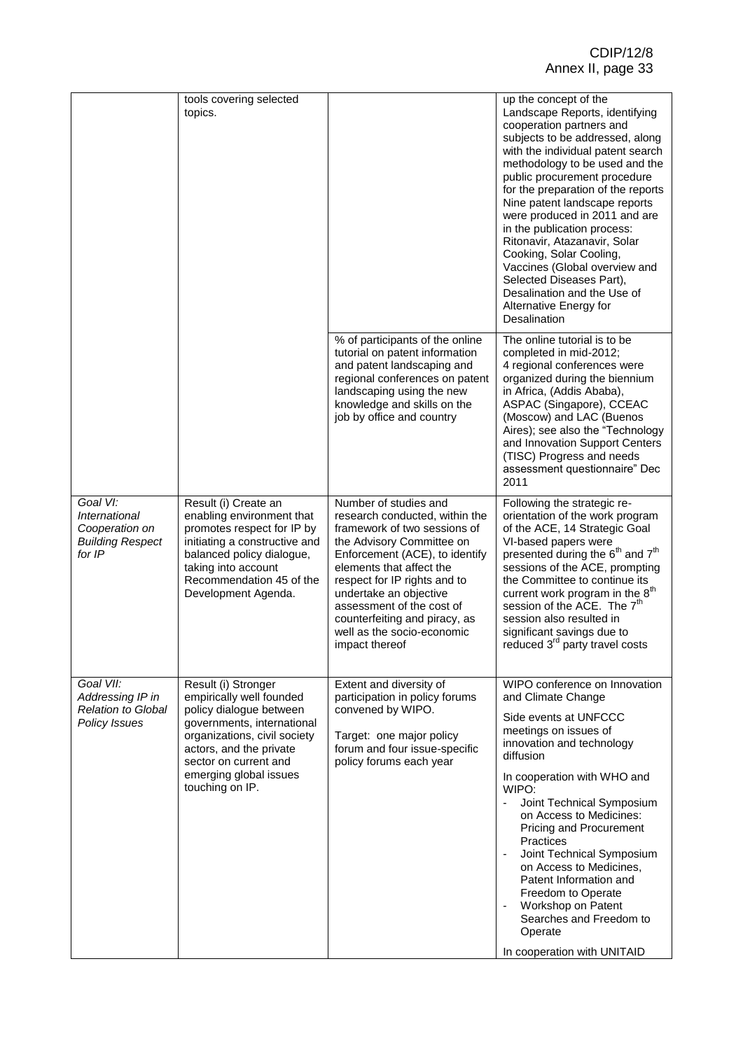| | | | |
|---|---|---|---|
| | tools covering selected topics. | | up the concept of the Landscape Reports, identifying cooperation partners and subjects to be addressed, along with the individual patent search methodology to be used and the public procurement procedure for the preparation of the reports Nine patent landscape reports were produced in 2011 and are in the publication process: Ritonavir, Atazanavir, Solar Cooking, Solar Cooling, Vaccines (Global overview and Selected Diseases Part), Desalination and the Use of Alternative Energy for Desalination |
| | | % of participants of the online tutorial on patent information and patent landscaping and regional conferences on patent landscaping using the new knowledge and skills on the job by office and country | The online tutorial is to be completed in mid-2012; 4 regional conferences were organized during the biennium in Africa, (Addis Ababa), ASPAC (Singapore), CCEAC (Moscow) and LAC (Buenos Aires); see also the "Technology and Innovation Support Centers (TISC) Progress and needs assessment questionnaire" Dec 2011 |
| *Goal VI: International Cooperation on Building Respect for IP* | Result (i) Create an enabling environment that promotes respect for IP by initiating a constructive and balanced policy dialogue, taking into account Recommendation 45 of the Development Agenda. | Number of studies and research conducted, within the framework of two sessions of the Advisory Committee on Enforcement (ACE), to identify elements that affect the respect for IP rights and to undertake an objective assessment of the cost of counterfeiting and piracy, as well as the socio-economic impact thereof | Following the strategic re-orientation of the work program of the ACE, 14 Strategic Goal VI-based papers were presented during the 6th and 7th sessions of the ACE, prompting the Committee to continue its current work program in the 8th session of the ACE. The 7th session also resulted in significant savings due to reduced 3rd party travel costs |
| *Goal VII: Addressing IP in Relation to Global Policy Issues* | Result (i) Stronger empirically well founded policy dialogue between governments, international organizations, civil society actors, and the private sector on current and emerging global issues touching on IP. | Extent and diversity of participation in policy forums convened by WIPO.<br><br>Target: one major policy forum and four issue-specific policy forums each year | WIPO conference on Innovation and Climate Change<br><br>Side events at UNFCCC meetings on issues of innovation and technology diffusion<br><br>In cooperation with WHO and WIPO:<br>- Joint Technical Symposium on Access to Medicines: Pricing and Procurement Practices<br>- Joint Technical Symposium on Access to Medicines, Patent Information and Freedom to Operate<br>- Workshop on Patent Searches and Freedom to Operate<br><br>In cooperation with UNITAID |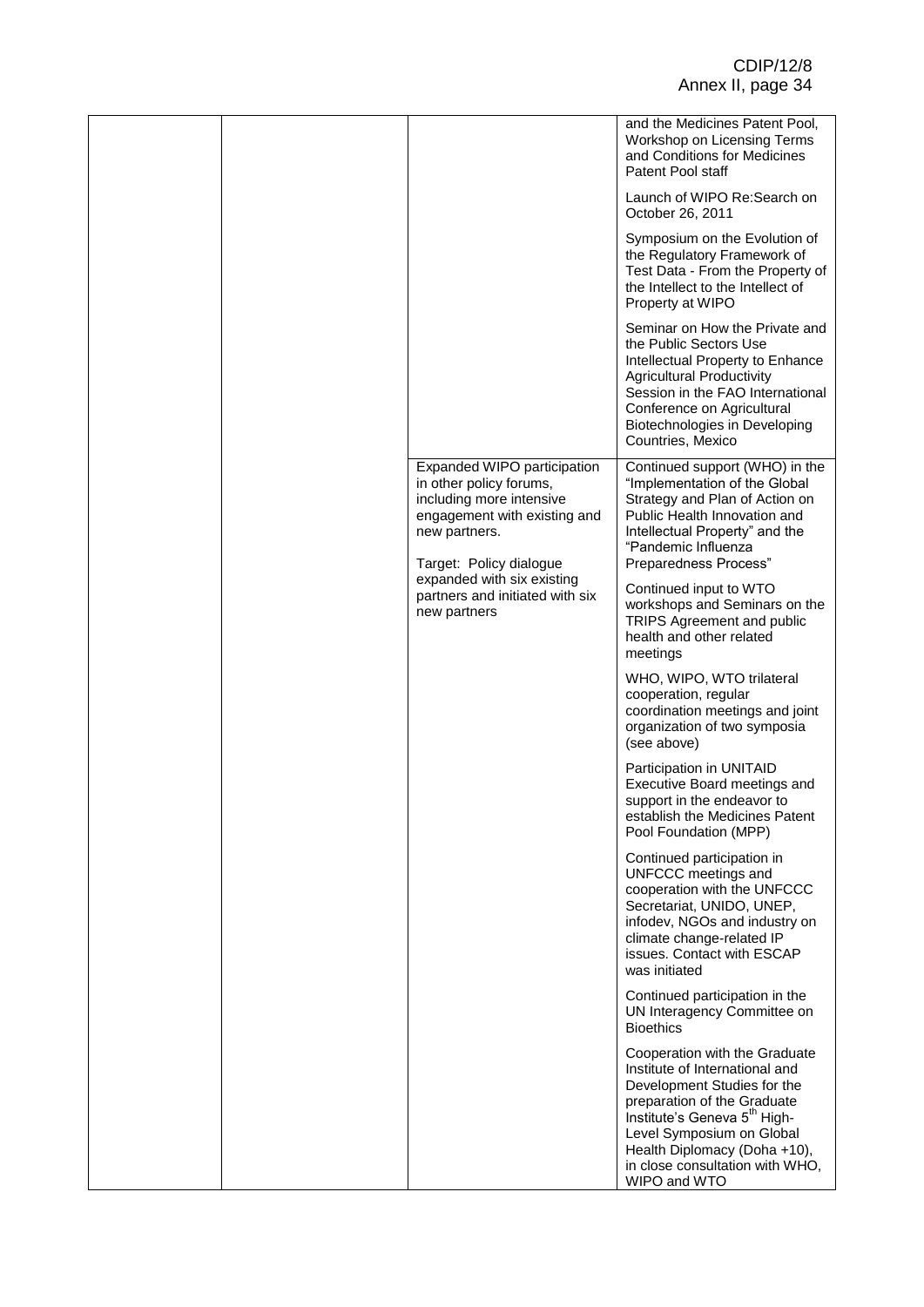| | | | |
|---|---|---|---|
| | | | and the Medicines Patent Pool, Workshop on Licensing Terms and Conditions for Medicines Patent Pool staff |
| | | | Launch of WIPO Re:Search on October 26, 2011 |
| | | | Symposium on the Evolution of the Regulatory Framework of Test Data - From the Property of the Intellect to the Intellect of Property at WIPO |
| | | | Seminar on How the Private and the Public Sectors Use Intellectual Property to Enhance Agricultural Productivity Session in the FAO International Conference on Agricultural Biotechnologies in Developing Countries, Mexico |
| | | Expanded WIPO participation in other policy forums, including more intensive engagement with existing and new partners.<br><br>Target: Policy dialogue expanded with six existing partners and initiated with six new partners | Continued support (WHO) in the "Implementation of the Global Strategy and Plan of Action on Public Health Innovation and Intellectual Property" and the "Pandemic Influenza Preparedness Process" |
| | | | Continued input to WTO workshops and Seminars on the TRIPS Agreement and public health and other related meetings |
| | | | WHO, WIPO, WTO trilateral cooperation, regular coordination meetings and joint organization of two symposia (see above) |
| | | | Participation in UNITAID Executive Board meetings and support in the endeavor to establish the Medicines Patent Pool Foundation (MPP) |
| | | | Continued participation in UNFCCC meetings and cooperation with the UNFCCC Secretariat, UNIDO, UNEP, infodev, NGOs and industry on climate change-related IP issues. Contact with ESCAP was initiated |
| | | | Continued participation in the UN Interagency Committee on Bioethics |
| | | | Cooperation with the Graduate Institute of International and Development Studies for the preparation of the Graduate Institute's Geneva 5th High-Level Symposium on Global Health Diplomacy (Doha +10), in close consultation with WHO, WIPO and WTO |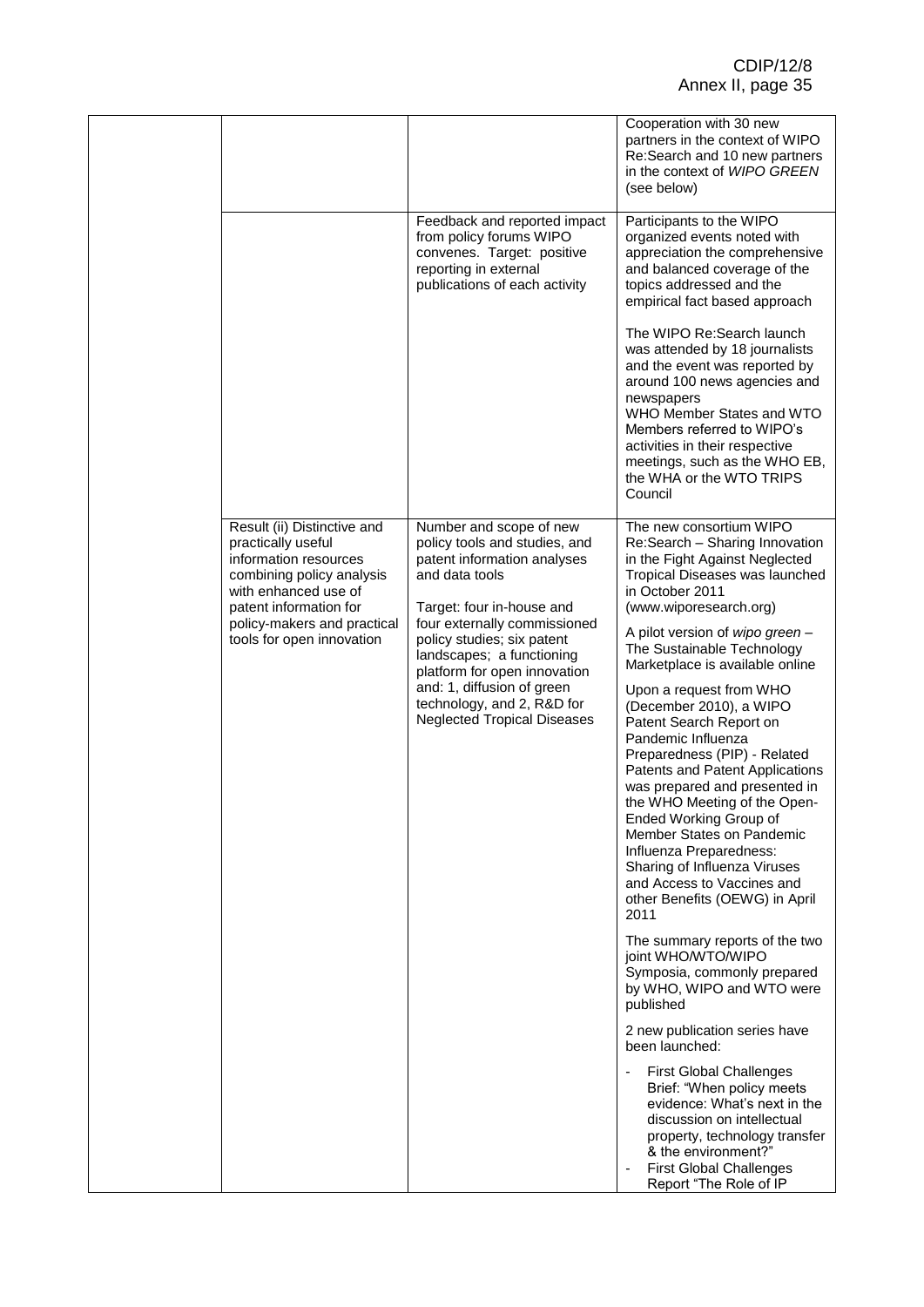| | | | |
|---|---|---|---|
| | | | Cooperation with 30 new partners in the context of WIPO Re:Search and 10 new partners in the context of *WIPO GREEN* (see below) |
| | | Feedback and reported impact from policy forums WIPO convenes. Target: positive reporting in external publications of each activity | Participants to the WIPO organized events noted with appreciation the comprehensive and balanced coverage of the topics addressed and the empirical fact based approach<br><br>The WIPO Re:Search launch was attended by 18 journalists and the event was reported by around 100 news agencies and newspapers<br>WHO Member States and WTO Members referred to WIPO's activities in their respective meetings, such as the WHO EB, the WHA or the WTO TRIPS Council |
| | Result (ii) Distinctive and practically useful information resources combining policy analysis with enhanced use of patent information for policy-makers and practical tools for open innovation | Number and scope of new policy tools and studies, and patent information analyses and data tools<br><br>Target: four in-house and four externally commissioned policy studies; six patent landscapes; a functioning platform for open innovation and: 1, diffusion of green technology, and 2, R&D for Neglected Tropical Diseases | The new consortium WIPO Re:Search – Sharing Innovation in the Fight Against Neglected Tropical Diseases was launched in October 2011 (www.wiporesearch.org)<br><br>A pilot version of *wipo green* – The Sustainable Technology Marketplace is available online<br><br>Upon a request from WHO (December 2010), a WIPO Patent Search Report on Pandemic Influenza Preparedness (PIP) - Related Patents and Patent Applications was prepared and presented in the WHO Meeting of the Open-Ended Working Group of Member States on Pandemic Influenza Preparedness: Sharing of Influenza Viruses and Access to Vaccines and other Benefits (OEWG) in April 2011<br><br>The summary reports of the two joint WHO/WTO/WIPO Symposia, commonly prepared by WHO, WIPO and WTO were published<br><br>2 new publication series have been launched:<br><br>- First Global Challenges Brief: "When policy meets evidence: What's next in the discussion on intellectual property, technology transfer & the environment?"<br>- First Global Challenges Report "The Role of IP |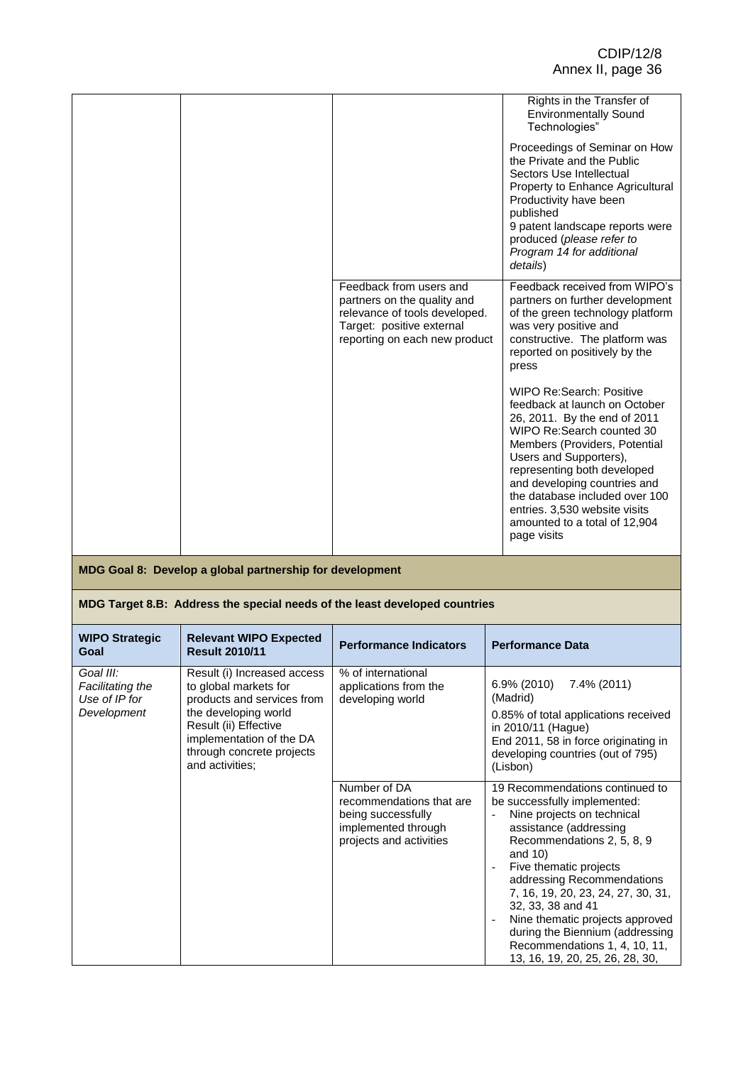| | | | |
|---|---|---|---|
| | | | Rights in the Transfer of Environmentally Sound Technologies"<br><br>Proceedings of Seminar on How the Private and the Public Sectors Use Intellectual Property to Enhance Agricultural Productivity have been published<br>9 patent landscape reports were produced (*please refer to Program 14 for additional details*) |
| | | Feedback from users and partners on the quality and relevance of tools developed. Target: positive external reporting on each new product | Feedback received from WIPO's partners on further development of the green technology platform was very positive and constructive. The platform was reported on positively by the press<br><br>WIPO Re:Search: Positive feedback at launch on October 26, 2011. By the end of 2011 WIPO Re:Search counted 30 Members (Providers, Potential Users and Supporters), representing both developed and developing countries and the database included over 100 entries. 3,530 website visits amounted to a total of 12,904 page visits |

**MDG Goal 8: Develop a global partnership for development**

**MDG Target 8.B: Address the special needs of the least developed countries**

| WIPO Strategic Goal | Relevant WIPO Expected Result 2010/11 | Performance Indicators | Performance Data |
|---|---|---|---|
| *Goal III: Facilitating the Use of IP for Development* | Result (i) Increased access to global markets for products and services from the developing world<br>Result (ii) Effective implementation of the DA through concrete projects and activities; | % of international applications from the developing world | 6.9% (2010) 7.4% (2011) (Madrid)<br><br>0.85% of total applications received in 2010/11 (Hague)<br>End 2011, 58 in force originating in developing countries (out of 795) (Lisbon) |
| | | Number of DA recommendations that are being successfully implemented through projects and activities | 19 Recommendations continued to be successfully implemented:<br>- Nine projects on technical assistance (addressing Recommendations 2, 5, 8, 9 and 10)<br>- Five thematic projects addressing Recommendations 7, 16, 19, 20, 23, 24, 27, 30, 31, 32, 33, 38 and 41<br>- Nine thematic projects approved during the Biennium (addressing Recommendations 1, 4, 10, 11, 13, 16, 19, 20, 25, 26, 28, 30, |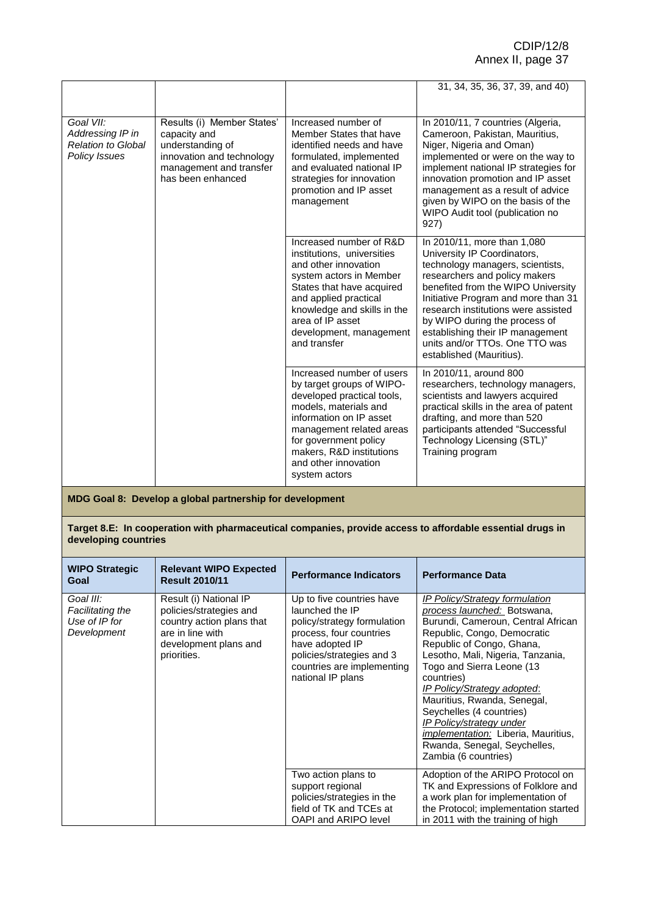| | | | 31, 34, 35, 36, 37, 39, and 40) |
|---|---|---|---|
| *Goal VII: Addressing IP in Relation to Global Policy Issues* | Results (i) Member States' capacity and understanding of innovation and technology management and transfer has been enhanced | Increased number of Member States that have identified needs and have formulated, implemented and evaluated national IP strategies for innovation promotion and IP asset management | In 2010/11, 7 countries (Algeria, Cameroon, Pakistan, Mauritius, Niger, Nigeria and Oman) implemented or were on the way to implement national IP strategies for innovation promotion and IP asset management as a result of advice given by WIPO on the basis of the WIPO Audit tool (publication no 927) |
| | | Increased number of R&D institutions, universities and other innovation system actors in Member States that have acquired and applied practical knowledge and skills in the area of IP asset development, management and transfer | In 2010/11, more than 1,080 University IP Coordinators, technology managers, scientists, researchers and policy makers benefited from the WIPO University Initiative Program and more than 31 research institutions were assisted by WIPO during the process of establishing their IP management units and/or TTOs. One TTO was established (Mauritius). |
| | | Increased number of users by target groups of WIPO-developed practical tools, models, materials and information on IP asset management related areas for government policy makers, R&D institutions and other innovation system actors | In 2010/11, around 800 researchers, technology managers, scientists and lawyers acquired practical skills in the area of patent drafting, and more than 520 participants attended "Successful Technology Licensing (STL)" Training program |

**MDG Goal 8: Develop a global partnership for development**

**Target 8.E: In cooperation with pharmaceutical companies, provide access to affordable essential drugs in developing countries**

| WIPO Strategic Goal | Relevant WIPO Expected Result 2010/11 | Performance Indicators | Performance Data |
|---|---|---|---|
| *Goal III: Facilitating the Use of IP for Development* | Result (i) National IP policies/strategies and country action plans that are in line with development plans and priorities. | Up to five countries have launched the IP policy/strategy formulation process, four countries have adopted IP policies/strategies and 3 countries are implementing national IP plans | *IP Policy/Strategy formulation process launched:* Botswana, Burundi, Cameroun, Central African Republic, Congo, Democratic Republic of Congo, Ghana, Lesotho, Mali, Nigeria, Tanzania, Togo and Sierra Leone (13 countries)<br>*IP Policy/Strategy adopted*: Mauritius, Rwanda, Senegal, Seychelles (4 countries)<br>*IP Policy/strategy under implementation:* Liberia, Mauritius, Rwanda, Senegal, Seychelles, Zambia (6 countries) |
| | | Two action plans to support regional policies/strategies in the field of TK and TCEs at OAPI and ARIPO level | Adoption of the ARIPO Protocol on TK and Expressions of Folklore and a work plan for implementation of the Protocol; implementation started in 2011 with the training of high |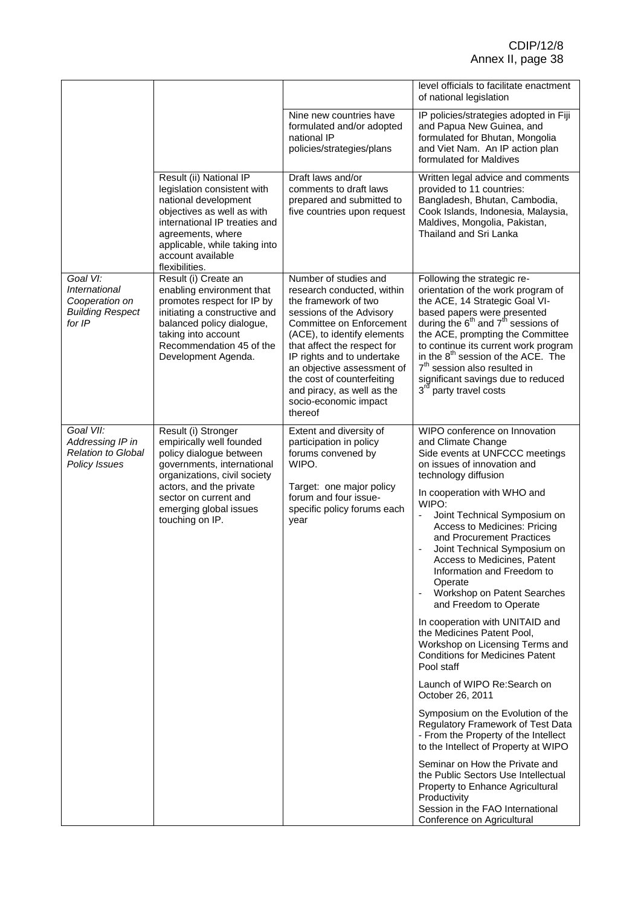| | | | |
|---|---|---|---|
| | | | level officials to facilitate enactment of national legislation |
| | | Nine new countries have formulated and/or adopted national IP policies/strategies/plans | IP policies/strategies adopted in Fiji and Papua New Guinea, and formulated for Bhutan, Mongolia and Viet Nam. An IP action plan formulated for Maldives |
| | Result (ii) National IP legislation consistent with national development objectives as well as with international IP treaties and agreements, where applicable, while taking into account available flexibilities. | Draft laws and/or comments to draft laws prepared and submitted to five countries upon request | Written legal advice and comments provided to 11 countries: Bangladesh, Bhutan, Cambodia, Cook Islands, Indonesia, Malaysia, Maldives, Mongolia, Pakistan, Thailand and Sri Lanka |
| *Goal VI: International Cooperation on Building Respect for IP* | Result (i) Create an enabling environment that promotes respect for IP by initiating a constructive and balanced policy dialogue, taking into account Recommendation 45 of the Development Agenda. | Number of studies and research conducted, within the framework of two sessions of the Advisory Committee on Enforcement (ACE), to identify elements that affect the respect for IP rights and to undertake an objective assessment of the cost of counterfeiting and piracy, as well as the socio-economic impact thereof | Following the strategic re-orientation of the work program of the ACE, 14 Strategic Goal VI-based papers were presented during the 6th and 7th sessions of the ACE, prompting the Committee to continue its current work program in the 8th session of the ACE. The 7th session also resulted in significant savings due to reduced 3rd party travel costs |
| *Goal VII: Addressing IP in Relation to Global Policy Issues* | Result (i) Stronger empirically well founded policy dialogue between governments, international organizations, civil society actors, and the private sector on current and emerging global issues touching on IP. | Extent and diversity of participation in policy forums convened by WIPO.<br><br>Target: one major policy forum and four issue-specific policy forums each year | WIPO conference on Innovation and Climate Change<br>Side events at UNFCCC meetings on issues of innovation and technology diffusion<br><br>In cooperation with WHO and WIPO:<br>- Joint Technical Symposium on Access to Medicines: Pricing and Procurement Practices<br>- Joint Technical Symposium on Access to Medicines, Patent Information and Freedom to Operate<br>- Workshop on Patent Searches and Freedom to Operate<br><br>In cooperation with UNITAID and the Medicines Patent Pool, Workshop on Licensing Terms and Conditions for Medicines Patent Pool staff<br><br>Launch of WIPO Re:Search on October 26, 2011<br><br>Symposium on the Evolution of the Regulatory Framework of Test Data - From the Property of the Intellect to the Intellect of Property at WIPO<br><br>Seminar on How the Private and the Public Sectors Use Intellectual Property to Enhance Agricultural Productivity<br>Session in the FAO International Conference on Agricultural |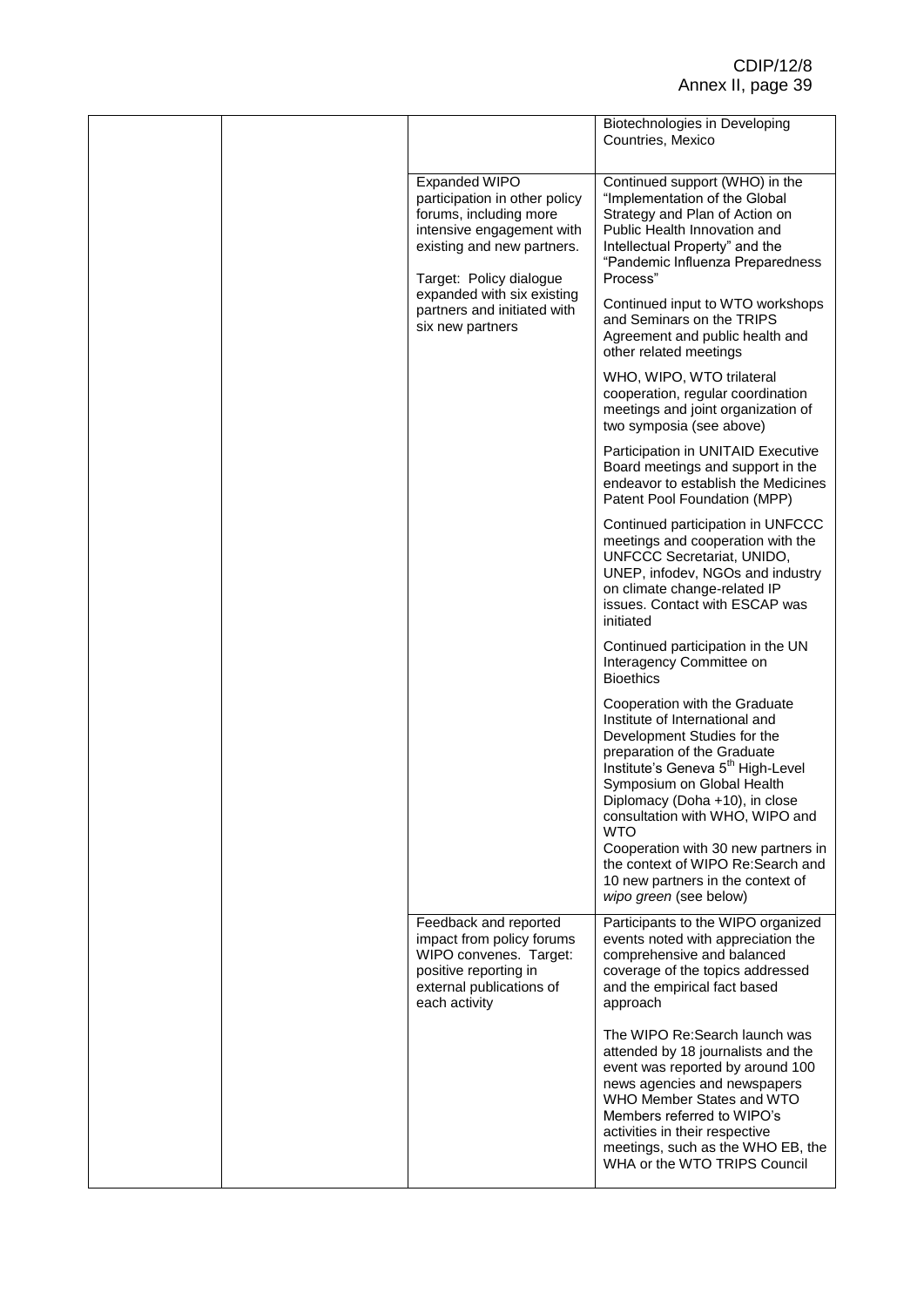| | | | Biotechnologies in Developing Countries, Mexico |
|---|---|---|---|
| | | Expanded WIPO participation in other policy forums, including more intensive engagement with existing and new partners. Target: Policy dialogue expanded with six existing partners and initiated with six new partners | Continued support (WHO) in the "Implementation of the Global Strategy and Plan of Action on Public Health Innovation and Intellectual Property" and the "Pandemic Influenza Preparedness Process" |
| | | | Continued input to WTO workshops and Seminars on the TRIPS Agreement and public health and other related meetings |
| | | | WHO, WIPO, WTO trilateral cooperation, regular coordination meetings and joint organization of two symposia (see above) |
| | | | Participation in UNITAID Executive Board meetings and support in the endeavor to establish the Medicines Patent Pool Foundation (MPP) |
| | | | Continued participation in UNFCCC meetings and cooperation with the UNFCCC Secretariat, UNIDO, UNEP, infodev, NGOs and industry on climate change-related IP issues. Contact with ESCAP was initiated |
| | | | Continued participation in the UN Interagency Committee on Bioethics |
| | | | Cooperation with the Graduate Institute of International and Development Studies for the preparation of the Graduate Institute's Geneva 5th High-Level Symposium on Global Health Diplomacy (Doha +10), in close consultation with WHO, WIPO and WTO<br>Cooperation with 30 new partners in the context of WIPO Re:Search and 10 new partners in the context of *wipo green* (see below) |
| | | Feedback and reported impact from policy forums WIPO convenes. Target: positive reporting in external publications of each activity | Participants to the WIPO organized events noted with appreciation the comprehensive and balanced coverage of the topics addressed and the empirical fact based approach |
| | | | The WIPO Re:Search launch was attended by 18 journalists and the event was reported by around 100 news agencies and newspapers<br>WHO Member States and WTO Members referred to WIPO's activities in their respective meetings, such as the WHO EB, the WHA or the WTO TRIPS Council |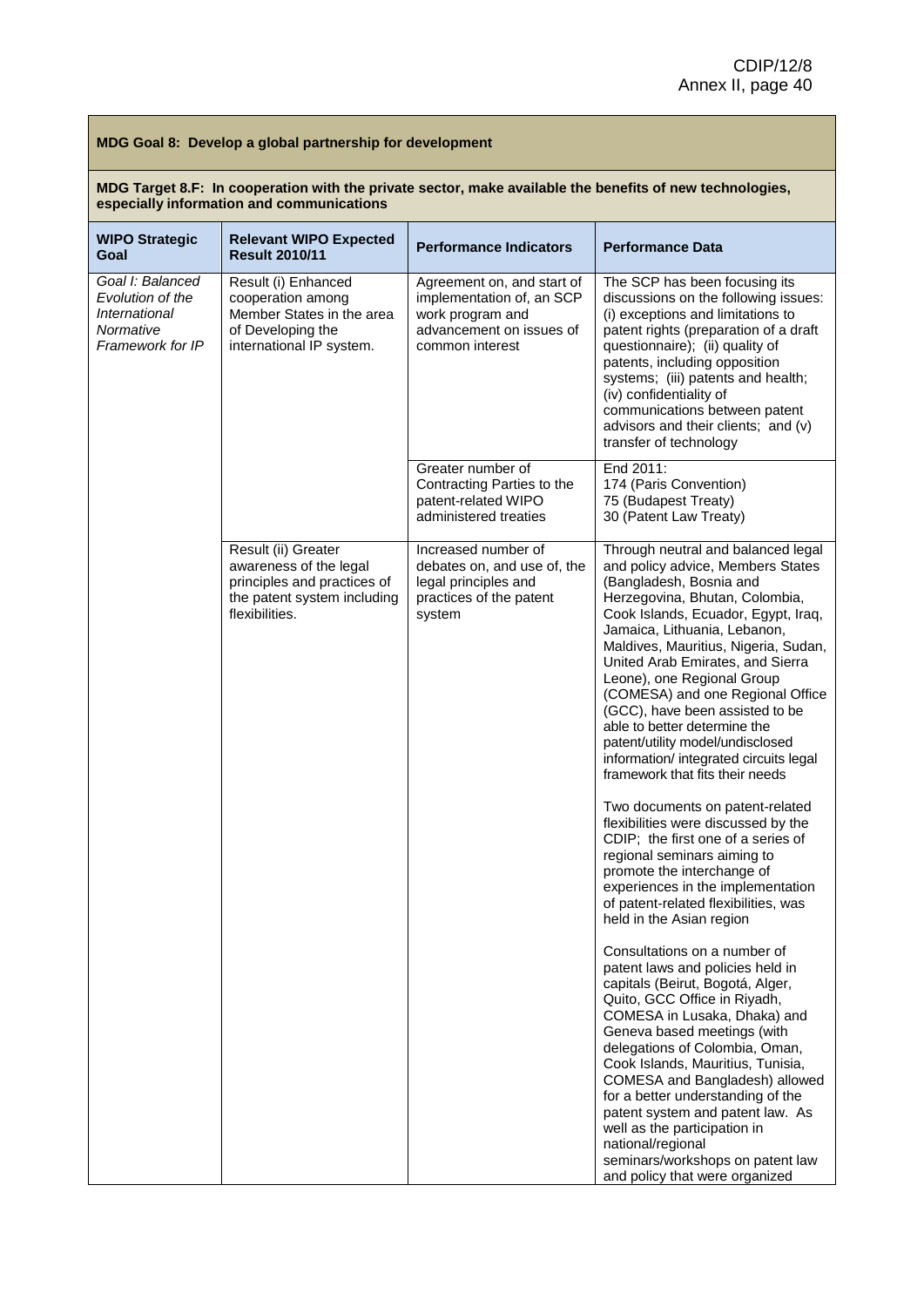| **MDG Goal 8: Develop a global partnership for development** | | | |
|---|---|---|---|
| **MDG Target 8.F: In cooperation with the private sector, make available the benefits of new technologies, especially information and communications** | | | |
| **WIPO Strategic Goal** | **Relevant WIPO Expected Result 2010/11** | **Performance Indicators** | **Performance Data** |
| *Goal I: Balanced Evolution of the International Normative Framework for IP* | Result (i) Enhanced cooperation among Member States in the area of Developing the international IP system. | Agreement on, and start of implementation of, an SCP work program and advancement on issues of common interest | The SCP has been focusing its discussions on the following issues: (i) exceptions and limitations to patent rights (preparation of a draft questionnaire); (ii) quality of patents, including opposition systems; (iii) patents and health; (iv) confidentiality of communications between patent advisors and their clients; and (v) transfer of technology |
| | | Greater number of Contracting Parties to the patent-related WIPO administered treaties | End 2011:<br>174 (Paris Convention)<br>75 (Budapest Treaty)<br>30 (Patent Law Treaty) |
| | Result (ii) Greater awareness of the legal principles and practices of the patent system including flexibilities. | Increased number of debates on, and use of, the legal principles and practices of the patent system | Through neutral and balanced legal and policy advice, Members States (Bangladesh, Bosnia and Herzegovina, Bhutan, Colombia, Cook Islands, Ecuador, Egypt, Iraq, Jamaica, Lithuania, Lebanon, Maldives, Mauritius, Nigeria, Sudan, United Arab Emirates, and Sierra Leone), one Regional Group (COMESA) and one Regional Office (GCC), have been assisted to be able to better determine the patent/utility model/undisclosed information/ integrated circuits legal framework that fits their needs<br><br>Two documents on patent-related flexibilities were discussed by the CDIP; the first one of a series of regional seminars aiming to promote the interchange of experiences in the implementation of patent-related flexibilities, was held in the Asian region<br><br>Consultations on a number of patent laws and policies held in capitals (Beirut, Bogotá, Alger, Quito, GCC Office in Riyadh, COMESA in Lusaka, Dhaka) and Geneva based meetings (with delegations of Colombia, Oman, Cook Islands, Mauritius, Tunisia, COMESA and Bangladesh) allowed for a better understanding of the patent system and patent law. As well as the participation in national/regional seminars/workshops on patent law and policy that were organized |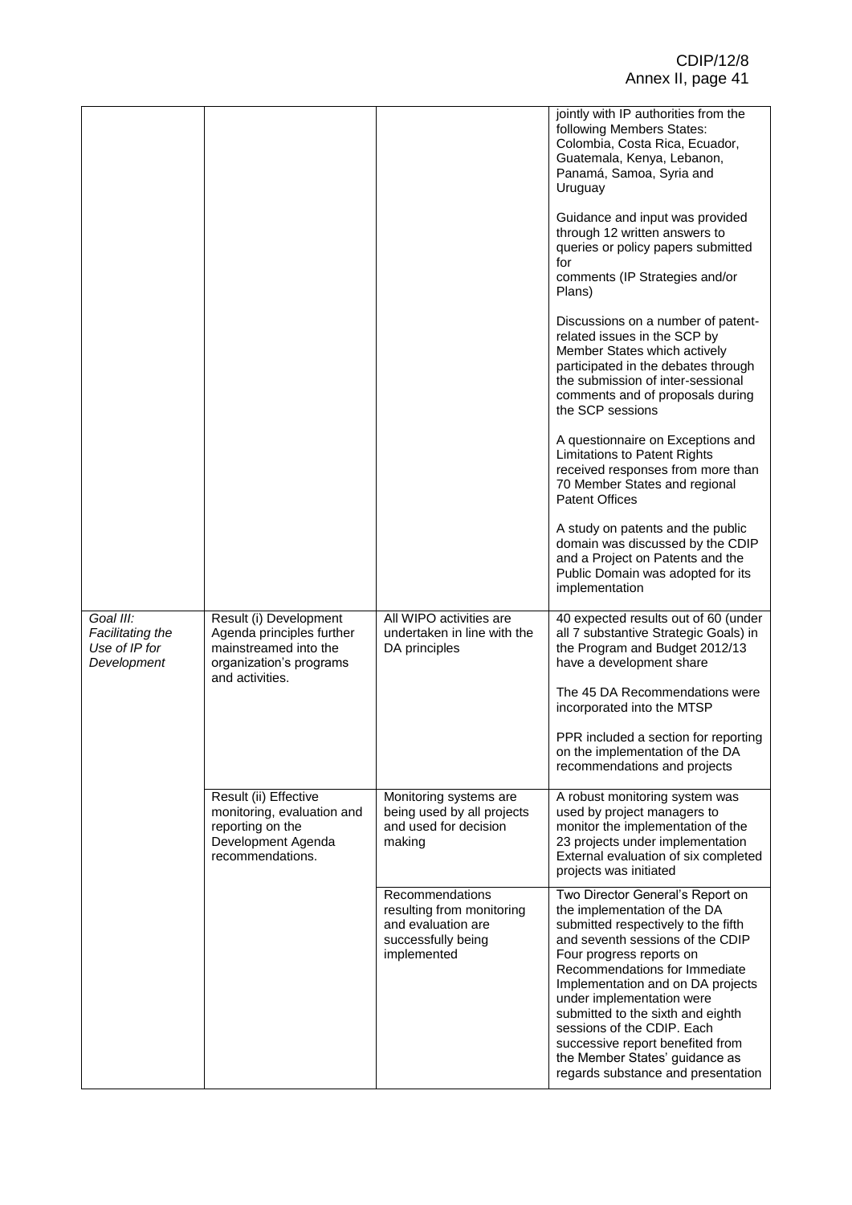| | | | |
|---|---|---|---|
| | | | jointly with IP authorities from the following Members States: Colombia, Costa Rica, Ecuador, Guatemala, Kenya, Lebanon, Panamá, Samoa, Syria and Uruguay<br><br>Guidance and input was provided through 12 written answers to queries or policy papers submitted for comments (IP Strategies and/or Plans)<br><br>Discussions on a number of patent-related issues in the SCP by Member States which actively participated in the debates through the submission of inter-sessional comments and of proposals during the SCP sessions<br><br>A questionnaire on Exceptions and Limitations to Patent Rights received responses from more than 70 Member States and regional Patent Offices<br><br>A study on patents and the public domain was discussed by the CDIP and a Project on Patents and the Public Domain was adopted for its implementation |
| *Goal III: Facilitating the Use of IP for Development* | Result (i) Development Agenda principles further mainstreamed into the organization's programs and activities. | All WIPO activities are undertaken in line with the DA principles | 40 expected results out of 60 (under all 7 substantive Strategic Goals) in the Program and Budget 2012/13 have a development share<br><br>The 45 DA Recommendations were incorporated into the MTSP<br><br>PPR included a section for reporting on the implementation of the DA recommendations and projects |
| | Result (ii) Effective monitoring, evaluation and reporting on the Development Agenda recommendations. | Monitoring systems are being used by all projects and used for decision making | A robust monitoring system was used by project managers to monitor the implementation of the 23 projects under implementation External evaluation of six completed projects was initiated |
| | | Recommendations resulting from monitoring and evaluation are successfully being implemented | Two Director General's Report on the implementation of the DA submitted respectively to the fifth and seventh sessions of the CDIP Four progress reports on Recommendations for Immediate Implementation and on DA projects under implementation were submitted to the sixth and eighth sessions of the CDIP. Each successive report benefited from the Member States' guidance as regards substance and presentation |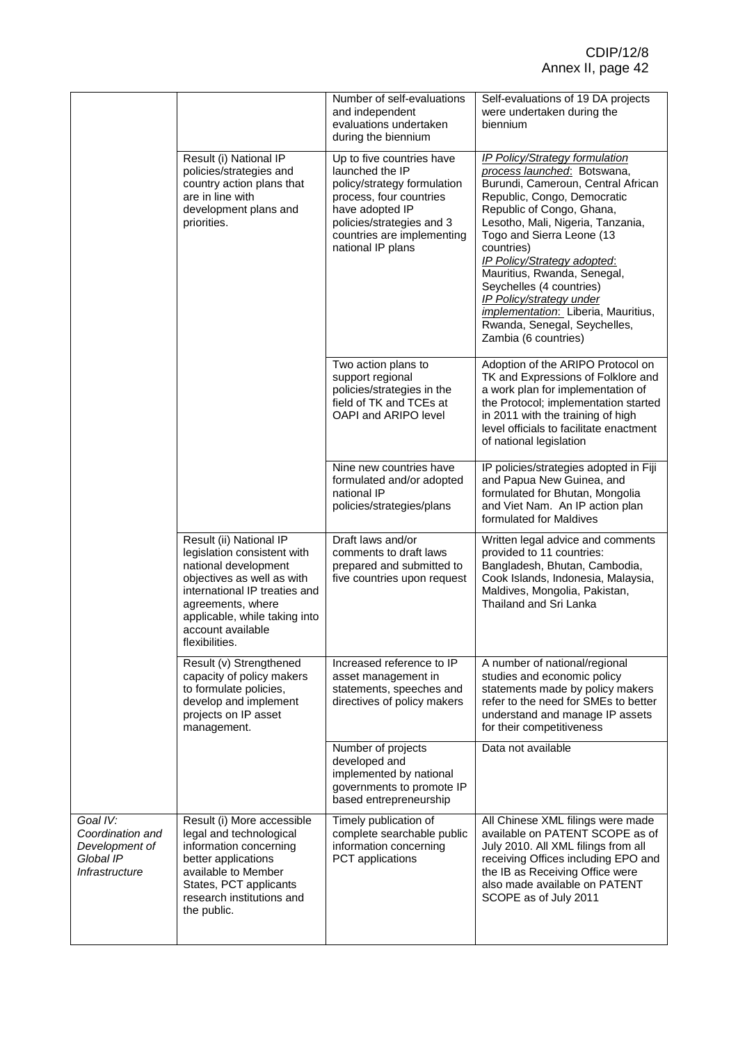| | | | |
|---|---|---|---|
| | | Number of self-evaluations and independent evaluations undertaken during the biennium | Self-evaluations of 19 DA projects were undertaken during the biennium |
| | Result (i) National IP policies/strategies and country action plans that are in line with development plans and priorities. | Up to five countries have launched the IP policy/strategy formulation process, four countries have adopted IP policies/strategies and 3 countries are implementing national IP plans | *IP Policy/Strategy formulation process launched*: Botswana, Burundi, Cameroun, Central African Republic, Congo, Democratic Republic of Congo, Ghana, Lesotho, Mali, Nigeria, Tanzania, Togo and Sierra Leone (13 countries)<br>*IP Policy/Strategy adopted*: Mauritius, Rwanda, Senegal, Seychelles (4 countries)<br>*IP Policy/strategy under implementation*: Liberia, Mauritius, Rwanda, Senegal, Seychelles, Zambia (6 countries) |
| | | Two action plans to support regional policies/strategies in the field of TK and TCEs at OAPI and ARIPO level | Adoption of the ARIPO Protocol on TK and Expressions of Folklore and a work plan for implementation of the Protocol; implementation started in 2011 with the training of high level officials to facilitate enactment of national legislation |
| | | Nine new countries have formulated and/or adopted national IP policies/strategies/plans | IP policies/strategies adopted in Fiji and Papua New Guinea, and formulated for Bhutan, Mongolia and Viet Nam. An IP action plan formulated for Maldives |
| | Result (ii) National IP legislation consistent with national development objectives as well as with international IP treaties and agreements, where applicable, while taking into account available flexibilities. | Draft laws and/or comments to draft laws prepared and submitted to five countries upon request | Written legal advice and comments provided to 11 countries: Bangladesh, Bhutan, Cambodia, Cook Islands, Indonesia, Malaysia, Maldives, Mongolia, Pakistan, Thailand and Sri Lanka |
| | Result (v) Strengthened capacity of policy makers to formulate policies, develop and implement projects on IP asset management. | Increased reference to IP asset management in statements, speeches and directives of policy makers | A number of national/regional studies and economic policy statements made by policy makers refer to the need for SMEs to better understand and manage IP assets for their competitiveness |
| | | Number of projects developed and implemented by national governments to promote IP based entrepreneurship | Data not available |
| *Goal IV: Coordination and Development of Global IP Infrastructure* | Result (i) More accessible legal and technological information concerning better applications available to Member States, PCT applicants research institutions and the public. | Timely publication of complete searchable public information concerning PCT applications | All Chinese XML filings were made available on PATENT SCOPE as of July 2010. All XML filings from all receiving Offices including EPO and the IB as Receiving Office were also made available on PATENT SCOPE as of July 2011 |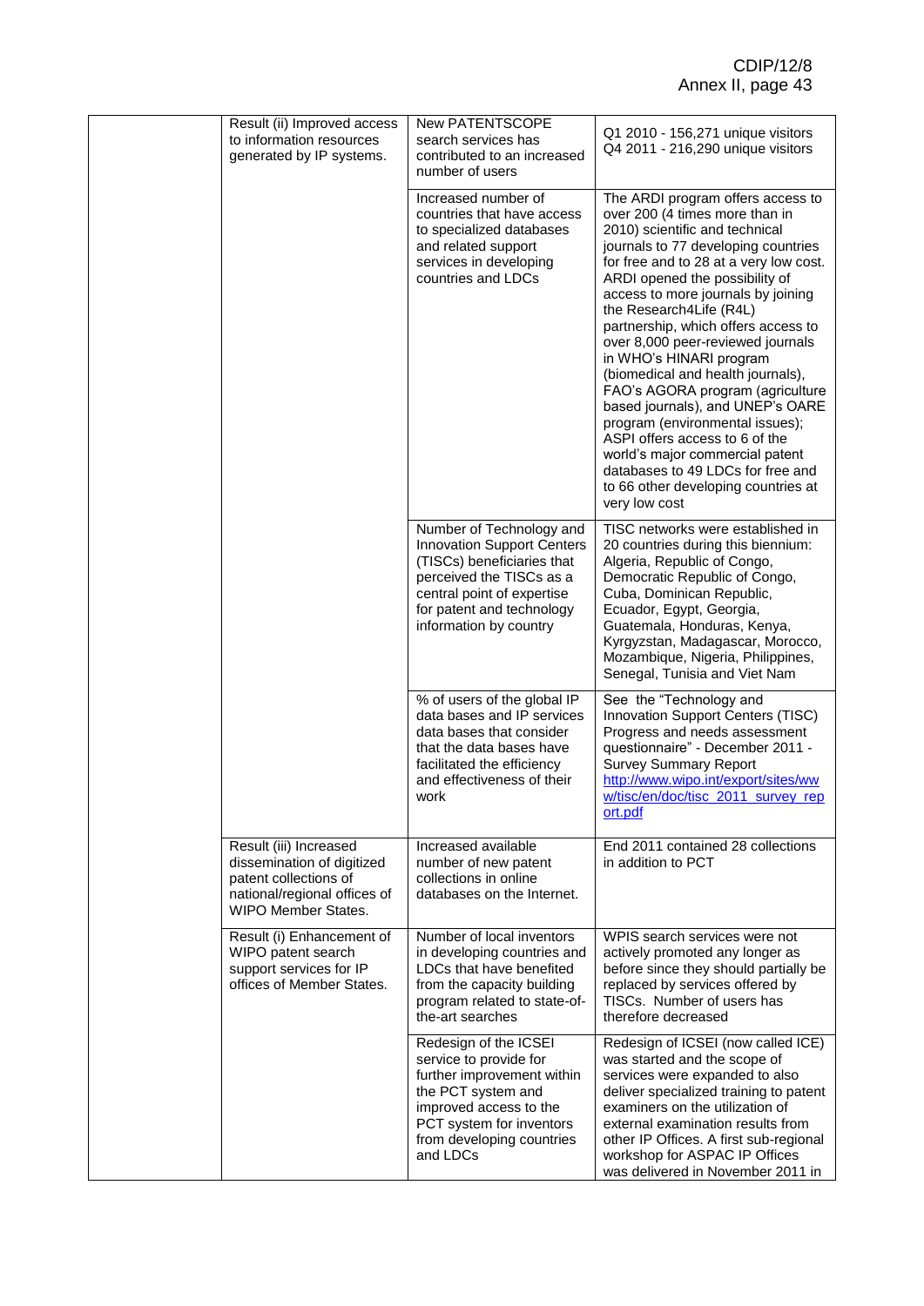| | | | |
|---|---|---|---|
| | Result (ii) Improved access to information resources generated by IP systems. | New PATENTSCOPE search services has contributed to an increased number of users | Q1 2010 - 156,271 unique visitors<br>Q4 2011 - 216,290 unique visitors |
| | | Increased number of countries that have access to specialized databases and related support services in developing countries and LDCs | The ARDI program offers access to over 200 (4 times more than in 2010) scientific and technical journals to 77 developing countries for free and to 28 at a very low cost. ARDI opened the possibility of access to more journals by joining the Research4Life (R4L) partnership, which offers access to over 8,000 peer-reviewed journals in WHO's HINARI program (biomedical and health journals), FAO's AGORA program (agriculture based journals), and UNEP's OARE program (environmental issues); ASPI offers access to 6 of the world's major commercial patent databases to 49 LDCs for free and to 66 other developing countries at very low cost |
| | | Number of Technology and Innovation Support Centers (TISCs) beneficiaries that perceived the TISCs as a central point of expertise for patent and technology information by country | TISC networks were established in 20 countries during this biennium: Algeria, Republic of Congo, Democratic Republic of Congo, Cuba, Dominican Republic, Ecuador, Egypt, Georgia, Guatemala, Honduras, Kenya, Kyrgyzstan, Madagascar, Morocco, Mozambique, Nigeria, Philippines, Senegal, Tunisia and Viet Nam |
| | | % of users of the global IP data bases and IP services data bases that consider that the data bases have facilitated the efficiency and effectiveness of their work | See the "Technology and Innovation Support Centers (TISC) Progress and needs assessment questionnaire" - December 2011 - Survey Summary Report http://www.wipo.int/export/sites/www/tisc/en/doc/tisc_2011_survey_report.pdf |
| | Result (iii) Increased dissemination of digitized patent collections of national/regional offices of WIPO Member States. | Increased available number of new patent collections in online databases on the Internet. | End 2011 contained 28 collections in addition to PCT |
| | Result (i) Enhancement of WIPO patent search support services for IP offices of Member States. | Number of local inventors in developing countries and LDCs that have benefited from the capacity building program related to state-of-the-art searches | WPIS search services were not actively promoted any longer as before since they should partially be replaced by services offered by TISCs. Number of users has therefore decreased |
| | | Redesign of the ICSEI service to provide for further improvement within the PCT system and improved access to the PCT system for inventors from developing countries and LDCs | Redesign of ICSEI (now called ICE) was started and the scope of services were expanded to also deliver specialized training to patent examiners on the utilization of external examination results from other IP Offices. A first sub-regional workshop for ASPAC IP Offices was delivered in November 2011 in |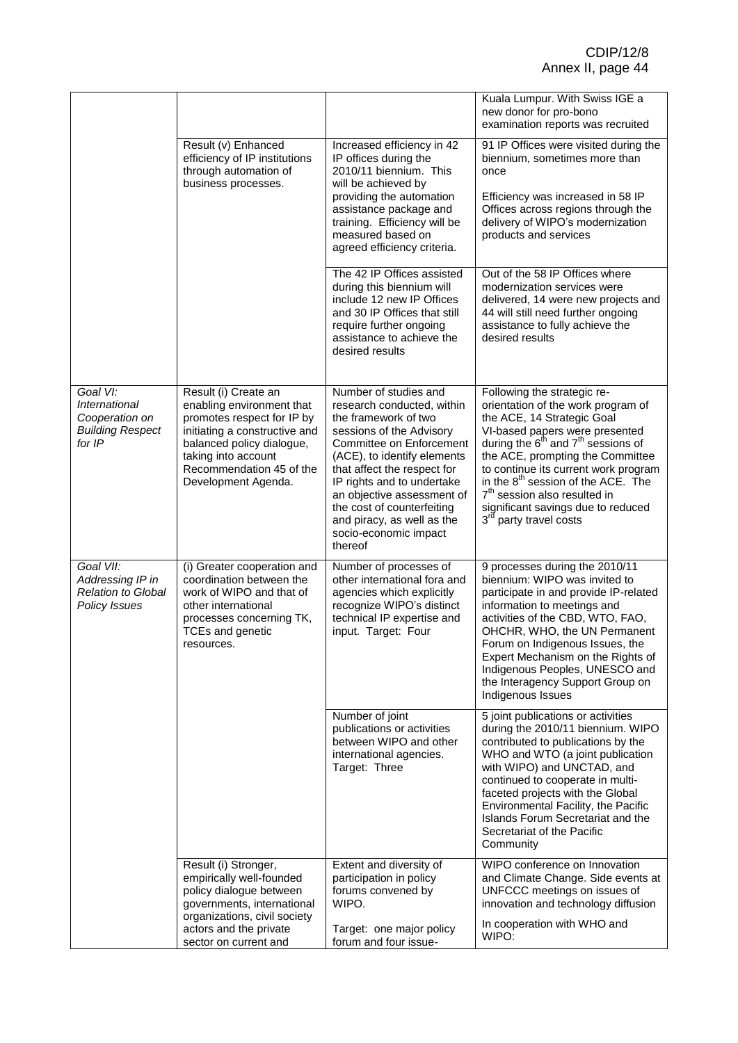| | | | |
|---|---|---|---|
| | | | Kuala Lumpur. With Swiss IGE a new donor for pro-bono examination reports was recruited |
| | Result (v) Enhanced efficiency of IP institutions through automation of business processes. | Increased efficiency in 42 IP offices during the 2010/11 biennium. This will be achieved by providing the automation assistance package and training. Efficiency will be measured based on agreed efficiency criteria. | 91 IP Offices were visited during the biennium, sometimes more than once<br><br>Efficiency was increased in 58 IP Offices across regions through the delivery of WIPO's modernization products and services |
| | | The 42 IP Offices assisted during this biennium will include 12 new IP Offices and 30 IP Offices that still require further ongoing assistance to achieve the desired results | Out of the 58 IP Offices where modernization services were delivered, 14 were new projects and 44 will still need further ongoing assistance to fully achieve the desired results |
| *Goal VI: International Cooperation on Building Respect for IP* | Result (i) Create an enabling environment that promotes respect for IP by initiating a constructive and balanced policy dialogue, taking into account Recommendation 45 of the Development Agenda. | Number of studies and research conducted, within the framework of two sessions of the Advisory Committee on Enforcement (ACE), to identify elements that affect the respect for IP rights and to undertake an objective assessment of the cost of counterfeiting and piracy, as well as the socio-economic impact thereof | Following the strategic re-orientation of the work program of the ACE, 14 Strategic Goal VI-based papers were presented during the 6th and 7th sessions of the ACE, prompting the Committee to continue its current work program in the 8th session of the ACE. The 7th session also resulted in significant savings due to reduced 3rd party travel costs |
| *Goal VII: Addressing IP in Relation to Global Policy Issues* | (i) Greater cooperation and coordination between the work of WIPO and that of other international processes concerning TK, TCEs and genetic resources. | Number of processes of other international fora and agencies which explicitly recognize WIPO's distinct technical IP expertise and input. Target: Four | 9 processes during the 2010/11 biennium: WIPO was invited to participate in and provide IP-related information to meetings and activities of the CBD, WTO, FAO, OHCHR, WHO, the UN Permanent Forum on Indigenous Issues, the Expert Mechanism on the Rights of Indigenous Peoples, UNESCO and the Interagency Support Group on Indigenous Issues |
| | | Number of joint publications or activities between WIPO and other international agencies. Target: Three | 5 joint publications or activities during the 2010/11 biennium. WIPO contributed to publications by the WHO and WTO (a joint publication with WIPO) and UNCTAD, and continued to cooperate in multi-faceted projects with the Global Environmental Facility, the Pacific Islands Forum Secretariat and the Secretariat of the Pacific Community |
| | Result (i) Stronger, empirically well-founded policy dialogue between governments, international organizations, civil society actors and the private sector on current and | Extent and diversity of participation in policy forums convened by WIPO.<br><br>Target: one major policy forum and four issue- | WIPO conference on Innovation and Climate Change. Side events at UNFCCC meetings on issues of innovation and technology diffusion<br><br>In cooperation with WHO and WIPO: |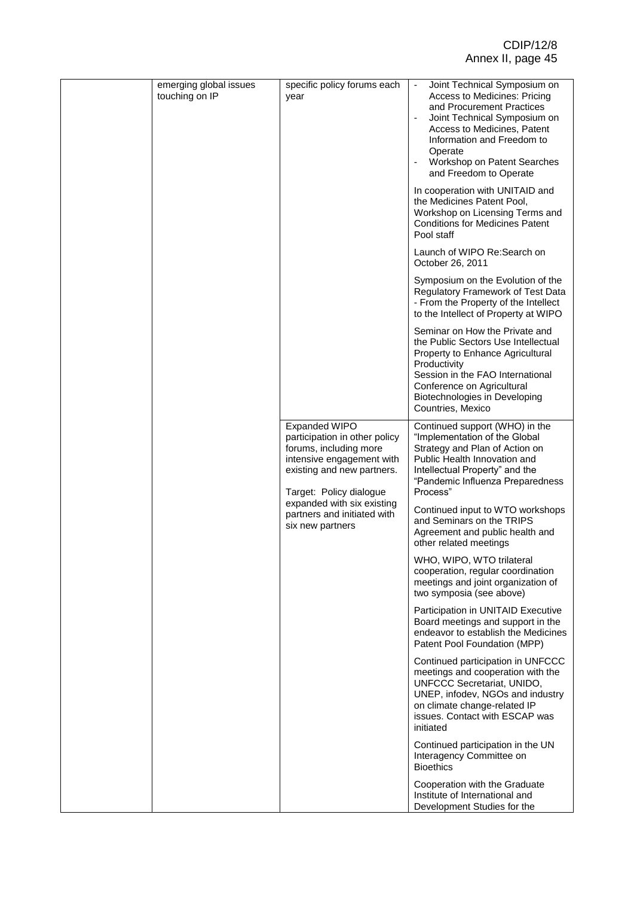| | | | |
|---|---|---|---|
| | emerging global issues touching on IP | specific policy forums each year | - Joint Technical Symposium on Access to Medicines: Pricing and Procurement Practices<br>- Joint Technical Symposium on Access to Medicines, Patent Information and Freedom to Operate<br>- Workshop on Patent Searches and Freedom to Operate |
| | | | In cooperation with UNITAID and the Medicines Patent Pool, Workshop on Licensing Terms and Conditions for Medicines Patent Pool staff |
| | | | Launch of WIPO Re:Search on October 26, 2011 |
| | | | Symposium on the Evolution of the Regulatory Framework of Test Data - From the Property of the Intellect to the Intellect of Property at WIPO |
| | | | Seminar on How the Private and the Public Sectors Use Intellectual Property to Enhance Agricultural Productivity<br>Session in the FAO International Conference on Agricultural Biotechnologies in Developing Countries, Mexico |
| | | Expanded WIPO participation in other policy forums, including more intensive engagement with existing and new partners.<br><br>Target: Policy dialogue expanded with six existing partners and initiated with six new partners | Continued support (WHO) in the "Implementation of the Global Strategy and Plan of Action on Public Health Innovation and Intellectual Property" and the "Pandemic Influenza Preparedness Process" |
| | | | Continued input to WTO workshops and Seminars on the TRIPS Agreement and public health and other related meetings |
| | | | WHO, WIPO, WTO trilateral cooperation, regular coordination meetings and joint organization of two symposia (see above) |
| | | | Participation in UNITAID Executive Board meetings and support in the endeavor to establish the Medicines Patent Pool Foundation (MPP) |
| | | | Continued participation in UNFCCC meetings and cooperation with the UNFCCC Secretariat, UNIDO, UNEP, infodev, NGOs and industry on climate change-related IP issues. Contact with ESCAP was initiated |
| | | | Continued participation in the UN Interagency Committee on Bioethics |
| | | | Cooperation with the Graduate Institute of International and Development Studies for the |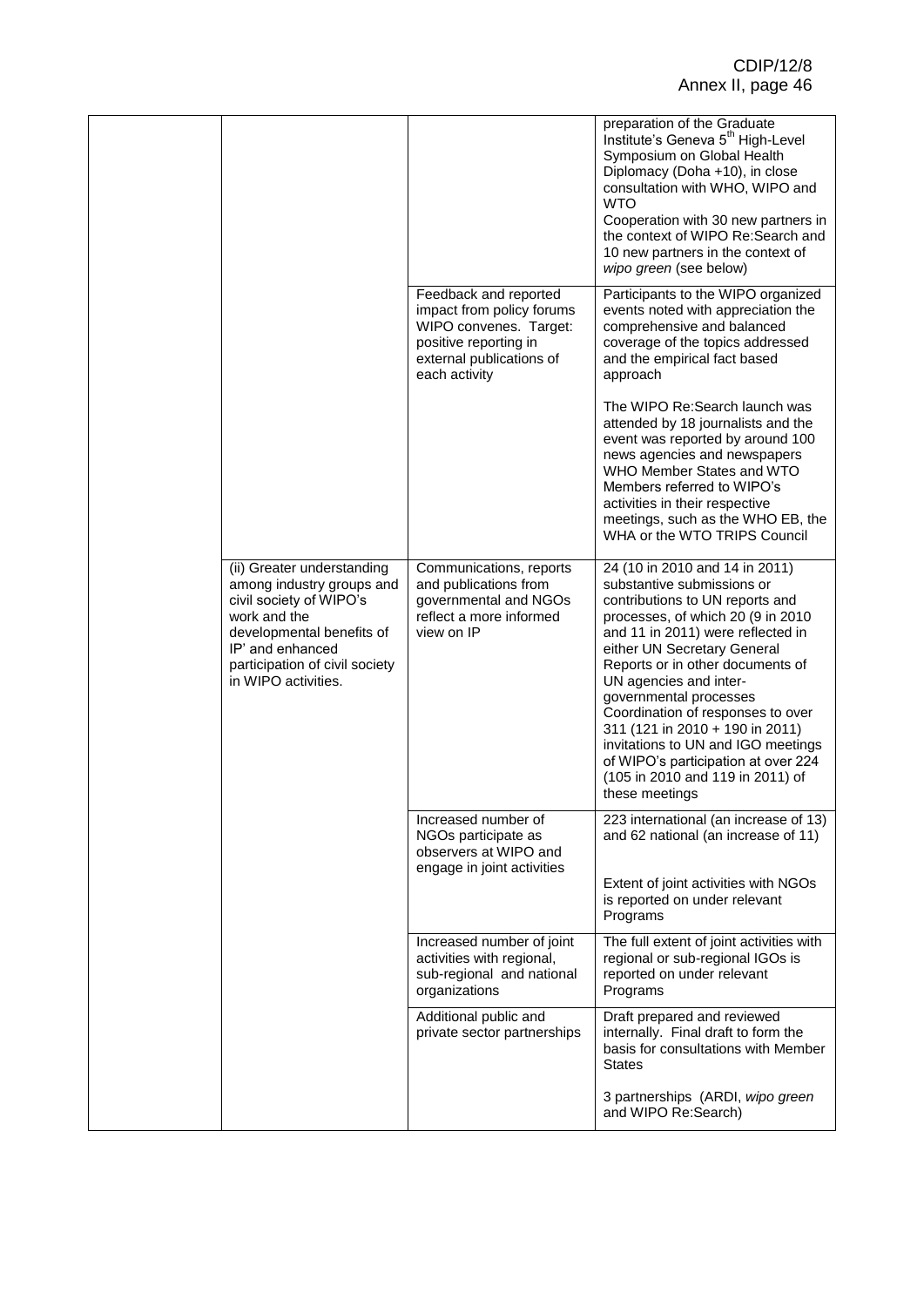| | | | |
|---|---|---|---|
| | | | preparation of the Graduate Institute's Geneva 5th High-Level Symposium on Global Health Diplomacy (Doha +10), in close consultation with WHO, WIPO and WTO<br>Cooperation with 30 new partners in the context of WIPO Re:Search and 10 new partners in the context of *wipo green* (see below) |
| | | Feedback and reported impact from policy forums WIPO convenes. Target: positive reporting in external publications of each activity | Participants to the WIPO organized events noted with appreciation the comprehensive and balanced coverage of the topics addressed and the empirical fact based approach<br><br>The WIPO Re:Search launch was attended by 18 journalists and the event was reported by around 100 news agencies and newspapers WHO Member States and WTO Members referred to WIPO's activities in their respective meetings, such as the WHO EB, the WHA or the WTO TRIPS Council |
| | (ii) Greater understanding among industry groups and civil society of WIPO's work and the developmental benefits of IP' and enhanced participation of civil society in WIPO activities. | Communications, reports and publications from governmental and NGOs reflect a more informed view on IP | 24 (10 in 2010 and 14 in 2011) substantive submissions or contributions to UN reports and processes, of which 20 (9 in 2010 and 11 in 2011) were reflected in either UN Secretary General Reports or in other documents of UN agencies and inter-governmental processes<br>Coordination of responses to over 311 (121 in 2010 + 190 in 2011) invitations to UN and IGO meetings of WIPO's participation at over 224 (105 in 2010 and 119 in 2011) of these meetings |
| | | Increased number of NGOs participate as observers at WIPO and engage in joint activities | 223 international (an increase of 13) and 62 national (an increase of 11)<br><br>Extent of joint activities with NGOs is reported on under relevant Programs |
| | | Increased number of joint activities with regional, sub-regional and national organizations | The full extent of joint activities with regional or sub-regional IGOs is reported on under relevant Programs |
| | | Additional public and private sector partnerships | Draft prepared and reviewed internally. Final draft to form the basis for consultations with Member States<br><br>3 partnerships (ARDI, *wipo green* and WIPO Re:Search) |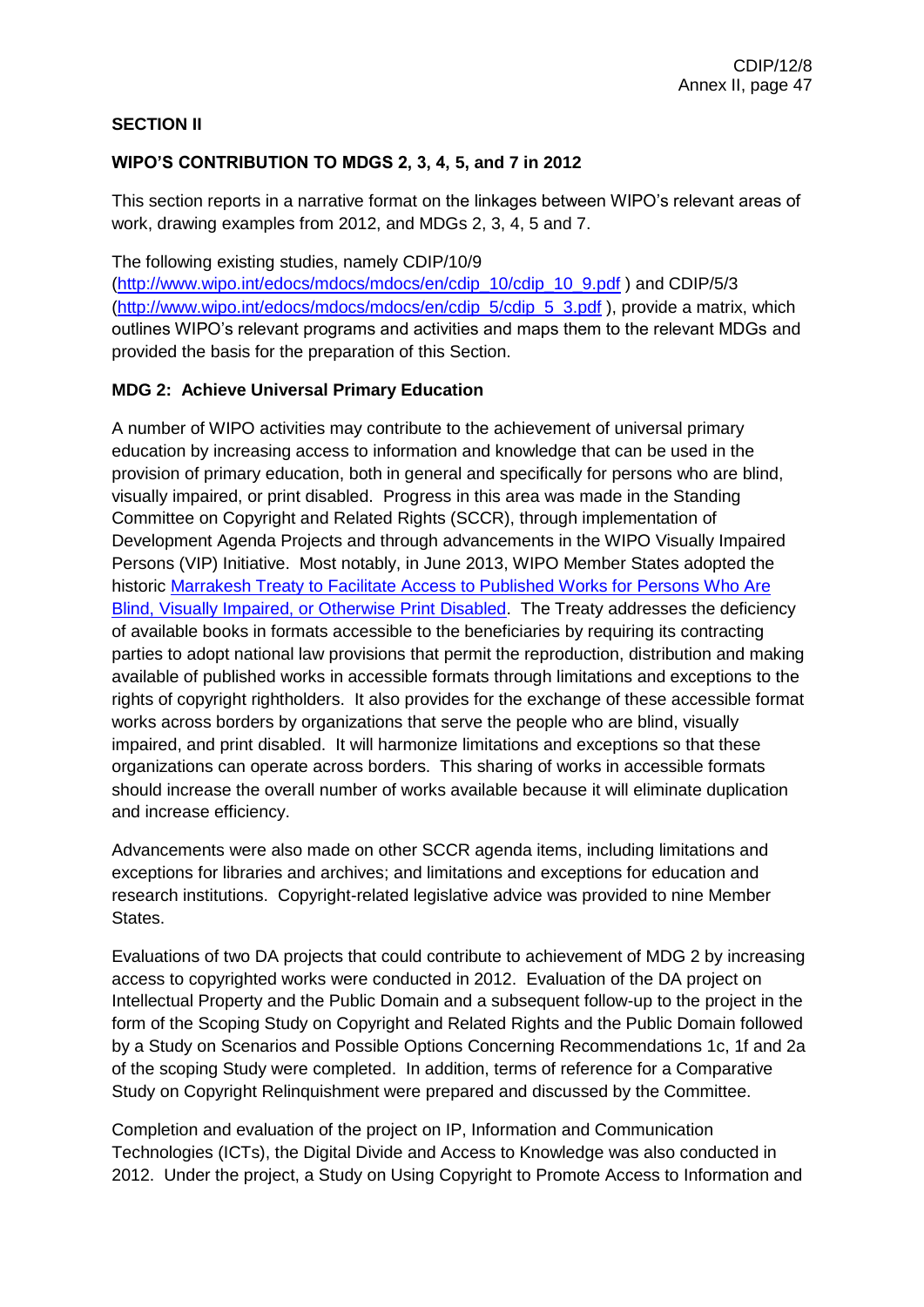## SECTION II

### WIPO'S CONTRIBUTION TO MDGS 2, 3, 4, 5, and 7 in 2012

This section reports in a narrative format on the linkages between WIPO's relevant areas of work, drawing examples from 2012, and MDGs 2, 3, 4, 5 and 7.

The following existing studies, namely CDIP/10/9 (http://www.wipo.int/edocs/mdocs/mdocs/en/cdip_10/cdip_10_9.pdf ) and CDIP/5/3 (http://www.wipo.int/edocs/mdocs/mdocs/en/cdip_5/cdip_5_3.pdf ), provide a matrix, which outlines WIPO's relevant programs and activities and maps them to the relevant MDGs and provided the basis for the preparation of this Section.

### MDG 2: Achieve Universal Primary Education

A number of WIPO activities may contribute to the achievement of universal primary education by increasing access to information and knowledge that can be used in the provision of primary education, both in general and specifically for persons who are blind, visually impaired, or print disabled. Progress in this area was made in the Standing Committee on Copyright and Related Rights (SCCR), through implementation of Development Agenda Projects and through advancements in the WIPO Visually Impaired Persons (VIP) Initiative. Most notably, in June 2013, WIPO Member States adopted the historic Marrakesh Treaty to Facilitate Access to Published Works for Persons Who Are Blind, Visually Impaired, or Otherwise Print Disabled. The Treaty addresses the deficiency of available books in formats accessible to the beneficiaries by requiring its contracting parties to adopt national law provisions that permit the reproduction, distribution and making available of published works in accessible formats through limitations and exceptions to the rights of copyright rightholders. It also provides for the exchange of these accessible format works across borders by organizations that serve the people who are blind, visually impaired, and print disabled. It will harmonize limitations and exceptions so that these organizations can operate across borders. This sharing of works in accessible formats should increase the overall number of works available because it will eliminate duplication and increase efficiency.

Advancements were also made on other SCCR agenda items, including limitations and exceptions for libraries and archives; and limitations and exceptions for education and research institutions. Copyright-related legislative advice was provided to nine Member States.

Evaluations of two DA projects that could contribute to achievement of MDG 2 by increasing access to copyrighted works were conducted in 2012. Evaluation of the DA project on Intellectual Property and the Public Domain and a subsequent follow-up to the project in the form of the Scoping Study on Copyright and Related Rights and the Public Domain followed by a Study on Scenarios and Possible Options Concerning Recommendations 1c, 1f and 2a of the scoping Study were completed. In addition, terms of reference for a Comparative Study on Copyright Relinquishment were prepared and discussed by the Committee.

Completion and evaluation of the project on IP, Information and Communication Technologies (ICTs), the Digital Divide and Access to Knowledge was also conducted in 2012. Under the project, a Study on Using Copyright to Promote Access to Information and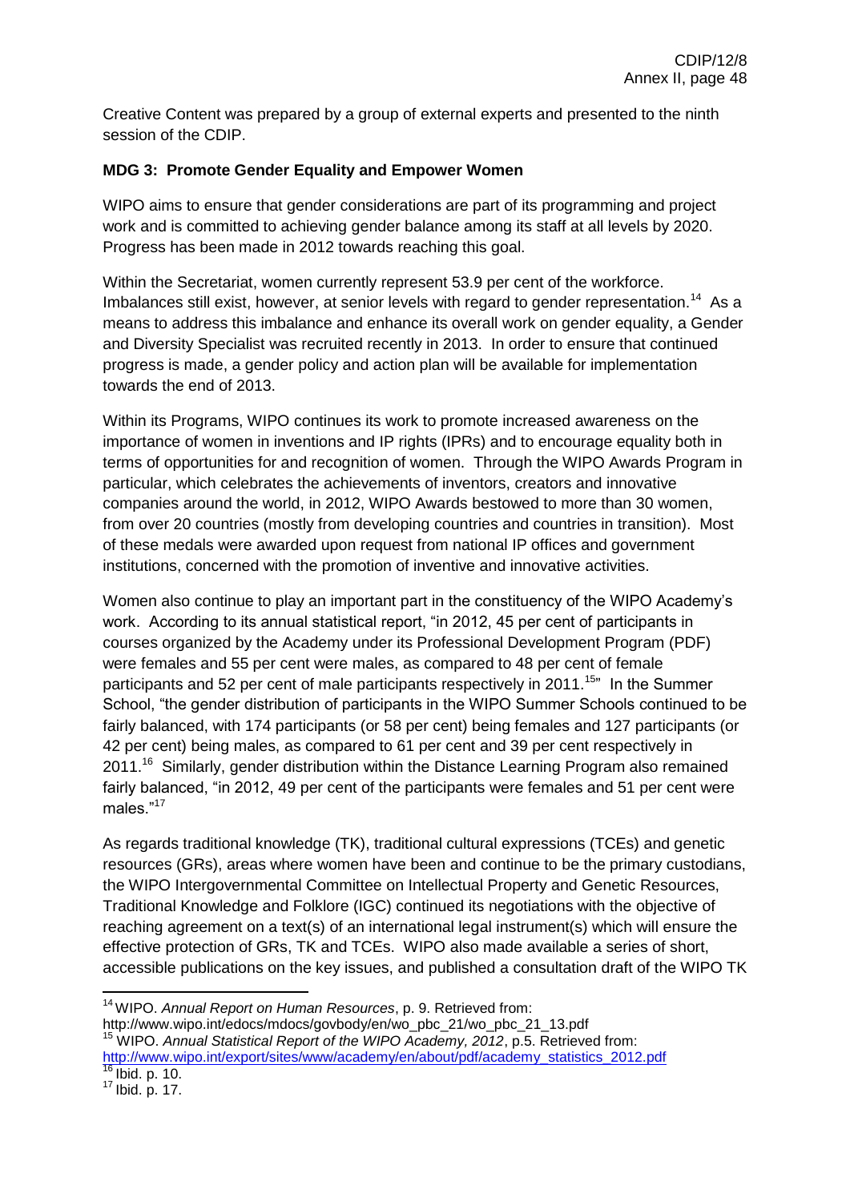Creative Content was prepared by a group of external experts and presented to the ninth session of the CDIP.

**MDG 3: Promote Gender Equality and Empower Women**

WIPO aims to ensure that gender considerations are part of its programming and project work and is committed to achieving gender balance among its staff at all levels by 2020. Progress has been made in 2012 towards reaching this goal.

Within the Secretariat, women currently represent 53.9 per cent of the workforce. Imbalances still exist, however, at senior levels with regard to gender representation.[14] As a means to address this imbalance and enhance its overall work on gender equality, a Gender and Diversity Specialist was recruited recently in 2013. In order to ensure that continued progress is made, a gender policy and action plan will be available for implementation towards the end of 2013.

Within its Programs, WIPO continues its work to promote increased awareness on the importance of women in inventions and IP rights (IPRs) and to encourage equality both in terms of opportunities for and recognition of women. Through the WIPO Awards Program in particular, which celebrates the achievements of inventors, creators and innovative companies around the world, in 2012, WIPO Awards bestowed to more than 30 women, from over 20 countries (mostly from developing countries and countries in transition). Most of these medals were awarded upon request from national IP offices and government institutions, concerned with the promotion of inventive and innovative activities.

Women also continue to play an important part in the constituency of the WIPO Academy's work. According to its annual statistical report, "in 2012, 45 per cent of participants in courses organized by the Academy under its Professional Development Program (PDF) were females and 55 per cent were males, as compared to 48 per cent of female participants and 52 per cent of male participants respectively in 2011.[15]" In the Summer School, "the gender distribution of participants in the WIPO Summer Schools continued to be fairly balanced, with 174 participants (or 58 per cent) being females and 127 participants (or 42 per cent) being males, as compared to 61 per cent and 39 per cent respectively in 2011.[16] Similarly, gender distribution within the Distance Learning Program also remained fairly balanced, "in 2012, 49 per cent of the participants were females and 51 per cent were males."[17]

As regards traditional knowledge (TK), traditional cultural expressions (TCEs) and genetic resources (GRs), areas where women have been and continue to be the primary custodians, the WIPO Intergovernmental Committee on Intellectual Property and Genetic Resources, Traditional Knowledge and Folklore (IGC) continued its negotiations with the objective of reaching agreement on a text(s) of an international legal instrument(s) which will ensure the effective protection of GRs, TK and TCEs. WIPO also made available a series of short, accessible publications on the key issues, and published a consultation draft of the WIPO TK

---

[14] WIPO. *Annual Report on Human Resources*, p. 9. Retrieved from: http://www.wipo.int/edocs/mdocs/govbody/en/wo_pbc_21/wo_pbc_21_13.pdf

[15] WIPO. *Annual Statistical Report of the WIPO Academy, 2012*, p.5. Retrieved from: http://www.wipo.int/export/sites/www/academy/en/about/pdf/academy_statistics_2012.pdf

[16] Ibid. p. 10.

[17] Ibid. p. 17.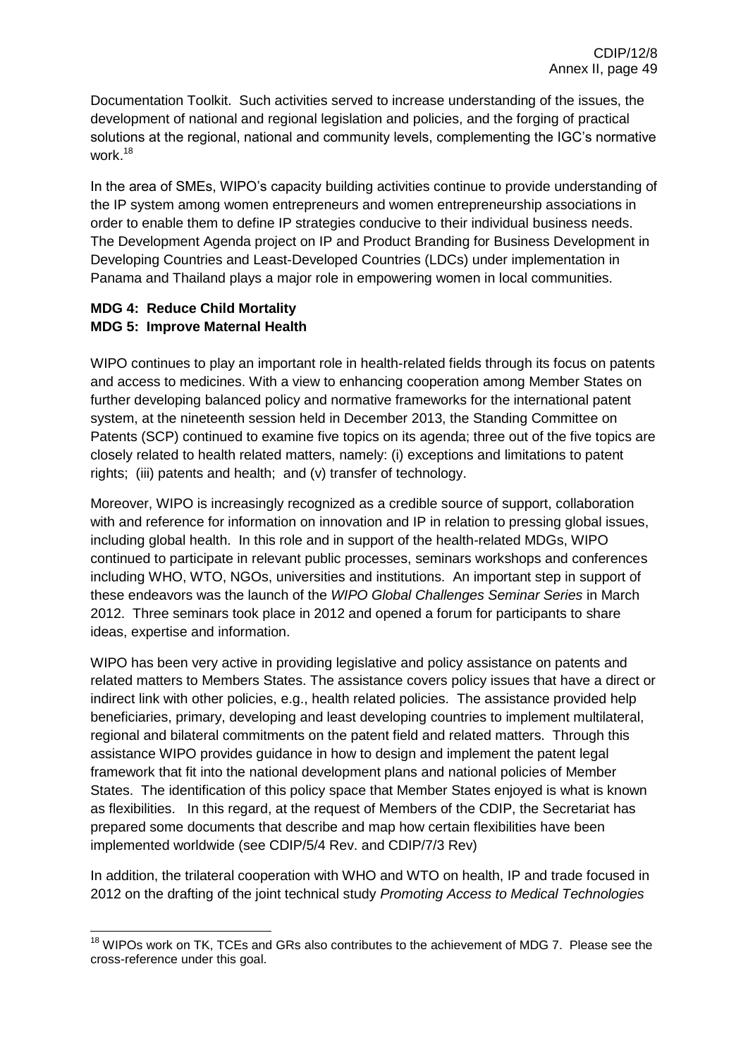Documentation Toolkit. Such activities served to increase understanding of the issues, the development of national and regional legislation and policies, and the forging of practical solutions at the regional, national and community levels, complementing the IGC's normative work.[18]

In the area of SMEs, WIPO's capacity building activities continue to provide understanding of the IP system among women entrepreneurs and women entrepreneurship associations in order to enable them to define IP strategies conducive to their individual business needs. The Development Agenda project on IP and Product Branding for Business Development in Developing Countries and Least-Developed Countries (LDCs) under implementation in Panama and Thailand plays a major role in empowering women in local communities.

**MDG 4: Reduce Child Mortality**
**MDG 5: Improve Maternal Health**

WIPO continues to play an important role in health-related fields through its focus on patents and access to medicines. With a view to enhancing cooperation among Member States on further developing balanced policy and normative frameworks for the international patent system, at the nineteenth session held in December 2013, the Standing Committee on Patents (SCP) continued to examine five topics on its agenda; three out of the five topics are closely related to health related matters, namely: (i) exceptions and limitations to patent rights; (iii) patents and health; and (v) transfer of technology.

Moreover, WIPO is increasingly recognized as a credible source of support, collaboration with and reference for information on innovation and IP in relation to pressing global issues, including global health. In this role and in support of the health-related MDGs, WIPO continued to participate in relevant public processes, seminars workshops and conferences including WHO, WTO, NGOs, universities and institutions. An important step in support of these endeavors was the launch of the *WIPO Global Challenges Seminar Series* in March 2012. Three seminars took place in 2012 and opened a forum for participants to share ideas, expertise and information.

WIPO has been very active in providing legislative and policy assistance on patents and related matters to Members States. The assistance covers policy issues that have a direct or indirect link with other policies, e.g., health related policies. The assistance provided help beneficiaries, primary, developing and least developing countries to implement multilateral, regional and bilateral commitments on the patent field and related matters. Through this assistance WIPO provides guidance in how to design and implement the patent legal framework that fit into the national development plans and national policies of Member States. The identification of this policy space that Member States enjoyed is what is known as flexibilities. In this regard, at the request of Members of the CDIP, the Secretariat has prepared some documents that describe and map how certain flexibilities have been implemented worldwide (see CDIP/5/4 Rev. and CDIP/7/3 Rev)

In addition, the trilateral cooperation with WHO and WTO on health, IP and trade focused in 2012 on the drafting of the joint technical study *Promoting Access to Medical Technologies*

[18] WIPOs work on TK, TCEs and GRs also contributes to the achievement of MDG 7. Please see the cross-reference under this goal.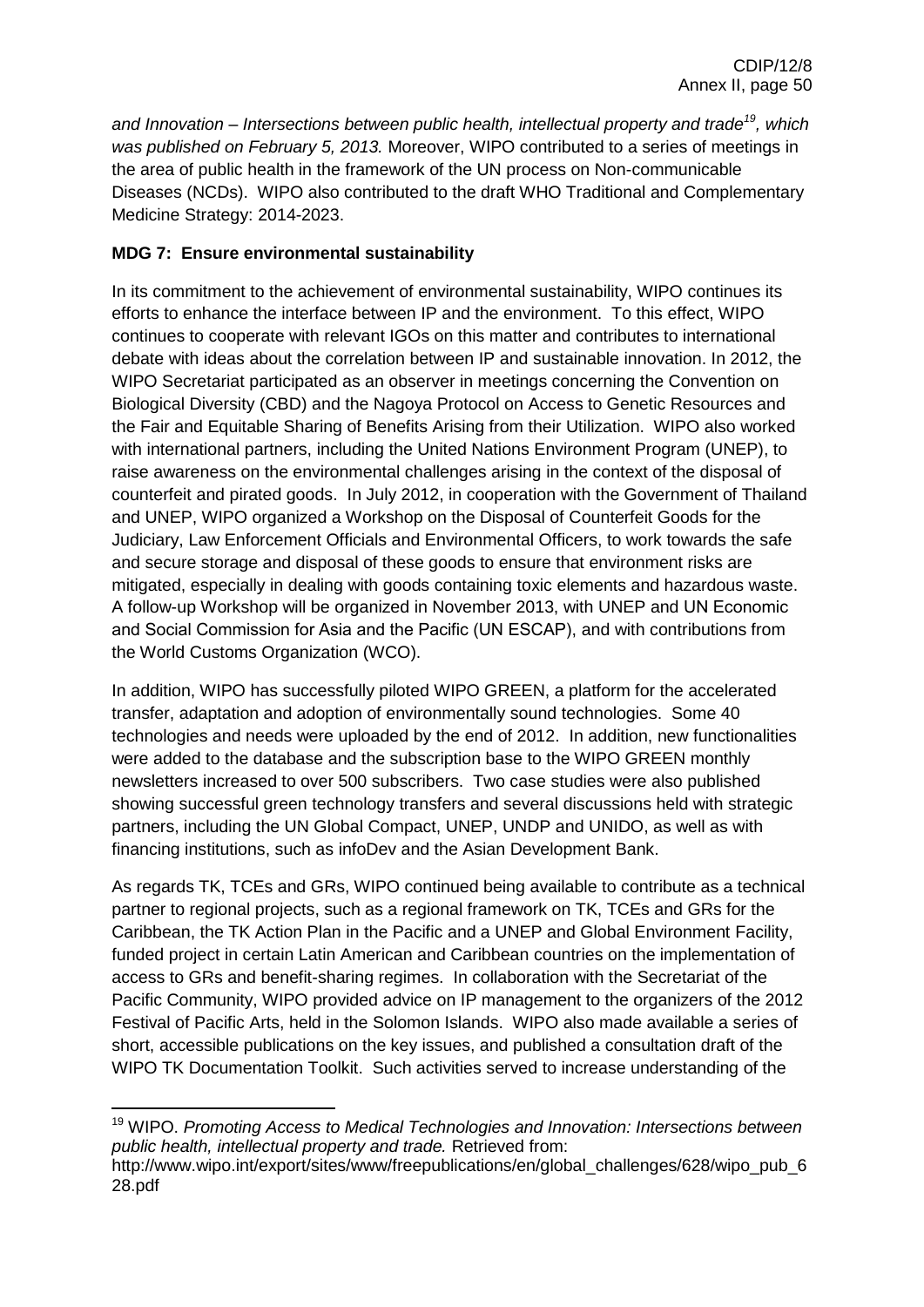*and Innovation – Intersections between public health, intellectual property and trade*[19]*, which was published on February 5, 2013.* Moreover, WIPO contributed to a series of meetings in the area of public health in the framework of the UN process on Non-communicable Diseases (NCDs). WIPO also contributed to the draft WHO Traditional and Complementary Medicine Strategy: 2014-2023.

**MDG 7: Ensure environmental sustainability**

In its commitment to the achievement of environmental sustainability, WIPO continues its efforts to enhance the interface between IP and the environment. To this effect, WIPO continues to cooperate with relevant IGOs on this matter and contributes to international debate with ideas about the correlation between IP and sustainable innovation. In 2012, the WIPO Secretariat participated as an observer in meetings concerning the Convention on Biological Diversity (CBD) and the Nagoya Protocol on Access to Genetic Resources and the Fair and Equitable Sharing of Benefits Arising from their Utilization. WIPO also worked with international partners, including the United Nations Environment Program (UNEP), to raise awareness on the environmental challenges arising in the context of the disposal of counterfeit and pirated goods. In July 2012, in cooperation with the Government of Thailand and UNEP, WIPO organized a Workshop on the Disposal of Counterfeit Goods for the Judiciary, Law Enforcement Officials and Environmental Officers, to work towards the safe and secure storage and disposal of these goods to ensure that environment risks are mitigated, especially in dealing with goods containing toxic elements and hazardous waste. A follow-up Workshop will be organized in November 2013, with UNEP and UN Economic and Social Commission for Asia and the Pacific (UN ESCAP), and with contributions from the World Customs Organization (WCO).

In addition, WIPO has successfully piloted WIPO GREEN, a platform for the accelerated transfer, adaptation and adoption of environmentally sound technologies. Some 40 technologies and needs were uploaded by the end of 2012. In addition, new functionalities were added to the database and the subscription base to the WIPO GREEN monthly newsletters increased to over 500 subscribers. Two case studies were also published showing successful green technology transfers and several discussions held with strategic partners, including the UN Global Compact, UNEP, UNDP and UNIDO, as well as with financing institutions, such as infoDev and the Asian Development Bank.

As regards TK, TCEs and GRs, WIPO continued being available to contribute as a technical partner to regional projects, such as a regional framework on TK, TCEs and GRs for the Caribbean, the TK Action Plan in the Pacific and a UNEP and Global Environment Facility, funded project in certain Latin American and Caribbean countries on the implementation of access to GRs and benefit-sharing regimes. In collaboration with the Secretariat of the Pacific Community, WIPO provided advice on IP management to the organizers of the 2012 Festival of Pacific Arts, held in the Solomon Islands. WIPO also made available a series of short, accessible publications on the key issues, and published a consultation draft of the WIPO TK Documentation Toolkit. Such activities served to increase understanding of the

---

[19] WIPO. *Promoting Access to Medical Technologies and Innovation: Intersections between public health, intellectual property and trade.* Retrieved from: http://www.wipo.int/export/sites/www/freepublications/en/global_challenges/628/wipo_pub_628.pdf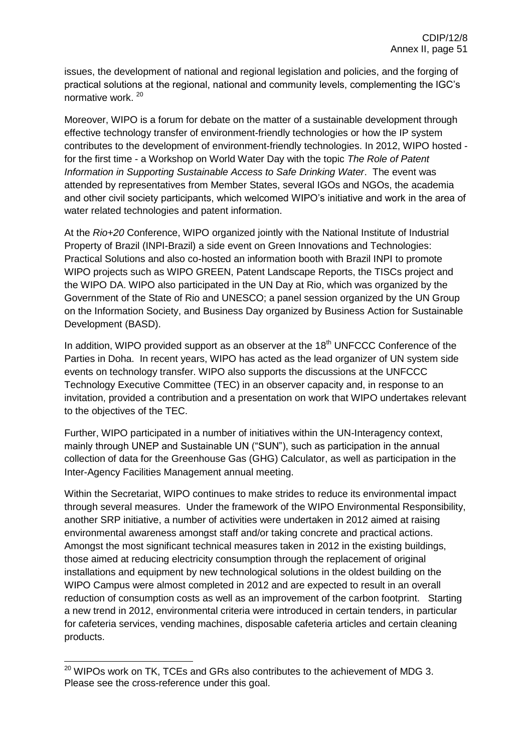issues, the development of national and regional legislation and policies, and the forging of practical solutions at the regional, national and community levels, complementing the IGC's normative work. [20]

Moreover, WIPO is a forum for debate on the matter of a sustainable development through effective technology transfer of environment-friendly technologies or how the IP system contributes to the development of environment-friendly technologies. In 2012, WIPO hosted - for the first time - a Workshop on World Water Day with the topic *The Role of Patent Information in Supporting Sustainable Access to Safe Drinking Water*. The event was attended by representatives from Member States, several IGOs and NGOs, the academia and other civil society participants, which welcomed WIPO's initiative and work in the area of water related technologies and patent information.

At the *Rio+20* Conference, WIPO organized jointly with the National Institute of Industrial Property of Brazil (INPI-Brazil) a side event on Green Innovations and Technologies: Practical Solutions and also co-hosted an information booth with Brazil INPI to promote WIPO projects such as WIPO GREEN, Patent Landscape Reports, the TISCs project and the WIPO DA. WIPO also participated in the UN Day at Rio, which was organized by the Government of the State of Rio and UNESCO; a panel session organized by the UN Group on the Information Society, and Business Day organized by Business Action for Sustainable Development (BASD).

In addition, WIPO provided support as an observer at the 18th UNFCCC Conference of the Parties in Doha. In recent years, WIPO has acted as the lead organizer of UN system side events on technology transfer. WIPO also supports the discussions at the UNFCCC Technology Executive Committee (TEC) in an observer capacity and, in response to an invitation, provided a contribution and a presentation on work that WIPO undertakes relevant to the objectives of the TEC.

Further, WIPO participated in a number of initiatives within the UN-Interagency context, mainly through UNEP and Sustainable UN ("SUN"), such as participation in the annual collection of data for the Greenhouse Gas (GHG) Calculator, as well as participation in the Inter-Agency Facilities Management annual meeting.

Within the Secretariat, WIPO continues to make strides to reduce its environmental impact through several measures. Under the framework of the WIPO Environmental Responsibility, another SRP initiative, a number of activities were undertaken in 2012 aimed at raising environmental awareness amongst staff and/or taking concrete and practical actions. Amongst the most significant technical measures taken in 2012 in the existing buildings, those aimed at reducing electricity consumption through the replacement of original installations and equipment by new technological solutions in the oldest building on the WIPO Campus were almost completed in 2012 and are expected to result in an overall reduction of consumption costs as well as an improvement of the carbon footprint. Starting a new trend in 2012, environmental criteria were introduced in certain tenders, in particular for cafeteria services, vending machines, disposable cafeteria articles and certain cleaning products.

---

[20] WIPOs work on TK, TCEs and GRs also contributes to the achievement of MDG 3. Please see the cross-reference under this goal.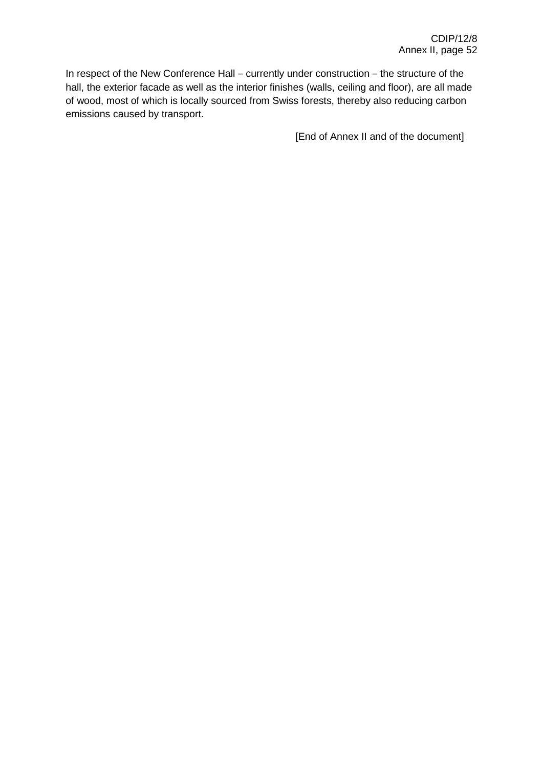In respect of the New Conference Hall – currently under construction – the structure of the hall, the exterior facade as well as the interior finishes (walls, ceiling and floor), are all made of wood, most of which is locally sourced from Swiss forests, thereby also reducing carbon emissions caused by transport.

[End of Annex II and of the document]